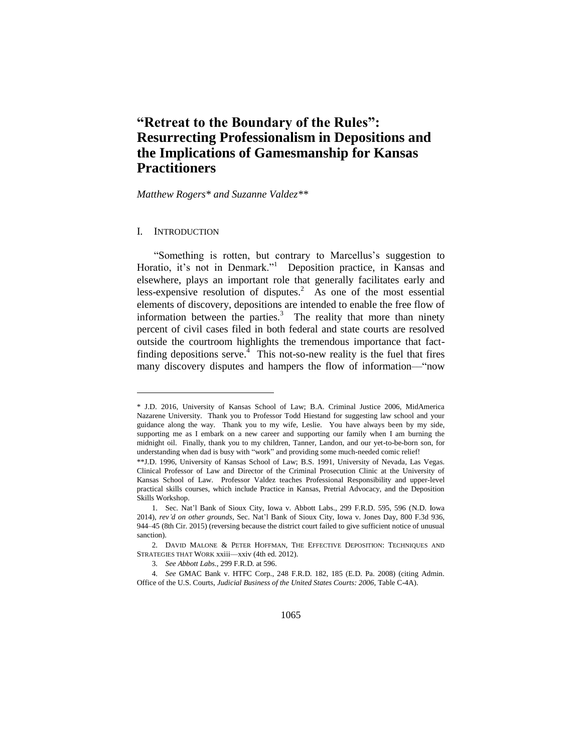# "Retreat to the Boundary of the Rules": Resurrecting Professionalism in Depositions and the Implications of Gamesmanship for Kansas Practitioners

*Matthew Rogers\* and Suzanne Valdez\*\**

## I. INTRODUCTION

"Something is rotten, but contrary to Marcellus's suggestion to Horatio, it's not in Denmark."[1] Deposition practice, in Kansas and elsewhere, plays an important role that generally facilitates early and less-expensive resolution of disputes.[2] As one of the most essential elements of discovery, depositions are intended to enable the free flow of information between the parties.[3] The reality that more than ninety percent of civil cases filed in both federal and state courts are resolved outside the courtroom highlights the tremendous importance that fact-finding depositions serve.[4] This not-so-new reality is the fuel that fires many discovery disputes and hampers the flow of information—"now

---

\* J.D. 2016, University of Kansas School of Law; B.A. Criminal Justice 2006, MidAmerica Nazarene University. Thank you to Professor Todd Hiestand for suggesting law school and your guidance along the way. Thank you to my wife, Leslie. You have always been by my side, supporting me as I embark on a new career and supporting our family when I am burning the midnight oil. Finally, thank you to my children, Tanner, Landon, and our yet-to-be-born son, for understanding when dad is busy with "work" and providing some much-needed comic relief!

\*\*J.D. 1996, University of Kansas School of Law; B.S. 1991, University of Nevada, Las Vegas. Clinical Professor of Law and Director of the Criminal Prosecution Clinic at the University of Kansas School of Law. Professor Valdez teaches Professional Responsibility and upper-level practical skills courses, which include Practice in Kansas, Pretrial Advocacy, and the Deposition Skills Workshop.

1. Sec. Nat'l Bank of Sioux City, Iowa v. Abbott Labs., 299 F.R.D. 595, 596 (N.D. Iowa 2014), *rev'd on other grounds*, Sec. Nat'l Bank of Sioux City, Iowa v. Jones Day, 800 F.3d 936, 944–45 (8th Cir. 2015) (reversing because the district court failed to give sufficient notice of unusual sanction).

2. DAVID MALONE & PETER HOFFMAN, THE EFFECTIVE DEPOSITION: TECHNIQUES AND STRATEGIES THAT WORK xxiii—xxiv (4th ed. 2012).

3. *See Abbott Labs.*, 299 F.R.D. at 596.

4. *See* GMAC Bank v. HTFC Corp., 248 F.R.D. 182, 185 (E.D. Pa. 2008) (citing Admin. Office of the U.S. Courts, *Judicial Business of the United States Courts: 2006*, Table C-4A).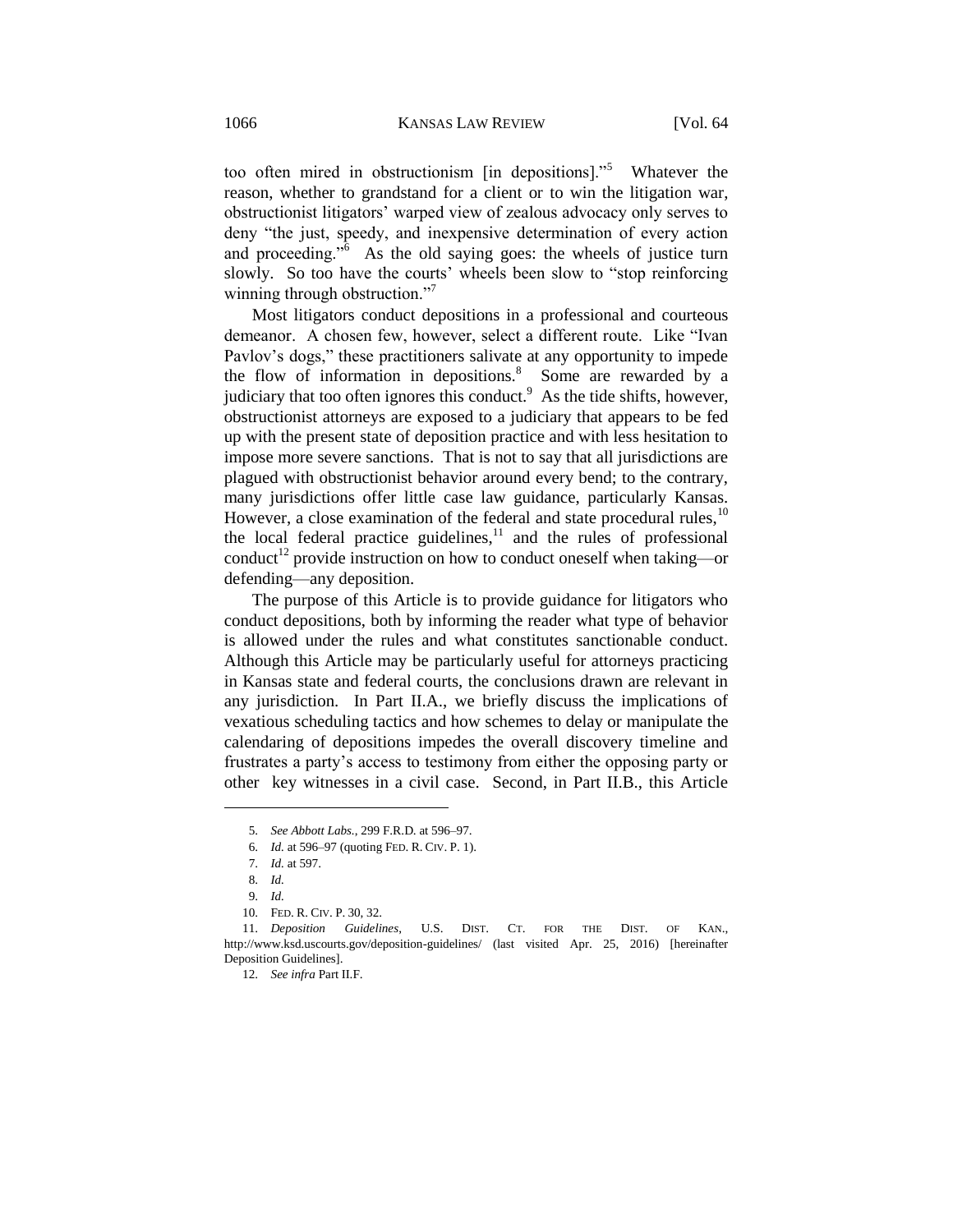too often mired in obstructionism [in depositions]."[5] Whatever the reason, whether to grandstand for a client or to win the litigation war, obstructionist litigators' warped view of zealous advocacy only serves to deny "the just, speedy, and inexpensive determination of every action and proceeding."[6] As the old saying goes: the wheels of justice turn slowly. So too have the courts' wheels been slow to "stop reinforcing winning through obstruction."[7]

Most litigators conduct depositions in a professional and courteous demeanor. A chosen few, however, select a different route. Like "Ivan Pavlov's dogs," these practitioners salivate at any opportunity to impede the flow of information in depositions.[8] Some are rewarded by a judiciary that too often ignores this conduct.[9] As the tide shifts, however, obstructionist attorneys are exposed to a judiciary that appears to be fed up with the present state of deposition practice and with less hesitation to impose more severe sanctions. That is not to say that all jurisdictions are plagued with obstructionist behavior around every bend; to the contrary, many jurisdictions offer little case law guidance, particularly Kansas. However, a close examination of the federal and state procedural rules,[10] the local federal practice guidelines,[11] and the rules of professional conduct[12] provide instruction on how to conduct oneself when taking—or defending—any deposition.

The purpose of this Article is to provide guidance for litigators who conduct depositions, both by informing the reader what type of behavior is allowed under the rules and what constitutes sanctionable conduct. Although this Article may be particularly useful for attorneys practicing in Kansas state and federal courts, the conclusions drawn are relevant in any jurisdiction. In Part II.A., we briefly discuss the implications of vexatious scheduling tactics and how schemes to delay or manipulate the calendaring of depositions impedes the overall discovery timeline and frustrates a party's access to testimony from either the opposing party or other key witnesses in a civil case. Second, in Part II.B., this Article

---

5. *See Abbott Labs.*, 299 F.R.D. at 596–97.

6. *Id.* at 596–97 (quoting FED. R. CIV. P. 1).

7. *Id.* at 597.

8. *Id.*

9. *Id.*

10. FED. R. CIV. P. 30, 32.

11. *Deposition Guidelines*, U.S. DIST. CT. FOR THE DIST. OF KAN., http://www.ksd.uscourts.gov/deposition-guidelines/ (last visited Apr. 25, 2016) [hereinafter Deposition Guidelines].

12. *See infra* Part II.F.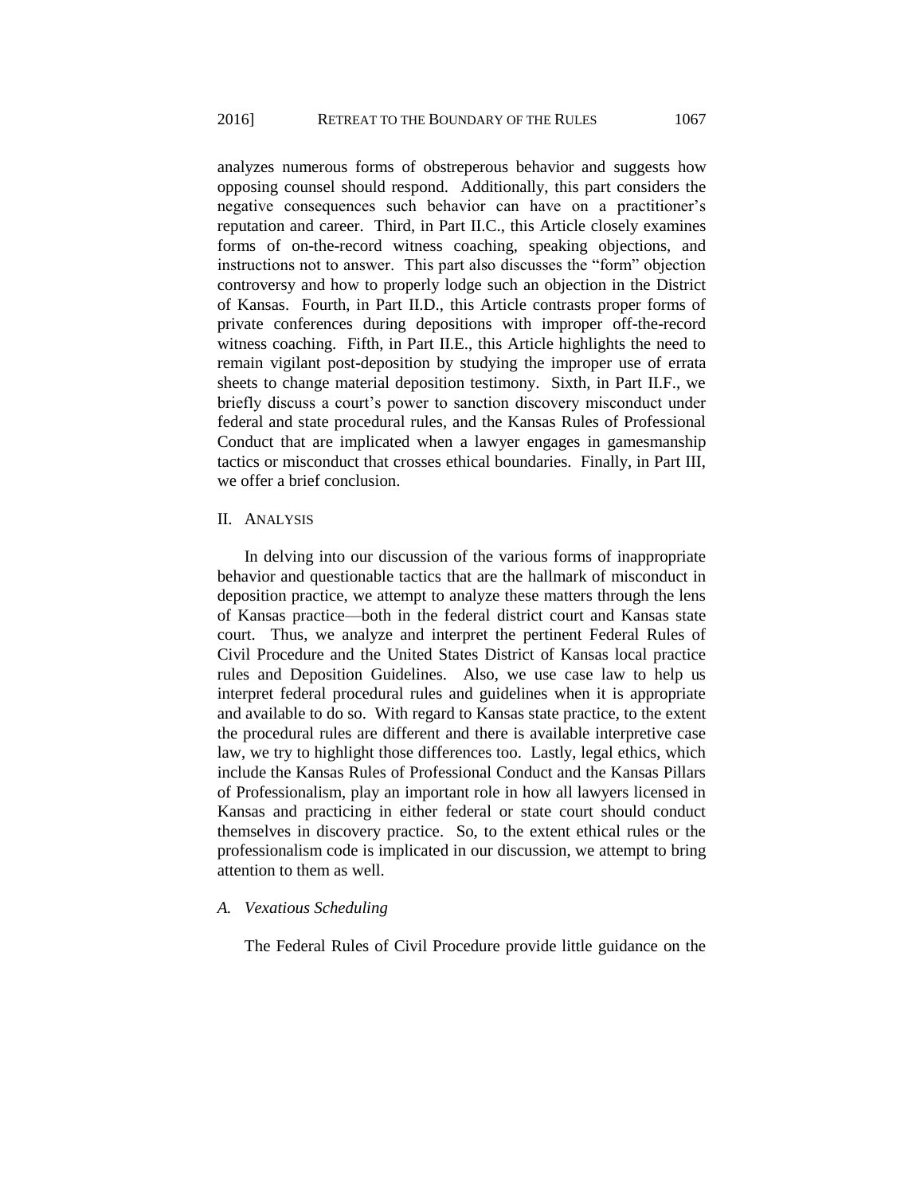analyzes numerous forms of obstreperous behavior and suggests how opposing counsel should respond. Additionally, this part considers the negative consequences such behavior can have on a practitioner's reputation and career. Third, in Part II.C., this Article closely examines forms of on-the-record witness coaching, speaking objections, and instructions not to answer. This part also discusses the "form" objection controversy and how to properly lodge such an objection in the District of Kansas. Fourth, in Part II.D., this Article contrasts proper forms of private conferences during depositions with improper off-the-record witness coaching. Fifth, in Part II.E., this Article highlights the need to remain vigilant post-deposition by studying the improper use of errata sheets to change material deposition testimony. Sixth, in Part II.F., we briefly discuss a court's power to sanction discovery misconduct under federal and state procedural rules, and the Kansas Rules of Professional Conduct that are implicated when a lawyer engages in gamesmanship tactics or misconduct that crosses ethical boundaries. Finally, in Part III, we offer a brief conclusion.

## II. Analysis

In delving into our discussion of the various forms of inappropriate behavior and questionable tactics that are the hallmark of misconduct in deposition practice, we attempt to analyze these matters through the lens of Kansas practice—both in the federal district court and Kansas state court. Thus, we analyze and interpret the pertinent Federal Rules of Civil Procedure and the United States District of Kansas local practice rules and Deposition Guidelines. Also, we use case law to help us interpret federal procedural rules and guidelines when it is appropriate and available to do so. With regard to Kansas state practice, to the extent the procedural rules are different and there is available interpretive case law, we try to highlight those differences too. Lastly, legal ethics, which include the Kansas Rules of Professional Conduct and the Kansas Pillars of Professionalism, play an important role in how all lawyers licensed in Kansas and practicing in either federal or state court should conduct themselves in discovery practice. So, to the extent ethical rules or the professionalism code is implicated in our discussion, we attempt to bring attention to them as well.

### *A. Vexatious Scheduling*

The Federal Rules of Civil Procedure provide little guidance on the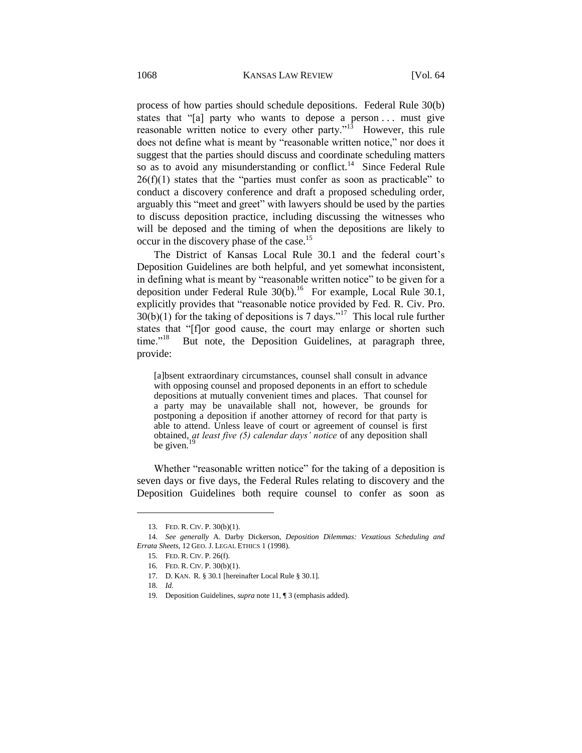process of how parties should schedule depositions. Federal Rule 30(b) states that "[a] party who wants to depose a person . . . must give reasonable written notice to every other party."[13] However, this rule does not define what is meant by "reasonable written notice," nor does it suggest that the parties should discuss and coordinate scheduling matters so as to avoid any misunderstanding or conflict.[14] Since Federal Rule 26(f)(1) states that the "parties must confer as soon as practicable" to conduct a discovery conference and draft a proposed scheduling order, arguably this "meet and greet" with lawyers should be used by the parties to discuss deposition practice, including discussing the witnesses who will be deposed and the timing of when the depositions are likely to occur in the discovery phase of the case.[15]

The District of Kansas Local Rule 30.1 and the federal court's Deposition Guidelines are both helpful, and yet somewhat inconsistent, in defining what is meant by "reasonable written notice" to be given for a deposition under Federal Rule 30(b).[16] For example, Local Rule 30.1, explicitly provides that "reasonable notice provided by Fed. R. Civ. Pro. 30(b)(1) for the taking of depositions is 7 days."[17] This local rule further states that "[f]or good cause, the court may enlarge or shorten such time."[18] But note, the Deposition Guidelines, at paragraph three, provide:

> [a]bsent extraordinary circumstances, counsel shall consult in advance with opposing counsel and proposed deponents in an effort to schedule depositions at mutually convenient times and places. That counsel for a party may be unavailable shall not, however, be grounds for postponing a deposition if another attorney of record for that party is able to attend. Unless leave of court or agreement of counsel is first obtained, *at least five (5) calendar days' notice* of any deposition shall be given.[19]

Whether "reasonable written notice" for the taking of a deposition is seven days or five days, the Federal Rules relating to discovery and the Deposition Guidelines both require counsel to confer as soon as

---

13. FED. R. CIV. P. 30(b)(1).

14. *See generally* A. Darby Dickerson, *Deposition Dilemmas: Vexatious Scheduling and Errata Sheets*, 12 GEO. J. LEGAL ETHICS 1 (1998).

15. FED. R. CIV. P. 26(f).

16. FED. R. CIV. P. 30(b)(1).

17. D. KAN. R. § 30.1 [hereinafter Local Rule § 30.1].

18. *Id.*

19. Deposition Guidelines, *supra* note 11, ¶ 3 (emphasis added).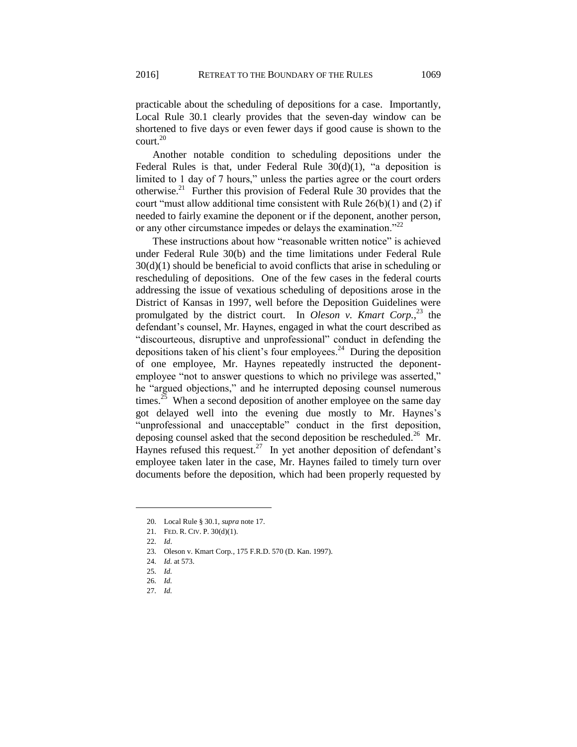practicable about the scheduling of depositions for a case. Importantly, Local Rule 30.1 clearly provides that the seven-day window can be shortened to five days or even fewer days if good cause is shown to the court.[20]

Another notable condition to scheduling depositions under the Federal Rules is that, under Federal Rule 30(d)(1), "a deposition is limited to 1 day of 7 hours," unless the parties agree or the court orders otherwise.[21] Further this provision of Federal Rule 30 provides that the court "must allow additional time consistent with Rule 26(b)(1) and (2) if needed to fairly examine the deponent or if the deponent, another person, or any other circumstance impedes or delays the examination."[22]

These instructions about how "reasonable written notice" is achieved under Federal Rule 30(b) and the time limitations under Federal Rule 30(d)(1) should be beneficial to avoid conflicts that arise in scheduling or rescheduling of depositions. One of the few cases in the federal courts addressing the issue of vexatious scheduling of depositions arose in the District of Kansas in 1997, well before the Deposition Guidelines were promulgated by the district court. In *Oleson v. Kmart Corp.*,[23] the defendant's counsel, Mr. Haynes, engaged in what the court described as "discourteous, disruptive and unprofessional" conduct in defending the depositions taken of his client's four employees.[24] During the deposition of one employee, Mr. Haynes repeatedly instructed the deponent-employee "not to answer questions to which no privilege was asserted," he "argued objections," and he interrupted deposing counsel numerous times.[25] When a second deposition of another employee on the same day got delayed well into the evening due mostly to Mr. Haynes's "unprofessional and unacceptable" conduct in the first deposition, deposing counsel asked that the second deposition be rescheduled.[26] Mr. Haynes refused this request.[27] In yet another deposition of defendant's employee taken later in the case, Mr. Haynes failed to timely turn over documents before the deposition, which had been properly requested by

---

20. Local Rule § 30.1, *supra* note 17.

21. FED. R. CIV. P. 30(d)(1).

22. *Id*.

23. Oleson v. Kmart Corp., 175 F.R.D. 570 (D. Kan. 1997).

24. *Id.* at 573.

25. *Id.*

26. *Id.*

27. *Id.*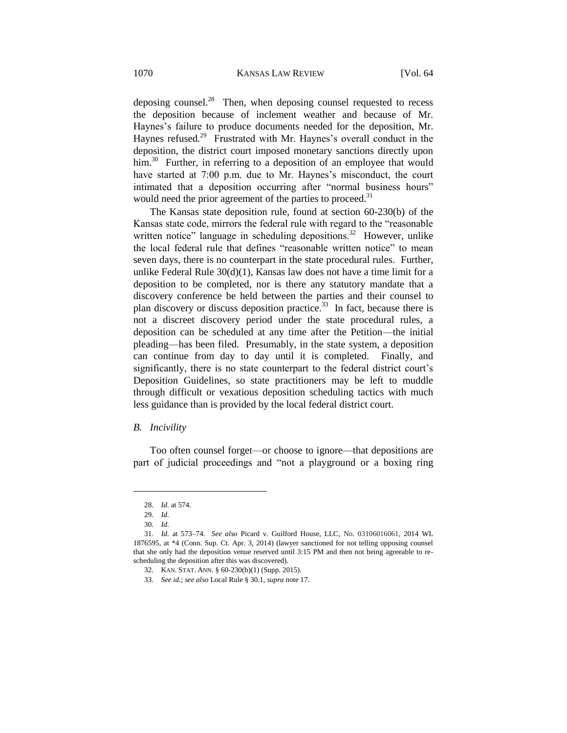deposing counsel.[28] Then, when deposing counsel requested to recess the deposition because of inclement weather and because of Mr. Haynes's failure to produce documents needed for the deposition, Mr. Haynes refused.[29] Frustrated with Mr. Haynes's overall conduct in the deposition, the district court imposed monetary sanctions directly upon him.[30] Further, in referring to a deposition of an employee that would have started at 7:00 p.m. due to Mr. Haynes's misconduct, the court intimated that a deposition occurring after "normal business hours" would need the prior agreement of the parties to proceed.[31]

The Kansas state deposition rule, found at section 60-230(b) of the Kansas state code, mirrors the federal rule with regard to the "reasonable written notice" language in scheduling depositions.[32] However, unlike the local federal rule that defines "reasonable written notice" to mean seven days, there is no counterpart in the state procedural rules. Further, unlike Federal Rule 30(d)(1), Kansas law does not have a time limit for a deposition to be completed, nor is there any statutory mandate that a discovery conference be held between the parties and their counsel to plan discovery or discuss deposition practice.[33] In fact, because there is not a discreet discovery period under the state procedural rules, a deposition can be scheduled at any time after the Petition—the initial pleading—has been filed. Presumably, in the state system, a deposition can continue from day to day until it is completed. Finally, and significantly, there is no state counterpart to the federal district court's Deposition Guidelines, so state practitioners may be left to muddle through difficult or vexatious deposition scheduling tactics with much less guidance than is provided by the local federal district court.

### *B. Incivility*

Too often counsel forget—or choose to ignore—that depositions are part of judicial proceedings and "not a playground or a boxing ring

---

28. *Id.* at 574.

29. *Id.*

30. *Id.*

31. *Id.* at 573–74. *See also* Picard v. Guilford House, LLC, No. 03106016061, 2014 WL 1876595, at *4 (Conn. Sup. Ct. Apr. 3, 2014) (lawyer sanctioned for not telling opposing counsel that she only had the deposition venue reserved until 3:15 PM and then not being agreeable to re-scheduling the deposition after this was discovered).

32. KAN. STAT. ANN. § 60-230(b)(1) (Supp. 2015).

33. *See id.*; *see also* Local Rule § 30.1, *supra* note 17.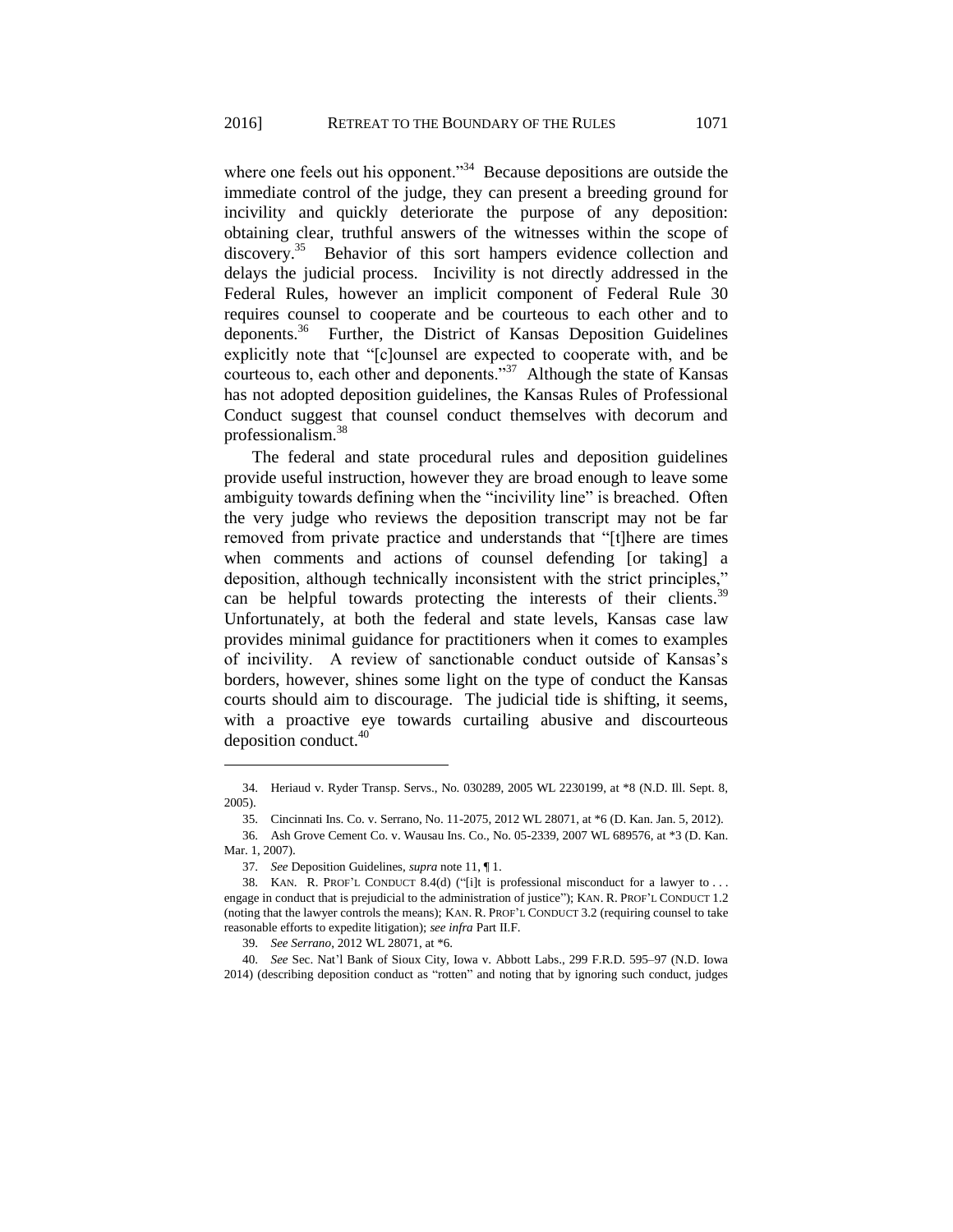where one feels out his opponent."[34] Because depositions are outside the immediate control of the judge, they can present a breeding ground for incivility and quickly deteriorate the purpose of any deposition: obtaining clear, truthful answers of the witnesses within the scope of discovery.[35] Behavior of this sort hampers evidence collection and delays the judicial process. Incivility is not directly addressed in the Federal Rules, however an implicit component of Federal Rule 30 requires counsel to cooperate and be courteous to each other and to deponents.[36] Further, the District of Kansas Deposition Guidelines explicitly note that "[c]ounsel are expected to cooperate with, and be courteous to, each other and deponents."[37] Although the state of Kansas has not adopted deposition guidelines, the Kansas Rules of Professional Conduct suggest that counsel conduct themselves with decorum and professionalism.[38]

The federal and state procedural rules and deposition guidelines provide useful instruction, however they are broad enough to leave some ambiguity towards defining when the "incivility line" is breached. Often the very judge who reviews the deposition transcript may not be far removed from private practice and understands that "[t]here are times when comments and actions of counsel defending [or taking] a deposition, although technically inconsistent with the strict principles," can be helpful towards protecting the interests of their clients.[39] Unfortunately, at both the federal and state levels, Kansas case law provides minimal guidance for practitioners when it comes to examples of incivility. A review of sanctionable conduct outside of Kansas's borders, however, shines some light on the type of conduct the Kansas courts should aim to discourage. The judicial tide is shifting, it seems, with a proactive eye towards curtailing abusive and discourteous deposition conduct.[40]

---

34. Heriaud v. Ryder Transp. Servs., No. 030289, 2005 WL 2230199, at *8 (N.D. Ill. Sept. 8, 2005).

35. Cincinnati Ins. Co. v. Serrano, No. 11-2075, 2012 WL 28071, at *6 (D. Kan. Jan. 5, 2012).

36. Ash Grove Cement Co. v. Wausau Ins. Co., No. 05-2339, 2007 WL 689576, at *3 (D. Kan. Mar. 1, 2007).

37. *See* Deposition Guidelines, *supra* note 11, ¶ 1.

38. KAN. R. PROF'L CONDUCT 8.4(d) ("[i]t is professional misconduct for a lawyer to . . . engage in conduct that is prejudicial to the administration of justice"); KAN. R. PROF'L CONDUCT 1.2 (noting that the lawyer controls the means); KAN. R. PROF'L CONDUCT 3.2 (requiring counsel to take reasonable efforts to expedite litigation); *see infra* Part II.F.

39. *See Serrano*, 2012 WL 28071, at *6.

40. *See* Sec. Nat'l Bank of Sioux City, Iowa v. Abbott Labs., 299 F.R.D. 595–97 (N.D. Iowa 2014) (describing deposition conduct as "rotten" and noting that by ignoring such conduct, judges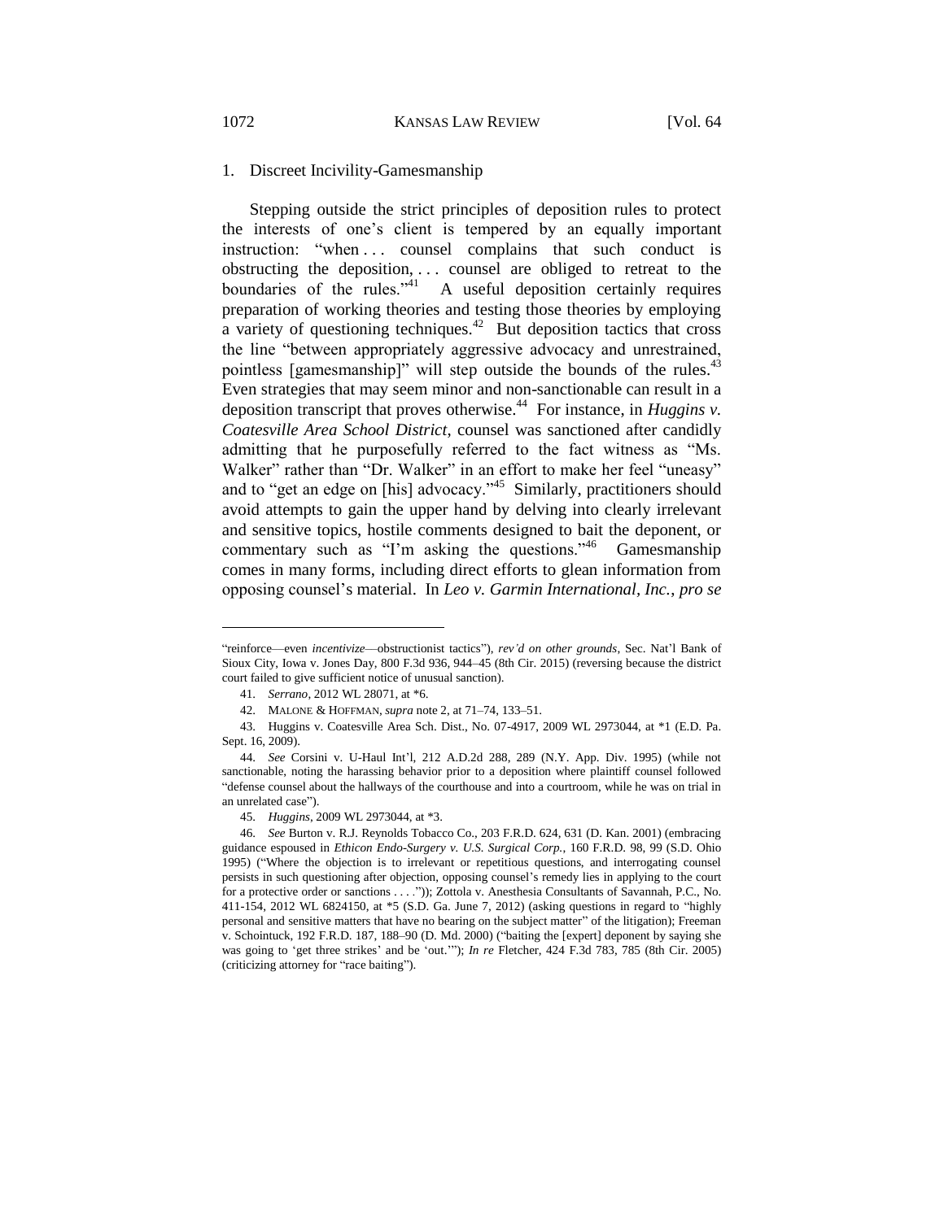### 1. Discreet Incivility-Gamesmanship

Stepping outside the strict principles of deposition rules to protect the interests of one's client is tempered by an equally important instruction: "when . . . counsel complains that such conduct is obstructing the deposition, . . . counsel are obliged to retreat to the boundaries of the rules."[41] A useful deposition certainly requires preparation of working theories and testing those theories by employing a variety of questioning techniques.[42] But deposition tactics that cross the line "between appropriately aggressive advocacy and unrestrained, pointless [gamesmanship]" will step outside the bounds of the rules.[43] Even strategies that may seem minor and non-sanctionable can result in a deposition transcript that proves otherwise.[44] For instance, in *Huggins v. Coatesville Area School District*, counsel was sanctioned after candidly admitting that he purposefully referred to the fact witness as "Ms. Walker" rather than "Dr. Walker" in an effort to make her feel "uneasy" and to "get an edge on [his] advocacy."[45] Similarly, practitioners should avoid attempts to gain the upper hand by delving into clearly irrelevant and sensitive topics, hostile comments designed to bait the deponent, or commentary such as "I'm asking the questions."[46] Gamesmanship comes in many forms, including direct efforts to glean information from opposing counsel's material. In *Leo v. Garmin International, Inc.*, *pro se*

---

"reinforce—even *incentivize*—obstructionist tactics"), *rev'd on other grounds*, Sec. Nat'l Bank of Sioux City, Iowa v. Jones Day, 800 F.3d 936, 944–45 (8th Cir. 2015) (reversing because the district court failed to give sufficient notice of unusual sanction).

41. *Serrano*, 2012 WL 28071, at *6.

42. MALONE & HOFFMAN, *supra* note 2, at 71–74, 133–51.

43. Huggins v. Coatesville Area Sch. Dist., No. 07-4917, 2009 WL 2973044, at *1 (E.D. Pa. Sept. 16, 2009).

44. *See* Corsini v. U-Haul Int'l, 212 A.D.2d 288, 289 (N.Y. App. Div. 1995) (while not sanctionable, noting the harassing behavior prior to a deposition where plaintiff counsel followed "defense counsel about the hallways of the courthouse and into a courtroom, while he was on trial in an unrelated case").

45. *Huggins*, 2009 WL 2973044, at *3.

46. *See* Burton v. R.J. Reynolds Tobacco Co., 203 F.R.D. 624, 631 (D. Kan. 2001) (embracing guidance espoused in *Ethicon Endo-Surgery v. U.S. Surgical Corp.*, 160 F.R.D. 98, 99 (S.D. Ohio 1995) ("Where the objection is to irrelevant or repetitious questions, and interrogating counsel persists in such questioning after objection, opposing counsel's remedy lies in applying to the court for a protective order or sanctions . . . .")); Zottola v. Anesthesia Consultants of Savannah, P.C., No. 411-154, 2012 WL 6824150, at *5 (S.D. Ga. June 7, 2012) (asking questions in regard to "highly personal and sensitive matters that have no bearing on the subject matter" of the litigation); Freeman v. Schointuck, 192 F.R.D. 187, 188–90 (D. Md. 2000) ("baiting the [expert] deponent by saying she was going to 'get three strikes' and be 'out.'"); *In re* Fletcher, 424 F.3d 783, 785 (8th Cir. 2005) (criticizing attorney for "race baiting").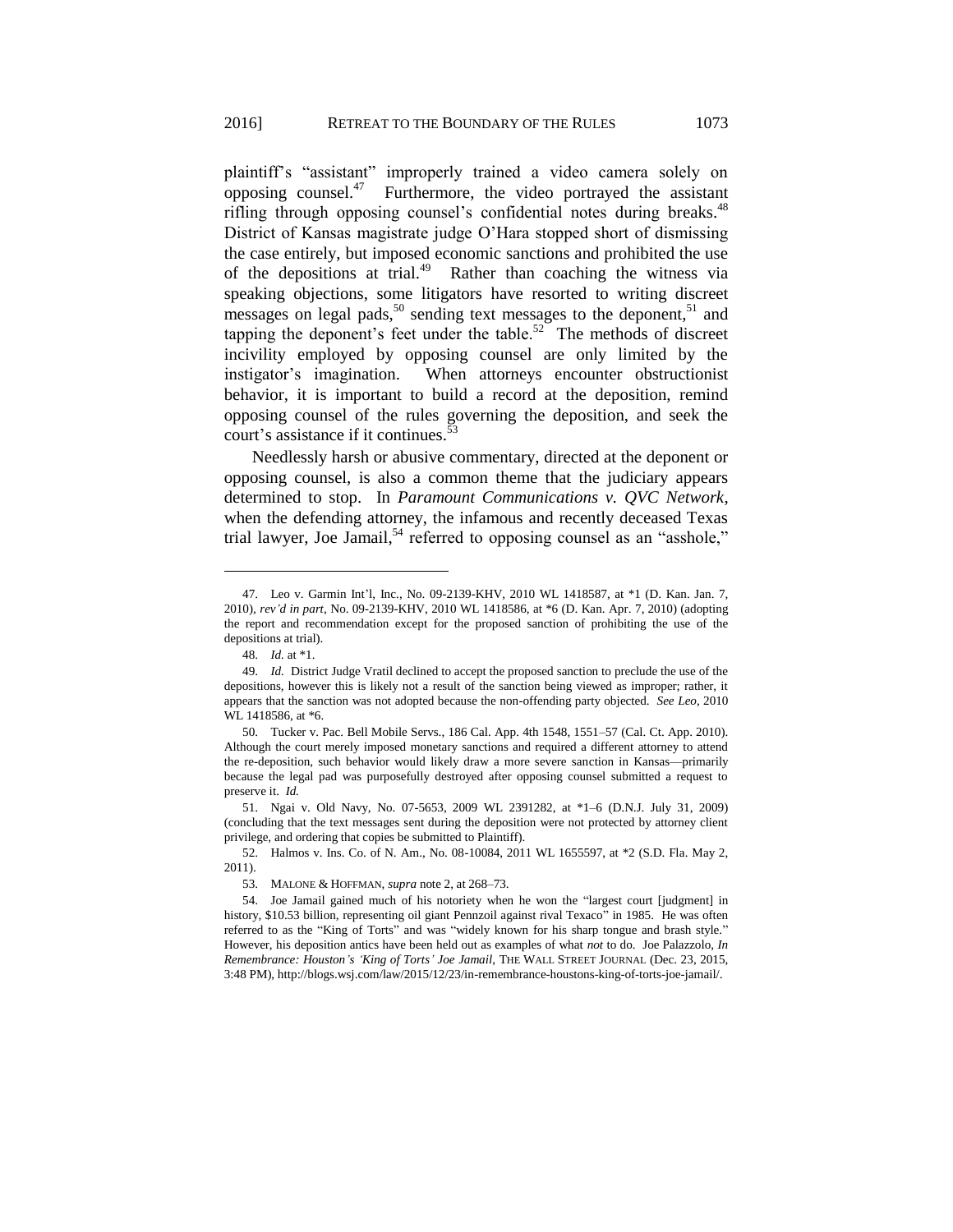plaintiff's "assistant" improperly trained a video camera solely on opposing counsel.[47] Furthermore, the video portrayed the assistant rifling through opposing counsel's confidential notes during breaks.[48] District of Kansas magistrate judge O'Hara stopped short of dismissing the case entirely, but imposed economic sanctions and prohibited the use of the depositions at trial.[49] Rather than coaching the witness via speaking objections, some litigators have resorted to writing discreet messages on legal pads,[50] sending text messages to the deponent,[51] and tapping the deponent's feet under the table.[52] The methods of discreet incivility employed by opposing counsel are only limited by the instigator's imagination. When attorneys encounter obstructionist behavior, it is important to build a record at the deposition, remind opposing counsel of the rules governing the deposition, and seek the court's assistance if it continues.[53]

Needlessly harsh or abusive commentary, directed at the deponent or opposing counsel, is also a common theme that the judiciary appears determined to stop. In *Paramount Communications v. QVC Network*, when the defending attorney, the infamous and recently deceased Texas trial lawyer, Joe Jamail,[54] referred to opposing counsel as an "asshole,"

---

47. Leo v. Garmin Int'l, Inc., No. 09-2139-KHV, 2010 WL 1418587, at *1 (D. Kan. Jan. 7, 2010), *rev'd in part*, No. 09-2139-KHV, 2010 WL 1418586, at *6 (D. Kan. Apr. 7, 2010) (adopting the report and recommendation except for the proposed sanction of prohibiting the use of the depositions at trial).

48. *Id.* at *1.

49. *Id.* District Judge Vratil declined to accept the proposed sanction to preclude the use of the depositions, however this is likely not a result of the sanction being viewed as improper; rather, it appears that the sanction was not adopted because the non-offending party objected. *See Leo*, 2010 WL 1418586, at *6.

50. Tucker v. Pac. Bell Mobile Servs., 186 Cal. App. 4th 1548, 1551–57 (Cal. Ct. App. 2010). Although the court merely imposed monetary sanctions and required a different attorney to attend the re-deposition, such behavior would likely draw a more severe sanction in Kansas—primarily because the legal pad was purposefully destroyed after opposing counsel submitted a request to preserve it. *Id.*

51. Ngai v. Old Navy, No. 07-5653, 2009 WL 2391282, at *1–6 (D.N.J. July 31, 2009) (concluding that the text messages sent during the deposition were not protected by attorney client privilege, and ordering that copies be submitted to Plaintiff).

52. Halmos v. Ins. Co. of N. Am., No. 08-10084, 2011 WL 1655597, at *2 (S.D. Fla. May 2, 2011).

53. MALONE & HOFFMAN, *supra* note 2, at 268–73.

54. Joe Jamail gained much of his notoriety when he won the "largest court [judgment] in history, $10.53 billion, representing oil giant Pennzoil against rival Texaco" in 1985. He was often referred to as the "King of Torts" and was "widely known for his sharp tongue and brash style." However, his deposition antics have been held out as examples of what *not* to do. Joe Palazzolo, *In Remembrance: Houston's 'King of Torts' Joe Jamail*, THE WALL STREET JOURNAL (Dec. 23, 2015, 3:48 PM), http://blogs.wsj.com/law/2015/12/23/in-remembrance-houstons-king-of-torts-joe-jamail/.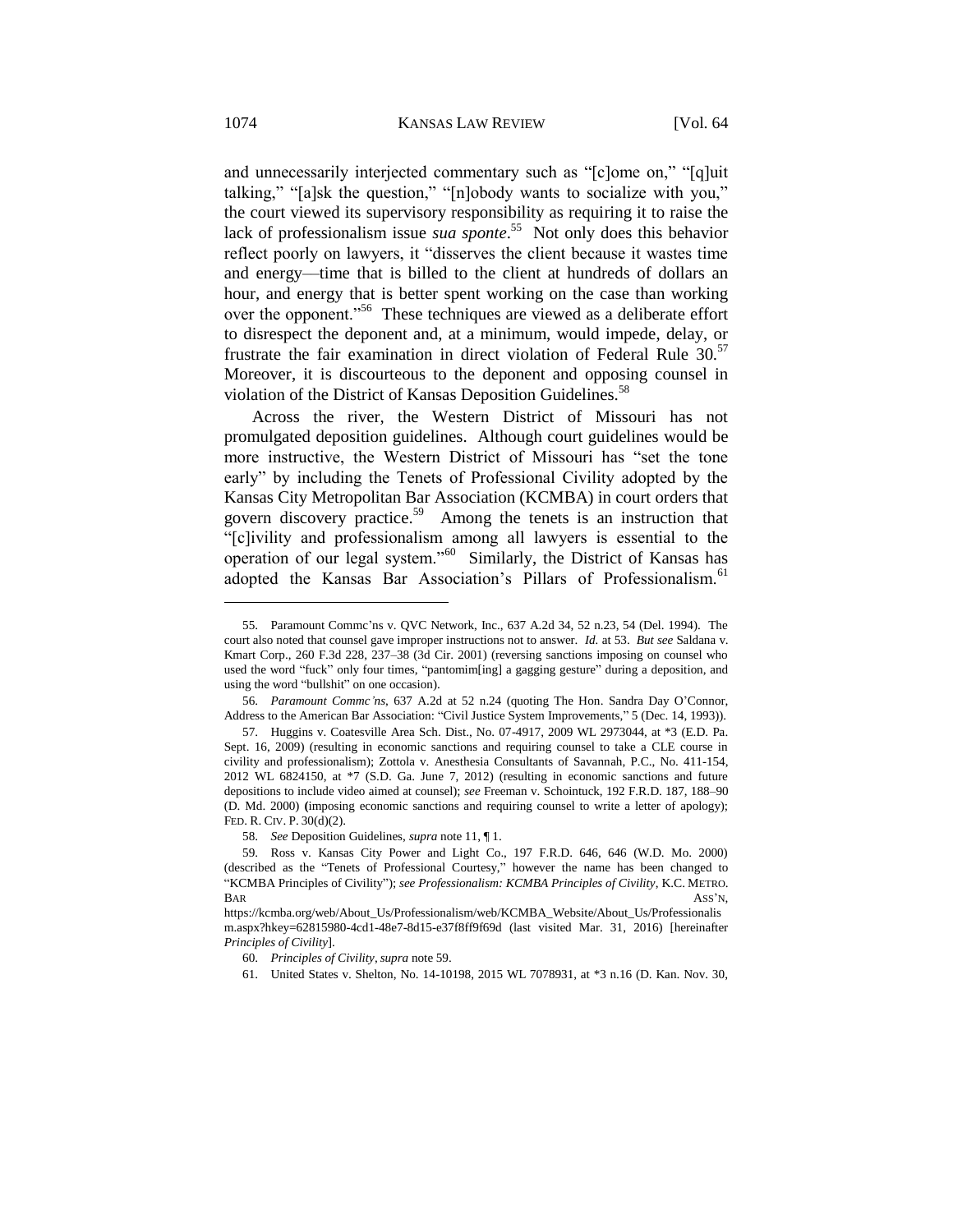and unnecessarily interjected commentary such as "[c]ome on," "[q]uit talking," "[a]sk the question," "[n]obody wants to socialize with you," the court viewed its supervisory responsibility as requiring it to raise the lack of professionalism issue *sua sponte*.[55] Not only does this behavior reflect poorly on lawyers, it "disserves the client because it wastes time and energy—time that is billed to the client at hundreds of dollars an hour, and energy that is better spent working on the case than working over the opponent."[56] These techniques are viewed as a deliberate effort to disrespect the deponent and, at a minimum, would impede, delay, or frustrate the fair examination in direct violation of Federal Rule 30.[57] Moreover, it is discourteous to the deponent and opposing counsel in violation of the District of Kansas Deposition Guidelines.[58]

Across the river, the Western District of Missouri has not promulgated deposition guidelines. Although court guidelines would be more instructive, the Western District of Missouri has "set the tone early" by including the Tenets of Professional Civility adopted by the Kansas City Metropolitan Bar Association (KCMBA) in court orders that govern discovery practice.[59] Among the tenets is an instruction that "[c]ivility and professionalism among all lawyers is essential to the operation of our legal system."[60] Similarly, the District of Kansas has adopted the Kansas Bar Association's Pillars of Professionalism.[61]

---

55. Paramount Commc'ns v. QVC Network, Inc., 637 A.2d 34, 52 n.23, 54 (Del. 1994). The court also noted that counsel gave improper instructions not to answer. *Id.* at 53. *But see* Saldana v. Kmart Corp., 260 F.3d 228, 237–38 (3d Cir. 2001) (reversing sanctions imposing on counsel who used the word "fuck" only four times, "pantomim[ing] a gagging gesture" during a deposition, and using the word "bullshit" on one occasion).

56. *Paramount Commc'ns*, 637 A.2d at 52 n.24 (quoting The Hon. Sandra Day O'Connor, Address to the American Bar Association: "Civil Justice System Improvements," 5 (Dec. 14, 1993)).

57. Huggins v. Coatesville Area Sch. Dist., No. 07-4917, 2009 WL 2973044, at *3 (E.D. Pa. Sept. 16, 2009) (resulting in economic sanctions and requiring counsel to take a CLE course in civility and professionalism); Zottola v. Anesthesia Consultants of Savannah, P.C., No. 411-154, 2012 WL 6824150, at *7 (S.D. Ga. June 7, 2012) (resulting in economic sanctions and future depositions to include video aimed at counsel); *see* Freeman v. Schointuck, 192 F.R.D. 187, 188–90 (D. Md. 2000) (imposing economic sanctions and requiring counsel to write a letter of apology); FED. R. CIV. P. 30(d)(2).

58. *See* Deposition Guidelines, *supra* note 11, ¶ 1.

59. Ross v. Kansas City Power and Light Co., 197 F.R.D. 646, 646 (W.D. Mo. 2000) (described as the "Tenets of Professional Courtesy," however the name has been changed to "KCMBA Principles of Civility"); *see Professionalism: KCMBA Principles of Civility*, K.C. METRO. BAR ASS'N, https://kcmba.org/web/About_Us/Professionalism/web/KCMBA_Website/About_Us/Professionalism.aspx?hkey=62815980-4cd1-48e7-8d15-e37f8ff9f69d (last visited Mar. 31, 2016) [hereinafter *Principles of Civility*].

60. *Principles of Civility*, *supra* note 59.

61. United States v. Shelton, No. 14-10198, 2015 WL 7078931, at *3 n.16 (D. Kan. Nov. 30,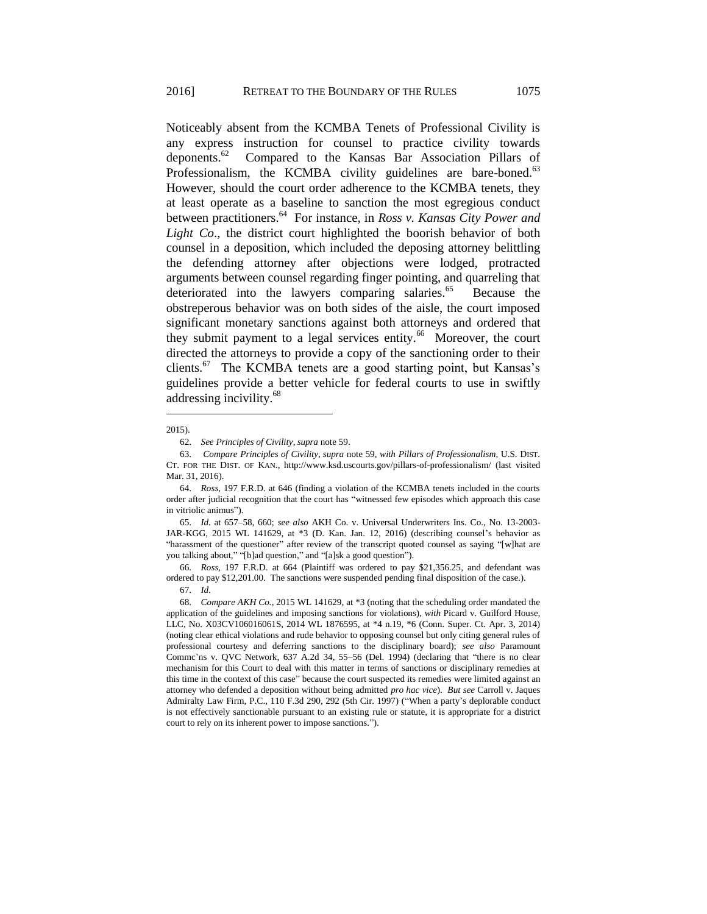Noticeably absent from the KCMBA Tenets of Professional Civility is any express instruction for counsel to practice civility towards deponents.[62] Compared to the Kansas Bar Association Pillars of Professionalism, the KCMBA civility guidelines are bare-boned.[63] However, should the court order adherence to the KCMBA tenets, they at least operate as a baseline to sanction the most egregious conduct between practitioners.[64] For instance, in *Ross v. Kansas City Power and Light Co*., the district court highlighted the boorish behavior of both counsel in a deposition, which included the deposing attorney belittling the defending attorney after objections were lodged, protracted arguments between counsel regarding finger pointing, and quarreling that deteriorated into the lawyers comparing salaries.[65] Because the obstreperous behavior was on both sides of the aisle, the court imposed significant monetary sanctions against both attorneys and ordered that they submit payment to a legal services entity.[66] Moreover, the court directed the attorneys to provide a copy of the sanctioning order to their clients.[67] The KCMBA tenets are a good starting point, but Kansas's guidelines provide a better vehicle for federal courts to use in swiftly addressing incivility.[68]

---

2015).

62. *See Principles of Civility*, *supra* note 59.

63. *Compare Principles of Civility*, *supra* note 59, *with Pillars of Professionalism*, U.S. DIST. CT. FOR THE DIST. OF KAN., http://www.ksd.uscourts.gov/pillars-of-professionalism/ (last visited Mar. 31, 2016).

64. *Ross*, 197 F.R.D. at 646 (finding a violation of the KCMBA tenets included in the courts order after judicial recognition that the court has "witnessed few episodes which approach this case in vitriolic animus").

65. *Id.* at 657–58, 660; *see also* AKH Co. v. Universal Underwriters Ins. Co., No. 13-2003-JAR-KGG, 2015 WL 141629, at *3 (D. Kan. Jan. 12, 2016) (describing counsel's behavior as "harassment of the questioner" after review of the transcript quoted counsel as saying "[w]hat are you talking about," "[b]ad question," and "[a]sk a good question").

66. *Ross*, 197 F.R.D. at 664 (Plaintiff was ordered to pay $21,356.25, and defendant was ordered to pay $12,201.00. The sanctions were suspended pending final disposition of the case.).

67. *Id.*

68. *Compare AKH Co.*, 2015 WL 141629, at *3 (noting that the scheduling order mandated the application of the guidelines and imposing sanctions for violations), *with* Picard v. Guilford House, LLC, No. X03CV106016061S, 2014 WL 1876595, at *4 n.19, *6 (Conn. Super. Ct. Apr. 3, 2014) (noting clear ethical violations and rude behavior to opposing counsel but only citing general rules of professional courtesy and deferring sanctions to the disciplinary board); *see also* Paramount Commc'ns v. QVC Network, 637 A.2d 34, 55–56 (Del. 1994) (declaring that "there is no clear mechanism for this Court to deal with this matter in terms of sanctions or disciplinary remedies at this time in the context of this case" because the court suspected its remedies were limited against an attorney who defended a deposition without being admitted *pro hac vice*). *But see* Carroll v. Jaques Admiralty Law Firm, P.C., 110 F.3d 290, 292 (5th Cir. 1997) ("When a party's deplorable conduct is not effectively sanctionable pursuant to an existing rule or statute, it is appropriate for a district court to rely on its inherent power to impose sanctions.").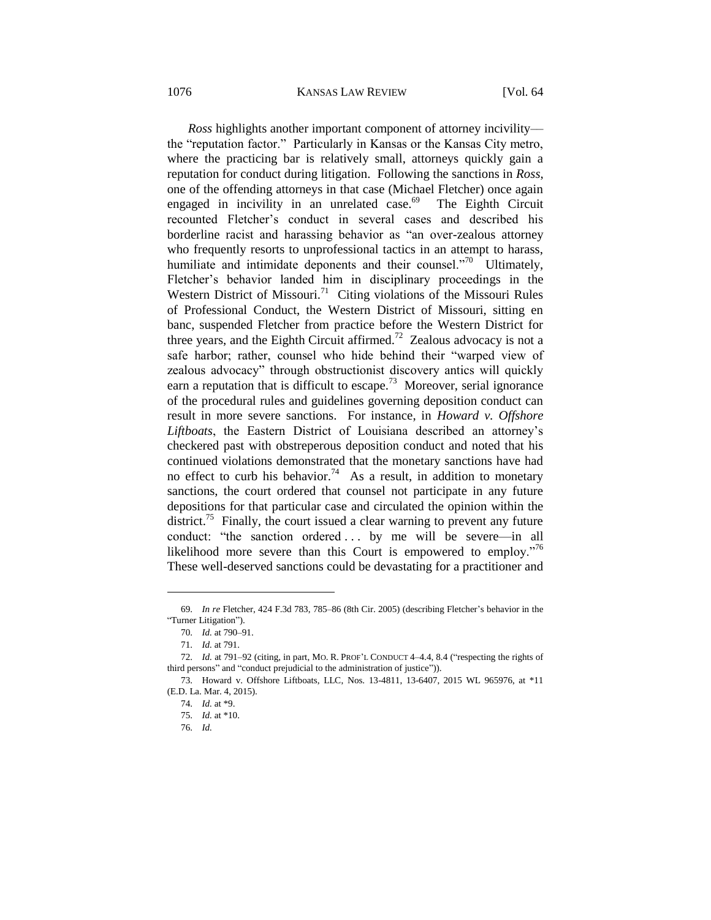*Ross* highlights another important component of attorney incivility—the "reputation factor." Particularly in Kansas or the Kansas City metro, where the practicing bar is relatively small, attorneys quickly gain a reputation for conduct during litigation. Following the sanctions in *Ross*, one of the offending attorneys in that case (Michael Fletcher) once again engaged in incivility in an unrelated case.[69] The Eighth Circuit recounted Fletcher's conduct in several cases and described his borderline racist and harassing behavior as "an over-zealous attorney who frequently resorts to unprofessional tactics in an attempt to harass, humiliate and intimidate deponents and their counsel."[70] Ultimately, Fletcher's behavior landed him in disciplinary proceedings in the Western District of Missouri.[71] Citing violations of the Missouri Rules of Professional Conduct, the Western District of Missouri, sitting en banc, suspended Fletcher from practice before the Western District for three years, and the Eighth Circuit affirmed.[72] Zealous advocacy is not a safe harbor; rather, counsel who hide behind their "warped view of zealous advocacy" through obstructionist discovery antics will quickly earn a reputation that is difficult to escape.[73] Moreover, serial ignorance of the procedural rules and guidelines governing deposition conduct can result in more severe sanctions. For instance, in *Howard v. Offshore Liftboats*, the Eastern District of Louisiana described an attorney's checkered past with obstreperous deposition conduct and noted that his continued violations demonstrated that the monetary sanctions have had no effect to curb his behavior.[74] As a result, in addition to monetary sanctions, the court ordered that counsel not participate in any future depositions for that particular case and circulated the opinion within the district.[75] Finally, the court issued a clear warning to prevent any future conduct: "the sanction ordered . . . by me will be severe—in all likelihood more severe than this Court is empowered to employ."[76] These well-deserved sanctions could be devastating for a practitioner and

---

69. *In re* Fletcher, 424 F.3d 783, 785–86 (8th Cir. 2005) (describing Fletcher's behavior in the "Turner Litigation").

70. *Id.* at 790–91.

71. *Id.* at 791.

72. *Id.* at 791–92 (citing, in part, MO. R. PROF'L CONDUCT 4–4.4, 8.4 ("respecting the rights of third persons" and "conduct prejudicial to the administration of justice")).

73. Howard v. Offshore Liftboats, LLC, Nos. 13-4811, 13-6407, 2015 WL 965976, at \*11 (E.D. La. Mar. 4, 2015).

74. *Id.* at \*9.

75. *Id.* at \*10.

76. *Id.*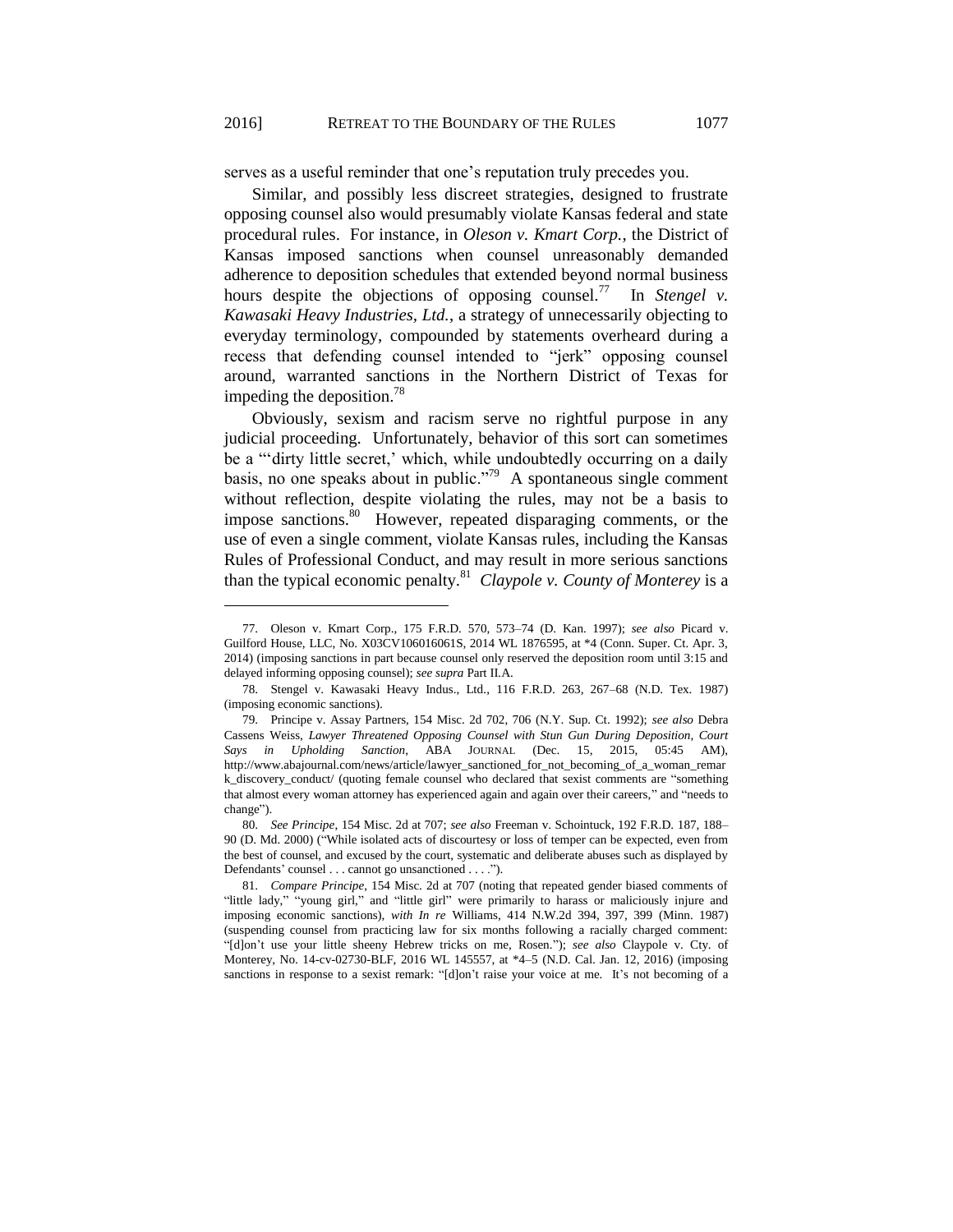serves as a useful reminder that one's reputation truly precedes you.

Similar, and possibly less discreet strategies, designed to frustrate opposing counsel also would presumably violate Kansas federal and state procedural rules. For instance, in *Oleson v. Kmart Corp.*, the District of Kansas imposed sanctions when counsel unreasonably demanded adherence to deposition schedules that extended beyond normal business hours despite the objections of opposing counsel.[77] In *Stengel v. Kawasaki Heavy Industries, Ltd.*, a strategy of unnecessarily objecting to everyday terminology, compounded by statements overheard during a recess that defending counsel intended to "jerk" opposing counsel around, warranted sanctions in the Northern District of Texas for impeding the deposition.[78]

Obviously, sexism and racism serve no rightful purpose in any judicial proceeding. Unfortunately, behavior of this sort can sometimes be a "'dirty little secret,' which, while undoubtedly occurring on a daily basis, no one speaks about in public."[79] A spontaneous single comment without reflection, despite violating the rules, may not be a basis to impose sanctions.[80] However, repeated disparaging comments, or the use of even a single comment, violate Kansas rules, including the Kansas Rules of Professional Conduct, and may result in more serious sanctions than the typical economic penalty.[81] *Claypole v. County of Monterey* is a

---

77. Oleson v. Kmart Corp., 175 F.R.D. 570, 573–74 (D. Kan. 1997); *see also* Picard v. Guilford House, LLC, No. X03CV106016061S, 2014 WL 1876595, at *4 (Conn. Super. Ct. Apr. 3, 2014) (imposing sanctions in part because counsel only reserved the deposition room until 3:15 and delayed informing opposing counsel); *see supra* Part II.A.

78. Stengel v. Kawasaki Heavy Indus., Ltd., 116 F.R.D. 263, 267–68 (N.D. Tex. 1987) (imposing economic sanctions).

79. Principe v. Assay Partners, 154 Misc. 2d 702, 706 (N.Y. Sup. Ct. 1992); *see also* Debra Cassens Weiss, *Lawyer Threatened Opposing Counsel with Stun Gun During Deposition, Court Says in Upholding Sanction*, ABA JOURNAL (Dec. 15, 2015, 05:45 AM), http://www.abajournal.com/news/article/lawyer_sanctioned_for_not_becoming_of_a_woman_remark_discovery_conduct/ (quoting female counsel who declared that sexist comments are "something that almost every woman attorney has experienced again and again over their careers," and "needs to change").

80. *See Principe*, 154 Misc. 2d at 707; *see also* Freeman v. Schointuck, 192 F.R.D. 187, 188–90 (D. Md. 2000) ("While isolated acts of discourtesy or loss of temper can be expected, even from the best of counsel, and excused by the court, systematic and deliberate abuses such as displayed by Defendants' counsel . . . cannot go unsanctioned . . . .").

81. *Compare Principe*, 154 Misc. 2d at 707 (noting that repeated gender biased comments of "little lady," "young girl," and "little girl" were primarily to harass or maliciously injure and imposing economic sanctions), *with In re* Williams, 414 N.W.2d 394, 397, 399 (Minn. 1987) (suspending counsel from practicing law for six months following a racially charged comment: "[d]on't use your little sheeny Hebrew tricks on me, Rosen."); *see also* Claypole v. Cty. of Monterey, No. 14-cv-02730-BLF, 2016 WL 145557, at *4–5 (N.D. Cal. Jan. 12, 2016) (imposing sanctions in response to a sexist remark: "[d]on't raise your voice at me. It's not becoming of a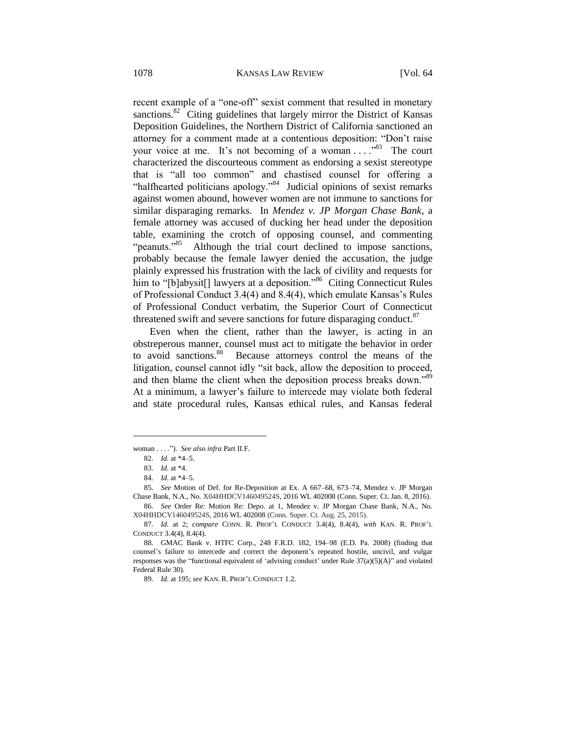recent example of a "one-off" sexist comment that resulted in monetary sanctions.[82] Citing guidelines that largely mirror the District of Kansas Deposition Guidelines, the Northern District of California sanctioned an attorney for a comment made at a contentious deposition: "Don't raise your voice at me. It's not becoming of a woman . . . ."[83] The court characterized the discourteous comment as endorsing a sexist stereotype that is "all too common" and chastised counsel for offering a "halfhearted politicians apology."[84] Judicial opinions of sexist remarks against women abound, however women are not immune to sanctions for similar disparaging remarks. In *Mendez v. JP Morgan Chase Bank*, a female attorney was accused of ducking her head under the deposition table, examining the crotch of opposing counsel, and commenting "peanuts."[85] Although the trial court declined to impose sanctions, probably because the female lawyer denied the accusation, the judge plainly expressed his frustration with the lack of civility and requests for him to "[b]abysit[] lawyers at a deposition."[86] Citing Connecticut Rules of Professional Conduct 3.4(4) and 8.4(4), which emulate Kansas's Rules of Professional Conduct verbatim, the Superior Court of Connecticut threatened swift and severe sanctions for future disparaging conduct.[87]

Even when the client, rather than the lawyer, is acting in an obstreperous manner, counsel must act to mitigate the behavior in order to avoid sanctions.[88] Because attorneys control the means of the litigation, counsel cannot idly "sit back, allow the deposition to proceed, and then blame the client when the deposition process breaks down."[89] At a minimum, a lawyer's failure to intercede may violate both federal and state procedural rules, Kansas ethical rules, and Kansas federal

---

woman . . . ."). *See also infra* Part II.F.

82. *Id.* at *4–5.

83. *Id.* at *4.

84. *Id.* at *4–5.

85. *See* Motion of Def. for Re-Deposition at Ex. A 667–68, 673–74, Mendez v. JP Morgan Chase Bank, N.A., No. X04HHDCV146049524S, 2016 WL 402008 (Conn. Super. Ct. Jan. 8, 2016).

86. *See* Order Re: Motion Re: Depo. at 1, Mendez v. JP Morgan Chase Bank, N.A., No. X04HHDCV146049524S, 2016 WL 402008 (Conn. Super. Ct. Aug. 25, 2015).

87. *Id.* at 2; *compare* CONN. R. PROF'L CONDUCT 3.4(4), 8.4(4), *with* KAN. R. PROF'L CONDUCT 3.4(4), 8.4(4).

88. GMAC Bank v. HTFC Corp., 248 F.R.D. 182, 194–98 (E.D. Pa. 2008) (finding that counsel's failure to intercede and correct the deponent's repeated hostile, uncivil, and vulgar responses was the "functional equivalent of 'advising conduct' under Rule 37(a)(5)(A)" and violated Federal Rule 30).

89. *Id.* at 195; *see* KAN. R. PROF'L CONDUCT 1.2.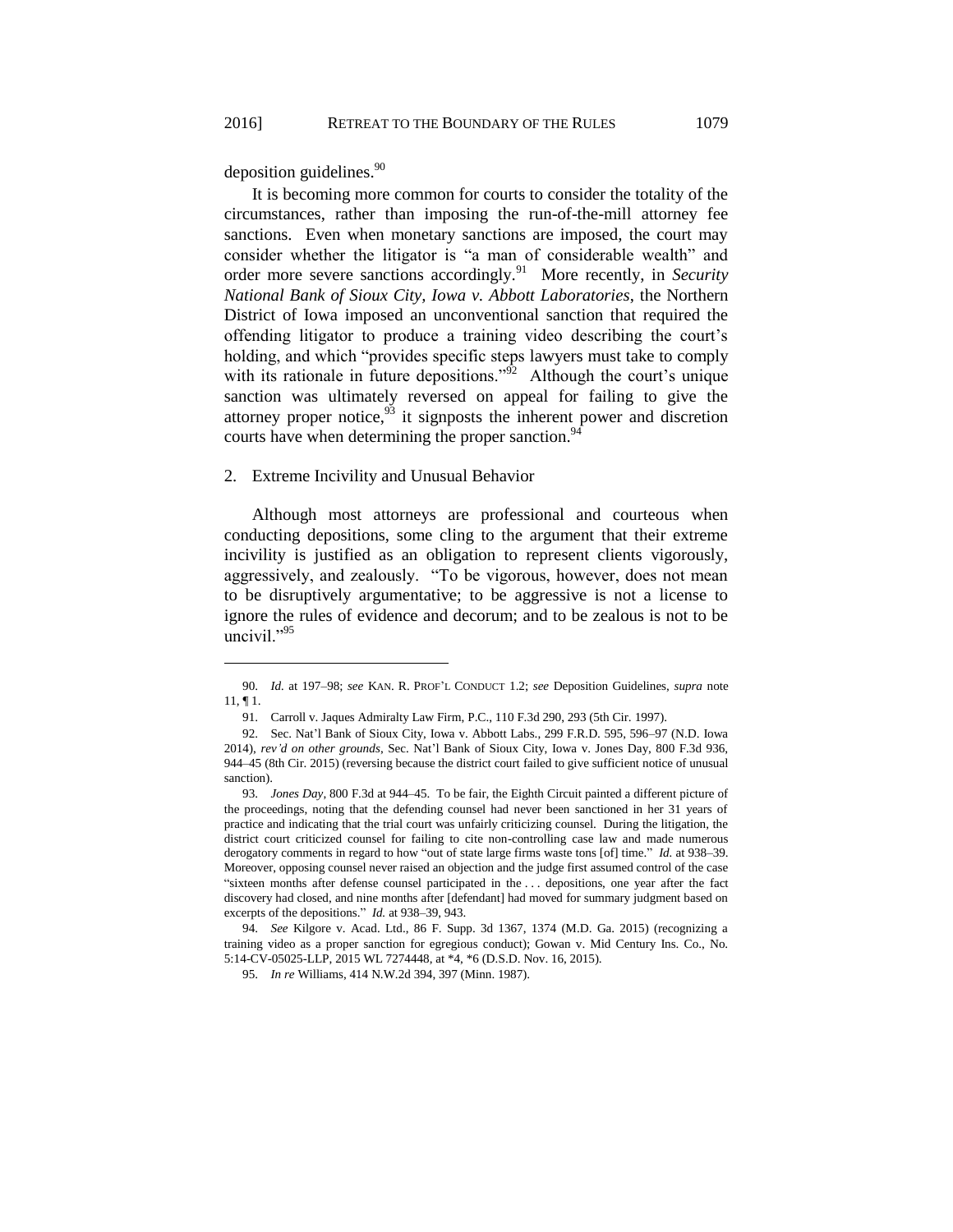deposition guidelines.[90]

It is becoming more common for courts to consider the totality of the circumstances, rather than imposing the run-of-the-mill attorney fee sanctions. Even when monetary sanctions are imposed, the court may consider whether the litigator is "a man of considerable wealth" and order more severe sanctions accordingly.[91] More recently, in *Security National Bank of Sioux City, Iowa v. Abbott Laboratories*, the Northern District of Iowa imposed an unconventional sanction that required the offending litigator to produce a training video describing the court's holding, and which "provides specific steps lawyers must take to comply with its rationale in future depositions."[92] Although the court's unique sanction was ultimately reversed on appeal for failing to give the attorney proper notice,[93] it signposts the inherent power and discretion courts have when determining the proper sanction.[94]

### 2. Extreme Incivility and Unusual Behavior

Although most attorneys are professional and courteous when conducting depositions, some cling to the argument that their extreme incivility is justified as an obligation to represent clients vigorously, aggressively, and zealously. "To be vigorous, however, does not mean to be disruptively argumentative; to be aggressive is not a license to ignore the rules of evidence and decorum; and to be zealous is not to be uncivil."[95]

---

90. *Id.* at 197–98; *see* KAN. R. PROF'L CONDUCT 1.2; *see* Deposition Guidelines, *supra* note 11, ¶ 1.

91. Carroll v. Jaques Admiralty Law Firm, P.C., 110 F.3d 290, 293 (5th Cir. 1997).

92. Sec. Nat'l Bank of Sioux City, Iowa v. Abbott Labs., 299 F.R.D. 595, 596–97 (N.D. Iowa 2014), *rev'd on other grounds*, Sec. Nat'l Bank of Sioux City, Iowa v. Jones Day, 800 F.3d 936, 944–45 (8th Cir. 2015) (reversing because the district court failed to give sufficient notice of unusual sanction).

93. *Jones Day*, 800 F.3d at 944–45. To be fair, the Eighth Circuit painted a different picture of the proceedings, noting that the defending counsel had never been sanctioned in her 31 years of practice and indicating that the trial court was unfairly criticizing counsel. During the litigation, the district court criticized counsel for failing to cite non-controlling case law and made numerous derogatory comments in regard to how "out of state large firms waste tons [of] time." *Id.* at 938–39. Moreover, opposing counsel never raised an objection and the judge first assumed control of the case "sixteen months after defense counsel participated in the . . . depositions, one year after the fact discovery had closed, and nine months after [defendant] had moved for summary judgment based on excerpts of the depositions." *Id.* at 938–39, 943.

94. *See* Kilgore v. Acad. Ltd., 86 F. Supp. 3d 1367, 1374 (M.D. Ga. 2015) (recognizing a training video as a proper sanction for egregious conduct); Gowan v. Mid Century Ins. Co., No. 5:14-CV-05025-LLP, 2015 WL 7274448, at *4, *6 (D.S.D. Nov. 16, 2015).

95. *In re* Williams, 414 N.W.2d 394, 397 (Minn. 1987).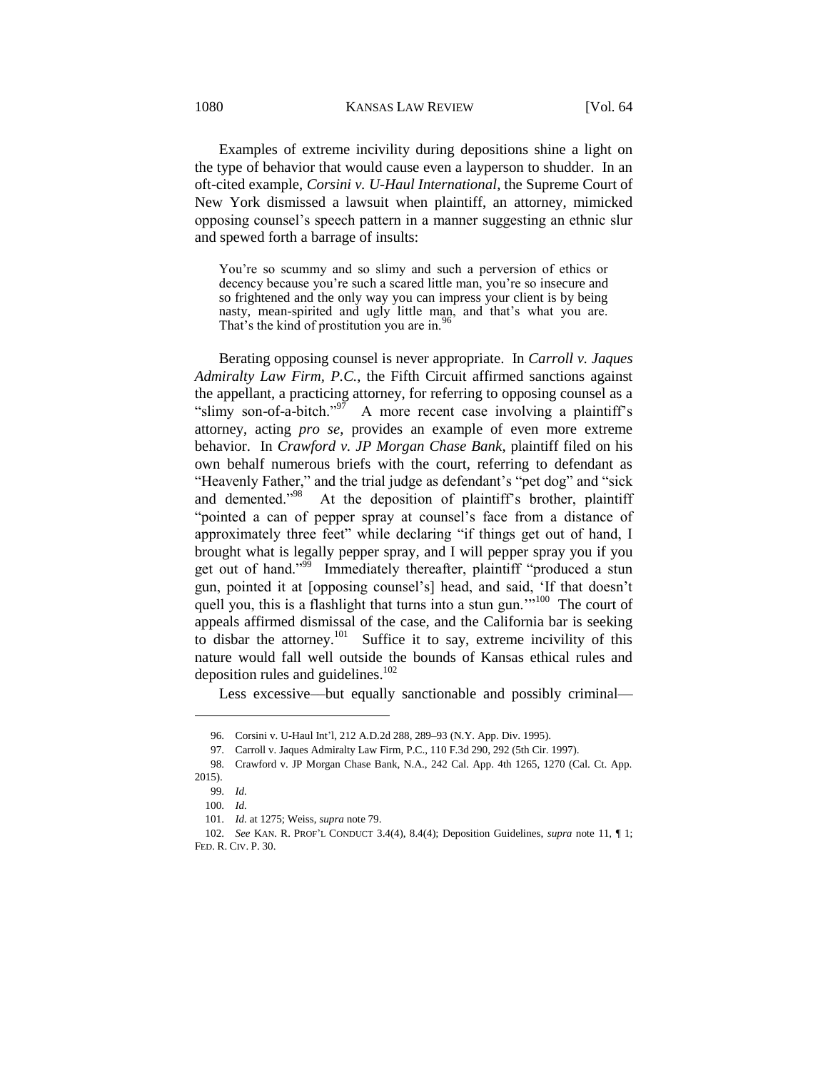Examples of extreme incivility during depositions shine a light on the type of behavior that would cause even a layperson to shudder. In an oft-cited example, *Corsini v. U-Haul International*, the Supreme Court of New York dismissed a lawsuit when plaintiff, an attorney, mimicked opposing counsel's speech pattern in a manner suggesting an ethnic slur and spewed forth a barrage of insults:

> You're so scummy and so slimy and such a perversion of ethics or decency because you're such a scared little man, you're so insecure and so frightened and the only way you can impress your client is by being nasty, mean-spirited and ugly little man, and that's what you are. That's the kind of prostitution you are in.[96]

Berating opposing counsel is never appropriate. In *Carroll v. Jaques Admiralty Law Firm, P.C.*, the Fifth Circuit affirmed sanctions against the appellant, a practicing attorney, for referring to opposing counsel as a "slimy son-of-a-bitch."[97] A more recent case involving a plaintiff's attorney, acting *pro se*, provides an example of even more extreme behavior. In *Crawford v. JP Morgan Chase Bank*, plaintiff filed on his own behalf numerous briefs with the court, referring to defendant as "Heavenly Father," and the trial judge as defendant's "pet dog" and "sick and demented."[98] At the deposition of plaintiff's brother, plaintiff "pointed a can of pepper spray at counsel's face from a distance of approximately three feet" while declaring "if things get out of hand, I brought what is legally pepper spray, and I will pepper spray you if you get out of hand."[99] Immediately thereafter, plaintiff "produced a stun gun, pointed it at [opposing counsel's] head, and said, 'If that doesn't quell you, this is a flashlight that turns into a stun gun.'"[100] The court of appeals affirmed dismissal of the case, and the California bar is seeking to disbar the attorney.[101] Suffice it to say, extreme incivility of this nature would fall well outside the bounds of Kansas ethical rules and deposition rules and guidelines.[102]

Less excessive—but equally sanctionable and possibly criminal—

---

96. Corsini v. U-Haul Int'l, 212 A.D.2d 288, 289–93 (N.Y. App. Div. 1995).

97. Carroll v. Jaques Admiralty Law Firm, P.C., 110 F.3d 290, 292 (5th Cir. 1997).

98. Crawford v. JP Morgan Chase Bank, N.A., 242 Cal. App. 4th 1265, 1270 (Cal. Ct. App. 2015).

99. *Id.*

100. *Id.*

101. *Id.* at 1275; Weiss, *supra* note 79.

102. *See* KAN. R. PROF'L CONDUCT 3.4(4), 8.4(4); Deposition Guidelines, *supra* note 11, ¶ 1; FED. R. CIV. P. 30.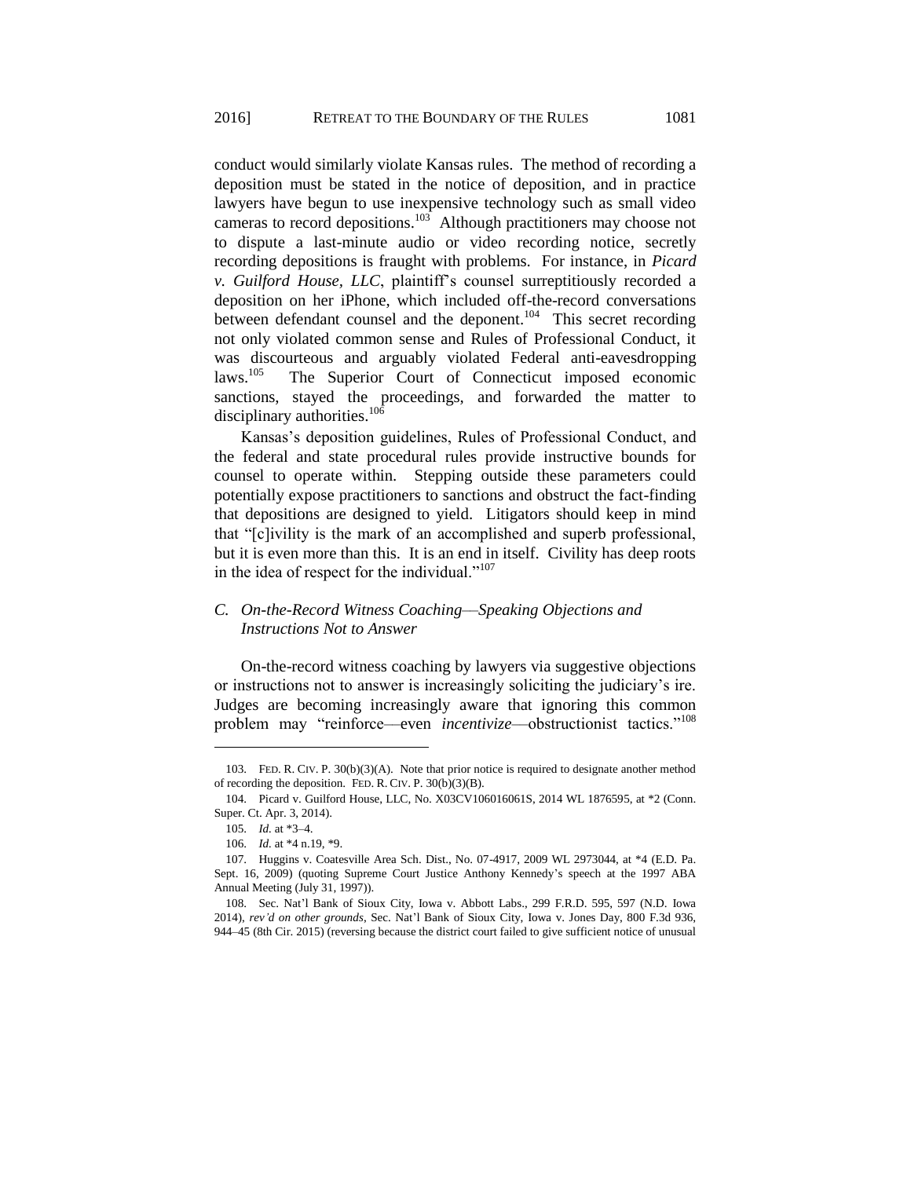conduct would similarly violate Kansas rules. The method of recording a deposition must be stated in the notice of deposition, and in practice lawyers have begun to use inexpensive technology such as small video cameras to record depositions.[103] Although practitioners may choose not to dispute a last-minute audio or video recording notice, secretly recording depositions is fraught with problems. For instance, in *Picard v. Guilford House, LLC*, plaintiff's counsel surreptitiously recorded a deposition on her iPhone, which included off-the-record conversations between defendant counsel and the deponent.[104] This secret recording not only violated common sense and Rules of Professional Conduct, it was discourteous and arguably violated Federal anti-eavesdropping laws.[105] The Superior Court of Connecticut imposed economic sanctions, stayed the proceedings, and forwarded the matter to disciplinary authorities.[106]

Kansas's deposition guidelines, Rules of Professional Conduct, and the federal and state procedural rules provide instructive bounds for counsel to operate within. Stepping outside these parameters could potentially expose practitioners to sanctions and obstruct the fact-finding that depositions are designed to yield. Litigators should keep in mind that "[c]ivility is the mark of an accomplished and superb professional, but it is even more than this. It is an end in itself. Civility has deep roots in the idea of respect for the individual."[107]

### *C. On-the-Record Witness Coaching—Speaking Objections and Instructions Not to Answer*

On-the-record witness coaching by lawyers via suggestive objections or instructions not to answer is increasingly soliciting the judiciary's ire. Judges are becoming increasingly aware that ignoring this common problem may "reinforce—even *incentivize*—obstructionist tactics."[108]

---

103. FED. R. CIV. P. 30(b)(3)(A). Note that prior notice is required to designate another method of recording the deposition. FED. R. CIV. P. 30(b)(3)(B).

104. Picard v. Guilford House, LLC, No. X03CV106016061S, 2014 WL 1876595, at *2 (Conn. Super. Ct. Apr. 3, 2014).

105. *Id.* at *3–4.

106. *Id.* at *4 n.19, *9.

107. Huggins v. Coatesville Area Sch. Dist., No. 07-4917, 2009 WL 2973044, at *4 (E.D. Pa. Sept. 16, 2009) (quoting Supreme Court Justice Anthony Kennedy's speech at the 1997 ABA Annual Meeting (July 31, 1997)).

108. Sec. Nat'l Bank of Sioux City, Iowa v. Abbott Labs., 299 F.R.D. 595, 597 (N.D. Iowa 2014), *rev'd on other grounds*, Sec. Nat'l Bank of Sioux City, Iowa v. Jones Day, 800 F.3d 936, 944–45 (8th Cir. 2015) (reversing because the district court failed to give sufficient notice of unusual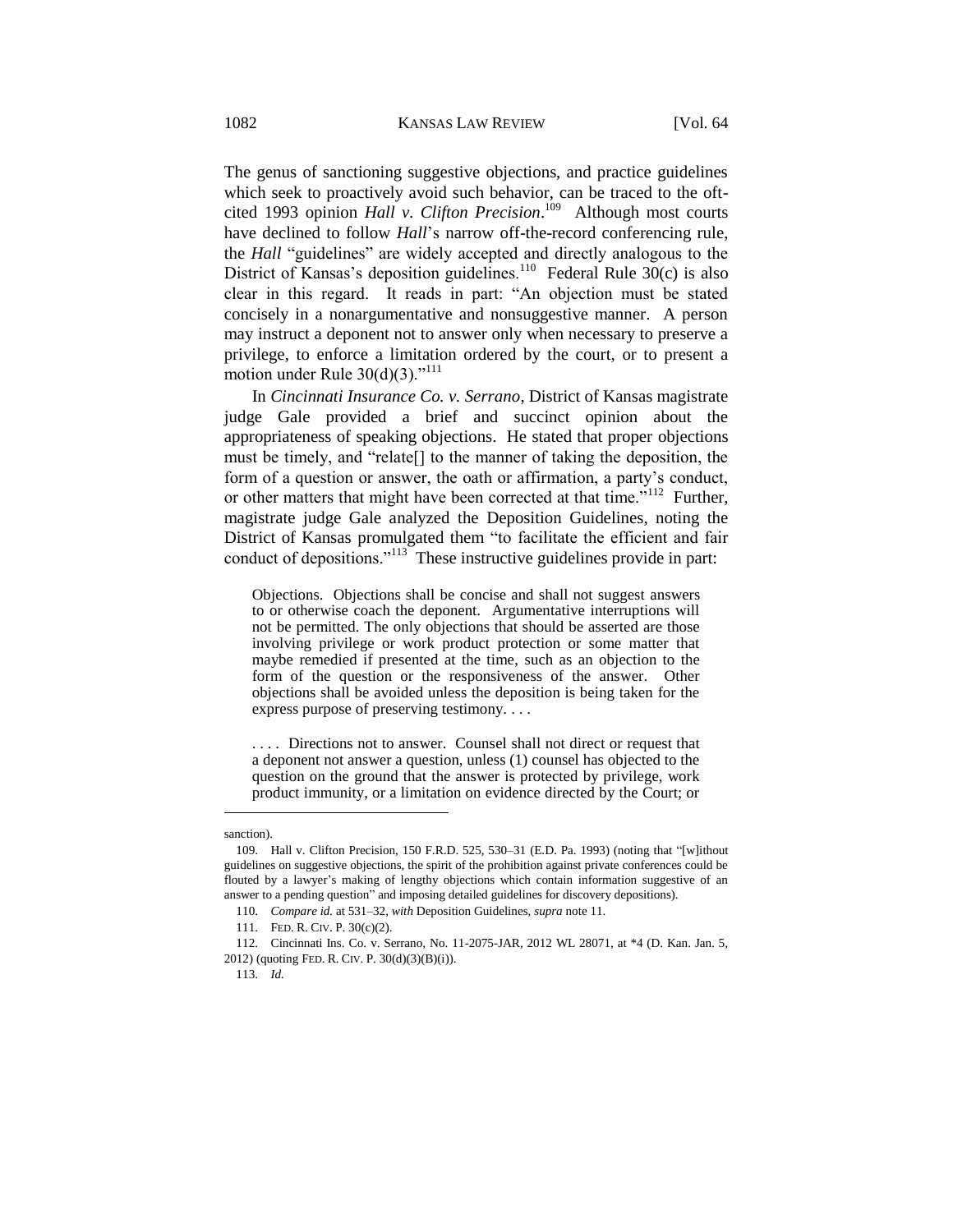The genus of sanctioning suggestive objections, and practice guidelines which seek to proactively avoid such behavior, can be traced to the oft-cited 1993 opinion *Hall v. Clifton Precision*.[109] Although most courts have declined to follow *Hall*'s narrow off-the-record conferencing rule, the *Hall* "guidelines" are widely accepted and directly analogous to the District of Kansas's deposition guidelines.[110] Federal Rule 30(c) is also clear in this regard. It reads in part: "An objection must be stated concisely in a nonargumentative and nonsuggestive manner. A person may instruct a deponent not to answer only when necessary to preserve a privilege, to enforce a limitation ordered by the court, or to present a motion under Rule 30(d)(3)."[111]

In *Cincinnati Insurance Co. v. Serrano*, District of Kansas magistrate judge Gale provided a brief and succinct opinion about the appropriateness of speaking objections. He stated that proper objections must be timely, and "relate[] to the manner of taking the deposition, the form of a question or answer, the oath or affirmation, a party's conduct, or other matters that might have been corrected at that time."[112] Further, magistrate judge Gale analyzed the Deposition Guidelines, noting the District of Kansas promulgated them "to facilitate the efficient and fair conduct of depositions."[113] These instructive guidelines provide in part:

> Objections. Objections shall be concise and shall not suggest answers to or otherwise coach the deponent. Argumentative interruptions will not be permitted. The only objections that should be asserted are those involving privilege or work product protection or some matter that maybe remedied if presented at the time, such as an objection to the form of the question or the responsiveness of the answer. Other objections shall be avoided unless the deposition is being taken for the express purpose of preserving testimony. . . .
>
> . . . . Directions not to answer. Counsel shall not direct or request that a deponent not answer a question, unless (1) counsel has objected to the question on the ground that the answer is protected by privilege, work product immunity, or a limitation on evidence directed by the Court; or

---

sanction).

109. Hall v. Clifton Precision, 150 F.R.D. 525, 530–31 (E.D. Pa. 1993) (noting that "[w]ithout guidelines on suggestive objections, the spirit of the prohibition against private conferences could be flouted by a lawyer's making of lengthy objections which contain information suggestive of an answer to a pending question" and imposing detailed guidelines for discovery depositions).

110. *Compare id.* at 531–32, *with* Deposition Guidelines, *supra* note 11.

111. FED. R. CIV. P. 30(c)(2).

112. Cincinnati Ins. Co. v. Serrano, No. 11-2075-JAR, 2012 WL 28071, at *4 (D. Kan. Jan. 5, 2012) (quoting FED. R. CIV. P. 30(d)(3)(B)(i)).

113. *Id.*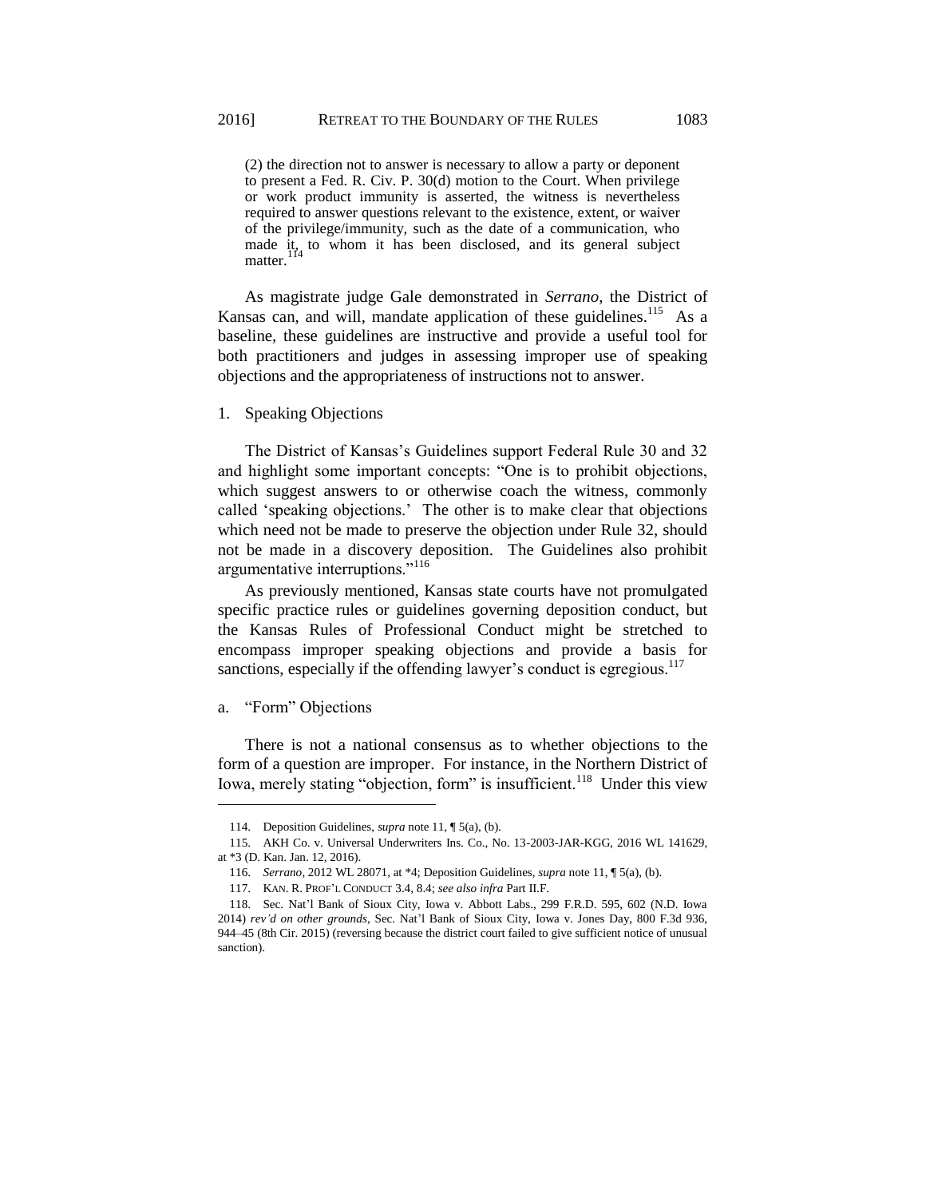(2) the direction not to answer is necessary to allow a party or deponent to present a Fed. R. Civ. P. 30(d) motion to the Court. When privilege or work product immunity is asserted, the witness is nevertheless required to answer questions relevant to the existence, extent, or waiver of the privilege/immunity, such as the date of a communication, who made it, to whom it has been disclosed, and its general subject matter.[114]

As magistrate judge Gale demonstrated in *Serrano*, the District of Kansas can, and will, mandate application of these guidelines.[115] As a baseline, these guidelines are instructive and provide a useful tool for both practitioners and judges in assessing improper use of speaking objections and the appropriateness of instructions not to answer.

### 1. Speaking Objections

The District of Kansas's Guidelines support Federal Rule 30 and 32 and highlight some important concepts: "One is to prohibit objections, which suggest answers to or otherwise coach the witness, commonly called 'speaking objections.' The other is to make clear that objections which need not be made to preserve the objection under Rule 32, should not be made in a discovery deposition. The Guidelines also prohibit argumentative interruptions."[116]

As previously mentioned, Kansas state courts have not promulgated specific practice rules or guidelines governing deposition conduct, but the Kansas Rules of Professional Conduct might be stretched to encompass improper speaking objections and provide a basis for sanctions, especially if the offending lawyer's conduct is egregious.[117]

#### a. "Form" Objections

There is not a national consensus as to whether objections to the form of a question are improper. For instance, in the Northern District of Iowa, merely stating "objection, form" is insufficient.[118] Under this view

---

114. Deposition Guidelines, *supra* note 11, ¶ 5(a), (b).

115. AKH Co. v. Universal Underwriters Ins. Co., No. 13-2003-JAR-KGG, 2016 WL 141629, at *3 (D. Kan. Jan. 12, 2016).

116. *Serrano*, 2012 WL 28071, at *4; Deposition Guidelines, *supra* note 11, ¶ 5(a), (b).

117. KAN. R. PROF'L CONDUCT 3.4, 8.4; *see also infra* Part II.F.

118. Sec. Nat'l Bank of Sioux City, Iowa v. Abbott Labs., 299 F.R.D. 595, 602 (N.D. Iowa 2014) *rev'd on other grounds*, Sec. Nat'l Bank of Sioux City, Iowa v. Jones Day, 800 F.3d 936, 944–45 (8th Cir. 2015) (reversing because the district court failed to give sufficient notice of unusual sanction).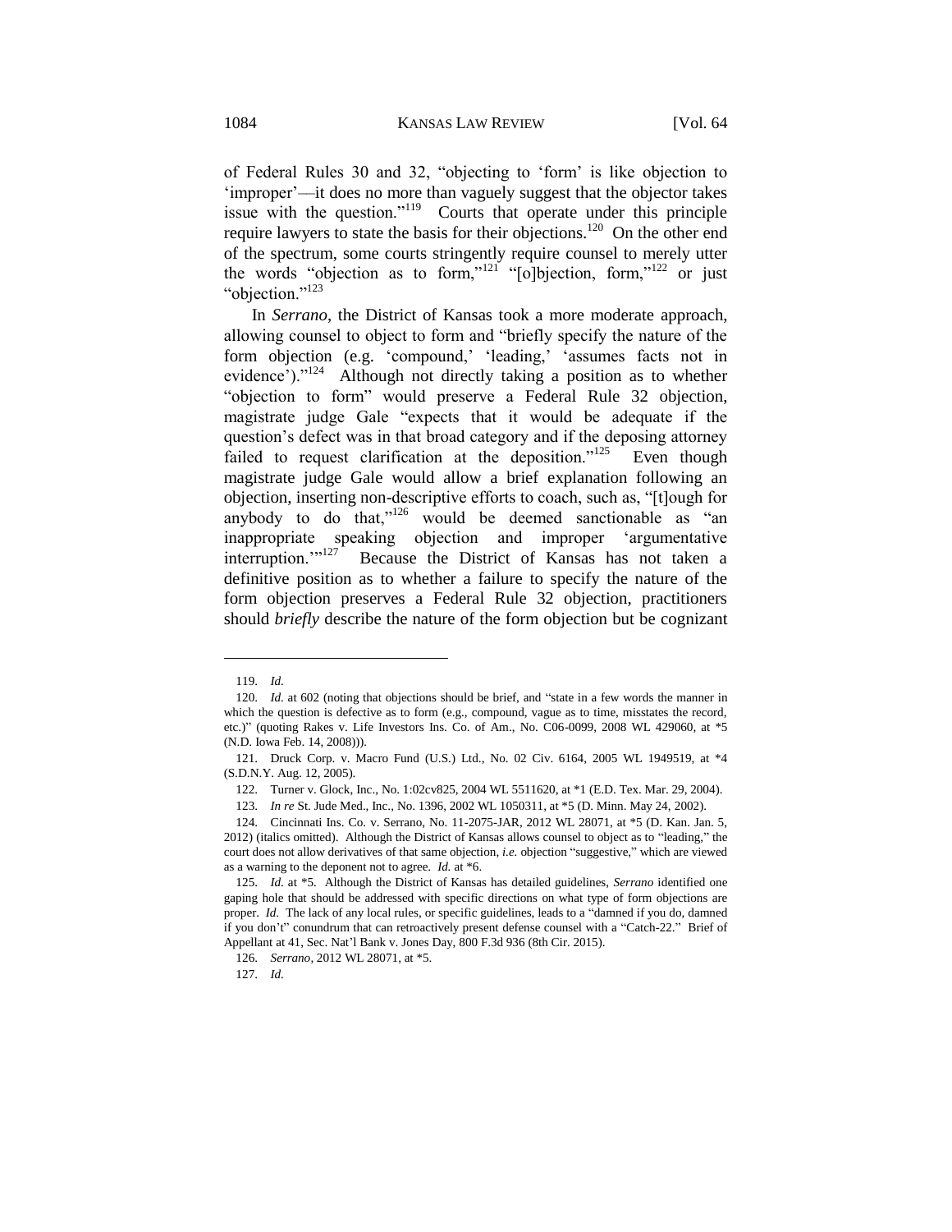of Federal Rules 30 and 32, "objecting to 'form' is like objection to 'improper'—it does no more than vaguely suggest that the objector takes issue with the question."[119] Courts that operate under this principle require lawyers to state the basis for their objections.[120] On the other end of the spectrum, some courts stringently require counsel to merely utter the words "objection as to form,"[121] "[o]bjection, form,"[122] or just "objection."[123]

In *Serrano*, the District of Kansas took a more moderate approach, allowing counsel to object to form and "briefly specify the nature of the form objection (e.g. 'compound,' 'leading,' 'assumes facts not in evidence')."[124] Although not directly taking a position as to whether "objection to form" would preserve a Federal Rule 32 objection, magistrate judge Gale "expects that it would be adequate if the question's defect was in that broad category and if the deposing attorney failed to request clarification at the deposition."[125] Even though magistrate judge Gale would allow a brief explanation following an objection, inserting non-descriptive efforts to coach, such as, "[t]ough for anybody to do that,"[126] would be deemed sanctionable as "an inappropriate speaking objection and improper 'argumentative interruption.'"[127] Because the District of Kansas has not taken a definitive position as to whether a failure to specify the nature of the form objection preserves a Federal Rule 32 objection, practitioners should *briefly* describe the nature of the form objection but be cognizant

---

119. *Id.*

120. *Id.* at 602 (noting that objections should be brief, and "state in a few words the manner in which the question is defective as to form (e.g., compound, vague as to time, misstates the record, etc.)" (quoting Rakes v. Life Investors Ins. Co. of Am., No. C06-0099, 2008 WL 429060, at *5 (N.D. Iowa Feb. 14, 2008))).

121. Druck Corp. v. Macro Fund (U.S.) Ltd., No. 02 Civ. 6164, 2005 WL 1949519, at *4 (S.D.N.Y. Aug. 12, 2005).

122. Turner v. Glock, Inc., No. 1:02cv825, 2004 WL 5511620, at *1 (E.D. Tex. Mar. 29, 2004).

123. *In re* St. Jude Med., Inc., No. 1396, 2002 WL 1050311, at *5 (D. Minn. May 24, 2002).

124. Cincinnati Ins. Co. v. Serrano, No. 11-2075-JAR, 2012 WL 28071, at *5 (D. Kan. Jan. 5, 2012) (italics omitted). Although the District of Kansas allows counsel to object as to "leading," the court does not allow derivatives of that same objection, *i.e.* objection "suggestive," which are viewed as a warning to the deponent not to agree. *Id.* at *6.

125. *Id.* at *5. Although the District of Kansas has detailed guidelines, *Serrano* identified one gaping hole that should be addressed with specific directions on what type of form objections are proper. *Id.* The lack of any local rules, or specific guidelines, leads to a "damned if you do, damned if you don't" conundrum that can retroactively present defense counsel with a "Catch-22." Brief of Appellant at 41, Sec. Nat'l Bank v. Jones Day, 800 F.3d 936 (8th Cir. 2015).

126. *Serrano*, 2012 WL 28071, at *5.

127. *Id.*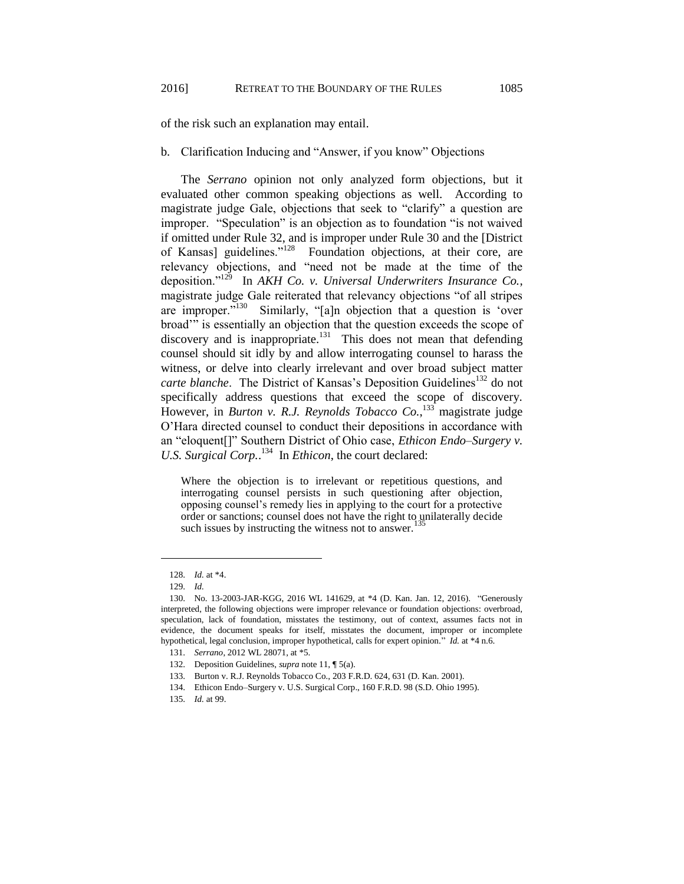of the risk such an explanation may entail.

b. Clarification Inducing and "Answer, if you know" Objections

The *Serrano* opinion not only analyzed form objections, but it evaluated other common speaking objections as well. According to magistrate judge Gale, objections that seek to "clarify" a question are improper. "Speculation" is an objection as to foundation "is not waived if omitted under Rule 32, and is improper under Rule 30 and the [District of Kansas] guidelines."[128] Foundation objections, at their core, are relevancy objections, and "need not be made at the time of the deposition."[129] In *AKH Co. v. Universal Underwriters Insurance Co.*, magistrate judge Gale reiterated that relevancy objections "of all stripes are improper."[130] Similarly, "[a]n objection that a question is 'over broad'" is essentially an objection that the question exceeds the scope of discovery and is inappropriate.[131] This does not mean that defending counsel should sit idly by and allow interrogating counsel to harass the witness, or delve into clearly irrelevant and over broad subject matter *carte blanche*. The District of Kansas's Deposition Guidelines[132] do not specifically address questions that exceed the scope of discovery. However, in *Burton v. R.J. Reynolds Tobacco Co.*,[133] magistrate judge O'Hara directed counsel to conduct their depositions in accordance with an "eloquent[]" Southern District of Ohio case, *Ethicon Endo–Surgery v. U.S. Surgical Corp.*.[134] In *Ethicon*, the court declared:

> Where the objection is to irrelevant or repetitious questions, and interrogating counsel persists in such questioning after objection, opposing counsel's remedy lies in applying to the court for a protective order or sanctions; counsel does not have the right to unilaterally decide such issues by instructing the witness not to answer.[135]

---

128. *Id.* at \*4.

129. *Id.*

130. No. 13-2003-JAR-KGG, 2016 WL 141629, at \*4 (D. Kan. Jan. 12, 2016). "Generously interpreted, the following objections were improper relevance or foundation objections: overbroad, speculation, lack of foundation, misstates the testimony, out of context, assumes facts not in evidence, the document speaks for itself, misstates the document, improper or incomplete hypothetical, legal conclusion, improper hypothetical, calls for expert opinion." *Id.* at \*4 n.6.

131. *Serrano*, 2012 WL 28071, at \*5.

132. Deposition Guidelines, *supra* note 11, ¶ 5(a).

133. Burton v. R.J. Reynolds Tobacco Co., 203 F.R.D. 624, 631 (D. Kan. 2001).

134. Ethicon Endo–Surgery v. U.S. Surgical Corp., 160 F.R.D. 98 (S.D. Ohio 1995).

135. *Id.* at 99.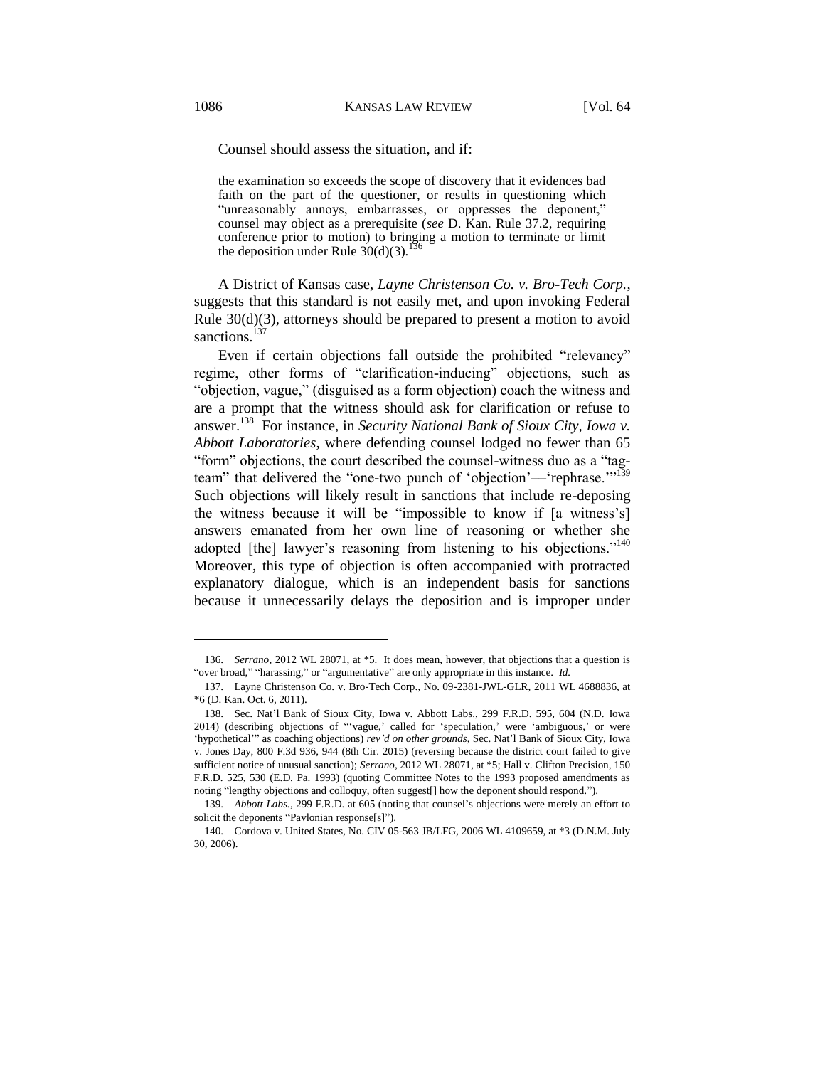Counsel should assess the situation, and if:

> the examination so exceeds the scope of discovery that it evidences bad faith on the part of the questioner, or results in questioning which "unreasonably annoys, embarrasses, or oppresses the deponent," counsel may object as a prerequisite (*see* D. Kan. Rule 37.2, requiring conference prior to motion) to bringing a motion to terminate or limit the deposition under Rule 30(d)(3).[136]

A District of Kansas case, *Layne Christenson Co. v. Bro-Tech Corp.*, suggests that this standard is not easily met, and upon invoking Federal Rule 30(d)(3), attorneys should be prepared to present a motion to avoid sanctions.[137]

Even if certain objections fall outside the prohibited "relevancy" regime, other forms of "clarification-inducing" objections, such as "objection, vague," (disguised as a form objection) coach the witness and are a prompt that the witness should ask for clarification or refuse to answer.[138] For instance, in *Security National Bank of Sioux City, Iowa v. Abbott Laboratories*, where defending counsel lodged no fewer than 65 "form" objections, the court described the counsel-witness duo as a "tag-team" that delivered the "one-two punch of 'objection'—'rephrase.'"[139] Such objections will likely result in sanctions that include re-deposing the witness because it will be "impossible to know if [a witness's] answers emanated from her own line of reasoning or whether she adopted [the] lawyer's reasoning from listening to his objections."[140] Moreover, this type of objection is often accompanied with protracted explanatory dialogue, which is an independent basis for sanctions because it unnecessarily delays the deposition and is improper under

---

136. *Serrano*, 2012 WL 28071, at *5. It does mean, however, that objections that a question is "over broad," "harassing," or "argumentative" are only appropriate in this instance. *Id.*

137. Layne Christenson Co. v. Bro-Tech Corp., No. 09-2381-JWL-GLR, 2011 WL 4688836, at *6 (D. Kan. Oct. 6, 2011).

138. Sec. Nat'l Bank of Sioux City, Iowa v. Abbott Labs., 299 F.R.D. 595, 604 (N.D. Iowa 2014) (describing objections of "'vague,' called for 'speculation,' were 'ambiguous,' or were 'hypothetical'" as coaching objections) *rev'd on other grounds*, Sec. Nat'l Bank of Sioux City, Iowa v. Jones Day, 800 F.3d 936, 944 (8th Cir. 2015) (reversing because the district court failed to give sufficient notice of unusual sanction); *Serrano*, 2012 WL 28071, at *5; Hall v. Clifton Precision, 150 F.R.D. 525, 530 (E.D. Pa. 1993) (quoting Committee Notes to the 1993 proposed amendments as noting "lengthy objections and colloquy, often suggest[] how the deponent should respond.").

139. *Abbott Labs.*, 299 F.R.D. at 605 (noting that counsel's objections were merely an effort to solicit the deponents "Pavlonian response[s]").

140. Cordova v. United States, No. CIV 05-563 JB/LFG, 2006 WL 4109659, at *3 (D.N.M. July 30, 2006).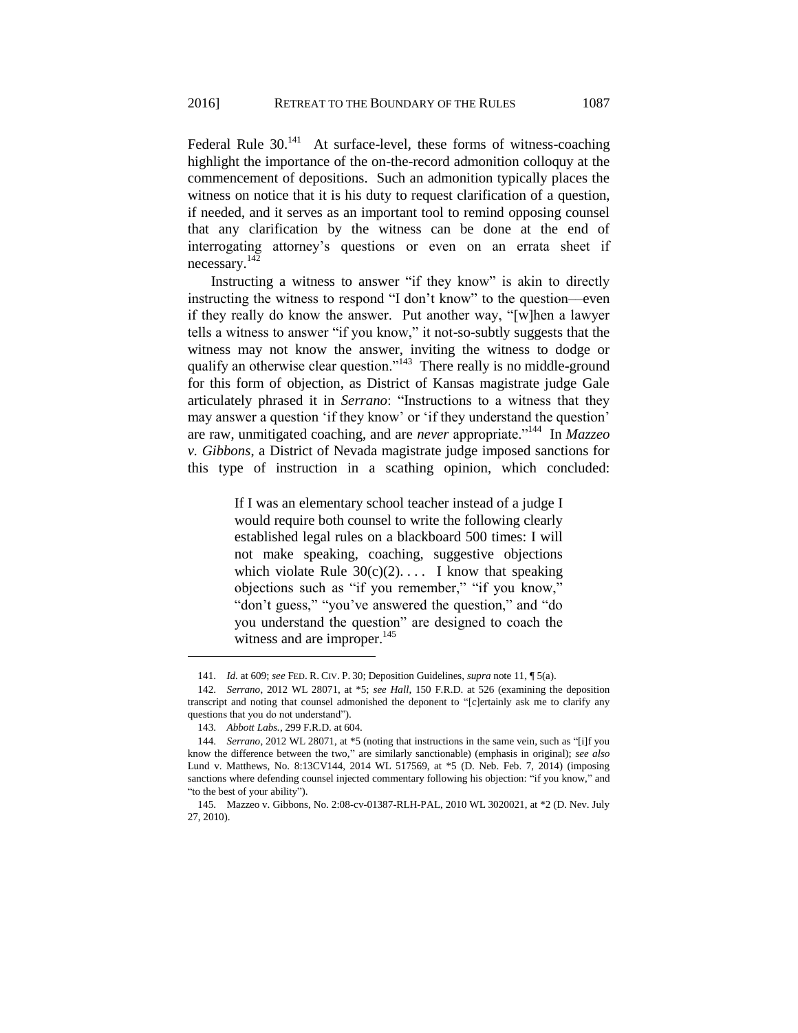Federal Rule 30.[141] At surface-level, these forms of witness-coaching highlight the importance of the on-the-record admonition colloquy at the commencement of depositions. Such an admonition typically places the witness on notice that it is his duty to request clarification of a question, if needed, and it serves as an important tool to remind opposing counsel that any clarification by the witness can be done at the end of interrogating attorney's questions or even on an errata sheet if necessary.[142]

Instructing a witness to answer "if they know" is akin to directly instructing the witness to respond "I don't know" to the question—even if they really do know the answer. Put another way, "[w]hen a lawyer tells a witness to answer "if you know," it not-so-subtly suggests that the witness may not know the answer, inviting the witness to dodge or qualify an otherwise clear question."[143] There really is no middle-ground for this form of objection, as District of Kansas magistrate judge Gale articulately phrased it in *Serrano*: "Instructions to a witness that they may answer a question 'if they know' or 'if they understand the question' are raw, unmitigated coaching, and are *never* appropriate."[144] In *Mazzeo v. Gibbons*, a District of Nevada magistrate judge imposed sanctions for this type of instruction in a scathing opinion, which concluded:

> If I was an elementary school teacher instead of a judge I would require both counsel to write the following clearly established legal rules on a blackboard 500 times: I will not make speaking, coaching, suggestive objections which violate Rule 30(c)(2). . . . I know that speaking objections such as "if you remember," "if you know," "don't guess," "you've answered the question," and "do you understand the question" are designed to coach the witness and are improper.[145]

---

141. *Id.* at 609; *see* FED. R. CIV. P. 30; Deposition Guidelines, *supra* note 11, ¶ 5(a).

142. *Serrano*, 2012 WL 28071, at *5; *see Hall*, 150 F.R.D. at 526 (examining the deposition transcript and noting that counsel admonished the deponent to "[c]ertainly ask me to clarify any questions that you do not understand").

143. *Abbott Labs.*, 299 F.R.D. at 604.

144. *Serrano*, 2012 WL 28071, at *5 (noting that instructions in the same vein, such as "[i]f you know the difference between the two," are similarly sanctionable) (emphasis in original); *see also* Lund v. Matthews, No. 8:13CV144, 2014 WL 517569, at *5 (D. Neb. Feb. 7, 2014) (imposing sanctions where defending counsel injected commentary following his objection: "if you know," and "to the best of your ability").

145. Mazzeo v. Gibbons, No. 2:08-cv-01387-RLH-PAL, 2010 WL 3020021, at *2 (D. Nev. July 27, 2010).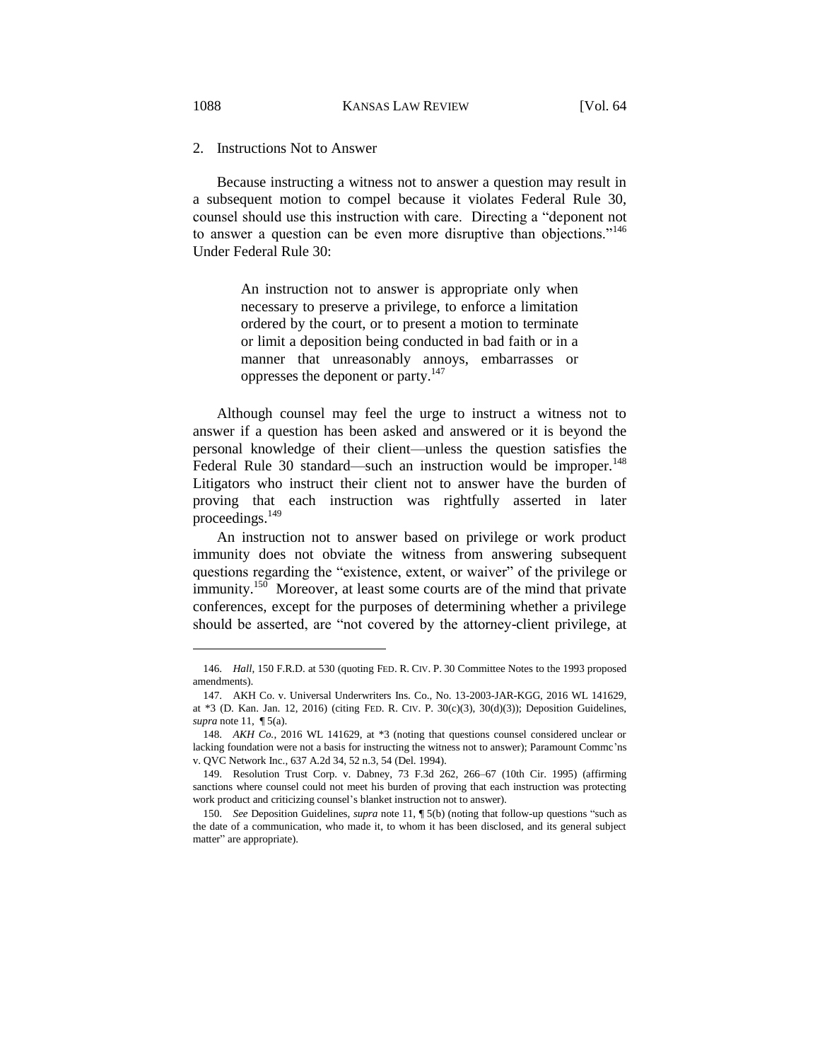### 2. Instructions Not to Answer

Because instructing a witness not to answer a question may result in a subsequent motion to compel because it violates Federal Rule 30, counsel should use this instruction with care. Directing a "deponent not to answer a question can be even more disruptive than objections."[146] Under Federal Rule 30:

> An instruction not to answer is appropriate only when necessary to preserve a privilege, to enforce a limitation ordered by the court, or to present a motion to terminate or limit a deposition being conducted in bad faith or in a manner that unreasonably annoys, embarrasses or oppresses the deponent or party.[147]

Although counsel may feel the urge to instruct a witness not to answer if a question has been asked and answered or it is beyond the personal knowledge of their client—unless the question satisfies the Federal Rule 30 standard—such an instruction would be improper.[148] Litigators who instruct their client not to answer have the burden of proving that each instruction was rightfully asserted in later proceedings.[149]

An instruction not to answer based on privilege or work product immunity does not obviate the witness from answering subsequent questions regarding the "existence, extent, or waiver" of the privilege or immunity.[150] Moreover, at least some courts are of the mind that private conferences, except for the purposes of determining whether a privilege should be asserted, are "not covered by the attorney-client privilege, at

---

146. *Hall*, 150 F.R.D. at 530 (quoting FED. R. CIV. P. 30 Committee Notes to the 1993 proposed amendments).

147. AKH Co. v. Universal Underwriters Ins. Co., No. 13-2003-JAR-KGG, 2016 WL 141629, at *3 (D. Kan. Jan. 12, 2016) (citing FED. R. CIV. P. 30(c)(3), 30(d)(3)); Deposition Guidelines, *supra* note 11, ¶ 5(a).

148. *AKH Co.*, 2016 WL 141629, at *3 (noting that questions counsel considered unclear or lacking foundation were not a basis for instructing the witness not to answer); Paramount Commc'ns v. QVC Network Inc., 637 A.2d 34, 52 n.3, 54 (Del. 1994).

149. Resolution Trust Corp. v. Dabney, 73 F.3d 262, 266–67 (10th Cir. 1995) (affirming sanctions where counsel could not meet his burden of proving that each instruction was protecting work product and criticizing counsel's blanket instruction not to answer).

150. *See* Deposition Guidelines, *supra* note 11, ¶ 5(b) (noting that follow-up questions "such as the date of a communication, who made it, to whom it has been disclosed, and its general subject matter" are appropriate).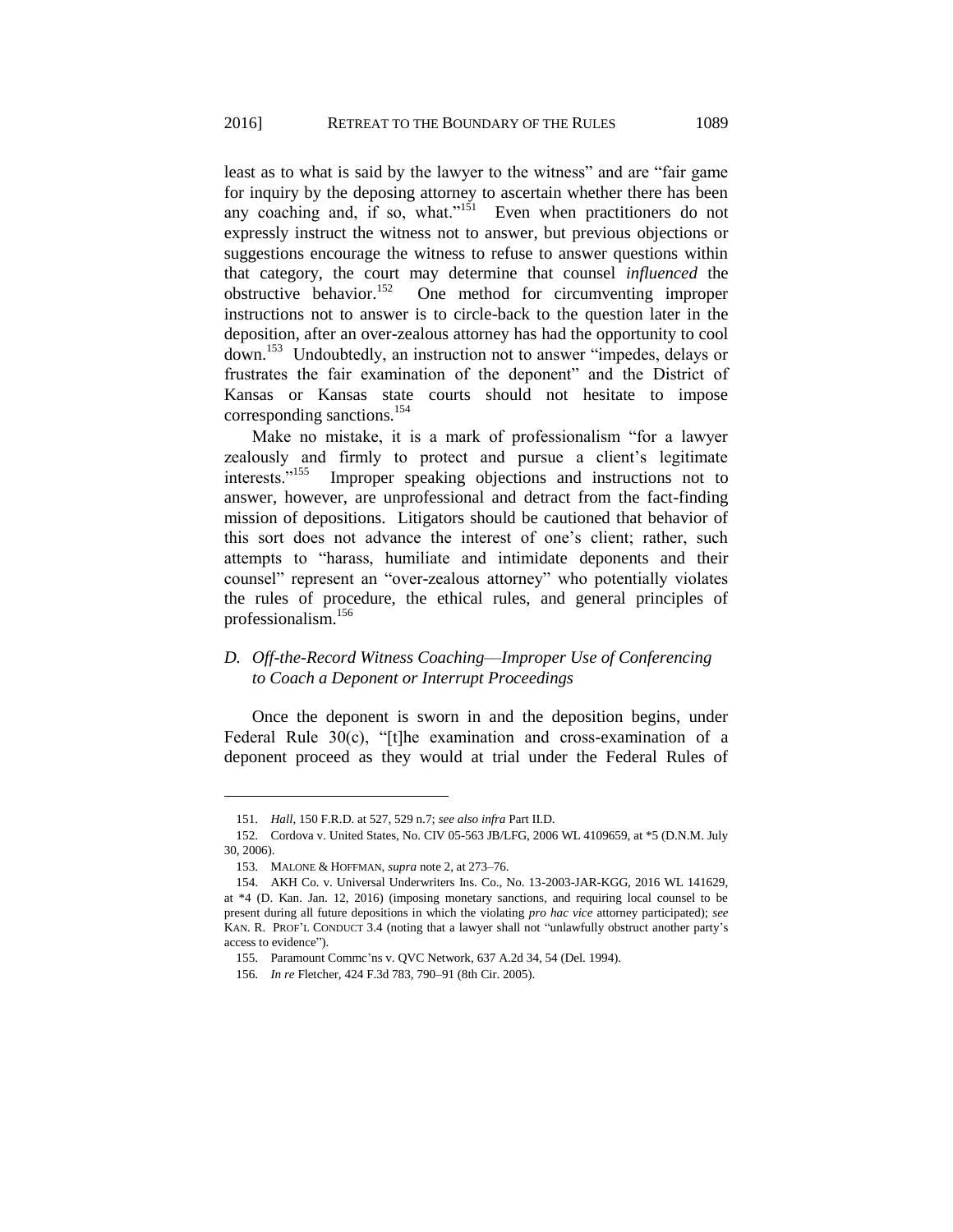least as to what is said by the lawyer to the witness" and are "fair game for inquiry by the deposing attorney to ascertain whether there has been any coaching and, if so, what."[151] Even when practitioners do not expressly instruct the witness not to answer, but previous objections or suggestions encourage the witness to refuse to answer questions within that category, the court may determine that counsel *influenced* the obstructive behavior.[152] One method for circumventing improper instructions not to answer is to circle-back to the question later in the deposition, after an over-zealous attorney has had the opportunity to cool down.[153] Undoubtedly, an instruction not to answer "impedes, delays or frustrates the fair examination of the deponent" and the District of Kansas or Kansas state courts should not hesitate to impose corresponding sanctions.[154]

Make no mistake, it is a mark of professionalism "for a lawyer zealously and firmly to protect and pursue a client's legitimate interests."[155] Improper speaking objections and instructions not to answer, however, are unprofessional and detract from the fact-finding mission of depositions. Litigators should be cautioned that behavior of this sort does not advance the interest of one's client; rather, such attempts to "harass, humiliate and intimidate deponents and their counsel" represent an "over-zealous attorney" who potentially violates the rules of procedure, the ethical rules, and general principles of professionalism.[156]

### *D. Off-the-Record Witness Coaching—Improper Use of Conferencing to Coach a Deponent or Interrupt Proceedings*

Once the deponent is sworn in and the deposition begins, under Federal Rule 30(c), "[t]he examination and cross-examination of a deponent proceed as they would at trial under the Federal Rules of

---

151. *Hall*, 150 F.R.D. at 527, 529 n.7; *see also infra* Part II.D.

152. Cordova v. United States, No. CIV 05-563 JB/LFG, 2006 WL 4109659, at *5 (D.N.M. July 30, 2006).

153. MALONE & HOFFMAN, *supra* note 2, at 273–76.

154. AKH Co. v. Universal Underwriters Ins. Co., No. 13-2003-JAR-KGG, 2016 WL 141629, at *4 (D. Kan. Jan. 12, 2016) (imposing monetary sanctions, and requiring local counsel to be present during all future depositions in which the violating *pro hac vice* attorney participated); *see* KAN. R. PROF'L CONDUCT 3.4 (noting that a lawyer shall not "unlawfully obstruct another party's access to evidence").

155. Paramount Commc'ns v. QVC Network, 637 A.2d 34, 54 (Del. 1994).

156. *In re* Fletcher, 424 F.3d 783, 790–91 (8th Cir. 2005).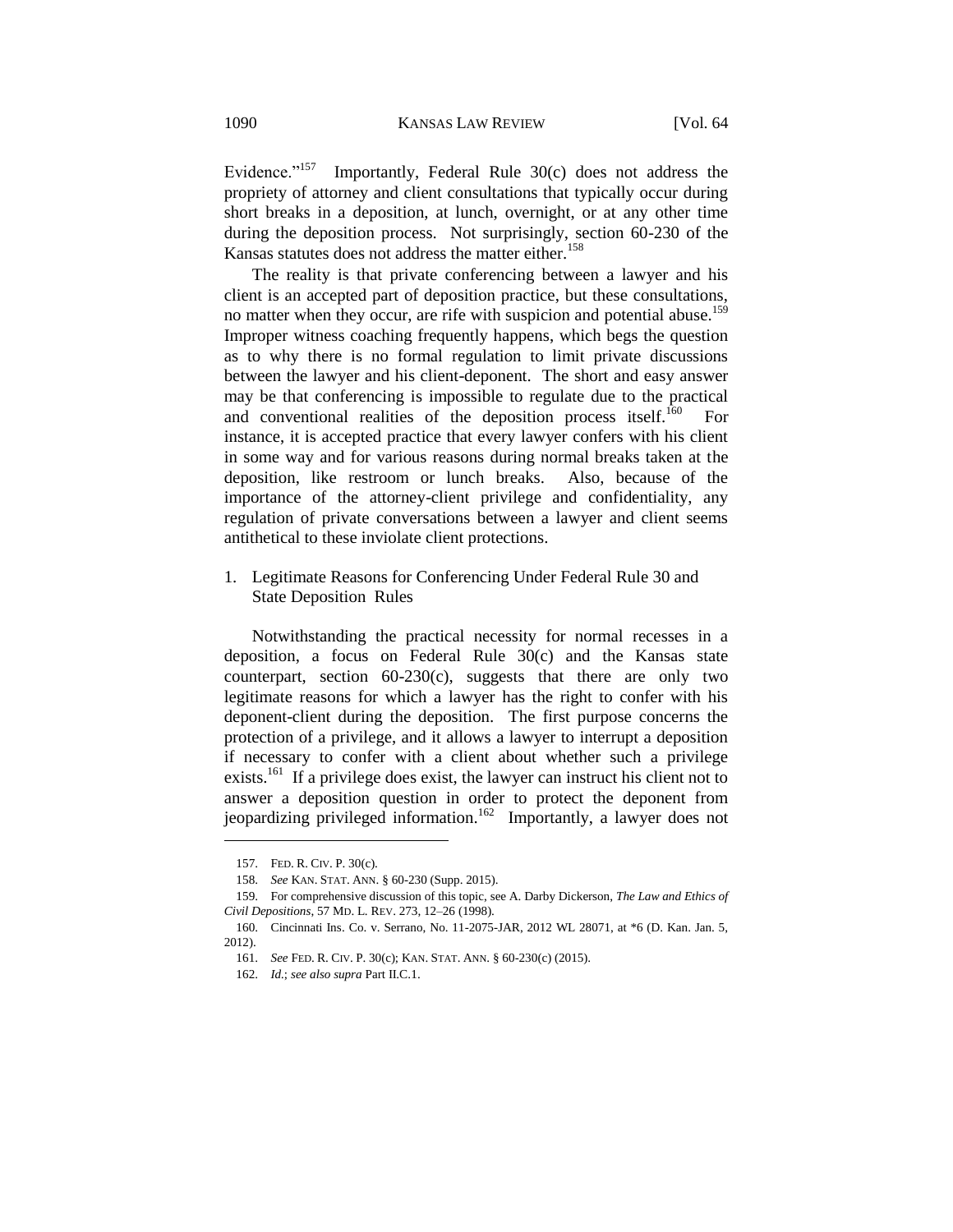Evidence."[157] Importantly, Federal Rule 30(c) does not address the propriety of attorney and client consultations that typically occur during short breaks in a deposition, at lunch, overnight, or at any other time during the deposition process. Not surprisingly, section 60-230 of the Kansas statutes does not address the matter either.[158]

The reality is that private conferencing between a lawyer and his client is an accepted part of deposition practice, but these consultations, no matter when they occur, are rife with suspicion and potential abuse.[159] Improper witness coaching frequently happens, which begs the question as to why there is no formal regulation to limit private discussions between the lawyer and his client-deponent. The short and easy answer may be that conferencing is impossible to regulate due to the practical and conventional realities of the deposition process itself.[160] For instance, it is accepted practice that every lawyer confers with his client in some way and for various reasons during normal breaks taken at the deposition, like restroom or lunch breaks. Also, because of the importance of the attorney-client privilege and confidentiality, any regulation of private conversations between a lawyer and client seems antithetical to these inviolate client protections.

### 1. Legitimate Reasons for Conferencing Under Federal Rule 30 and State Deposition Rules

Notwithstanding the practical necessity for normal recesses in a deposition, a focus on Federal Rule 30(c) and the Kansas state counterpart, section 60-230(c), suggests that there are only two legitimate reasons for which a lawyer has the right to confer with his deponent-client during the deposition. The first purpose concerns the protection of a privilege, and it allows a lawyer to interrupt a deposition if necessary to confer with a client about whether such a privilege exists.[161] If a privilege does exist, the lawyer can instruct his client not to answer a deposition question in order to protect the deponent from jeopardizing privileged information.[162] Importantly, a lawyer does not

---

157. FED. R. CIV. P. 30(c).

158. *See* KAN. STAT. ANN. § 60-230 (Supp. 2015).

159. For comprehensive discussion of this topic, see A. Darby Dickerson, *The Law and Ethics of Civil Depositions*, 57 MD. L. REV. 273, 12–26 (1998).

160. Cincinnati Ins. Co. v. Serrano, No. 11-2075-JAR, 2012 WL 28071, at *6 (D. Kan. Jan. 5, 2012).

161. *See* FED. R. CIV. P. 30(c); KAN. STAT. ANN. § 60-230(c) (2015).

162. *Id.*; *see also supra* Part II.C.1.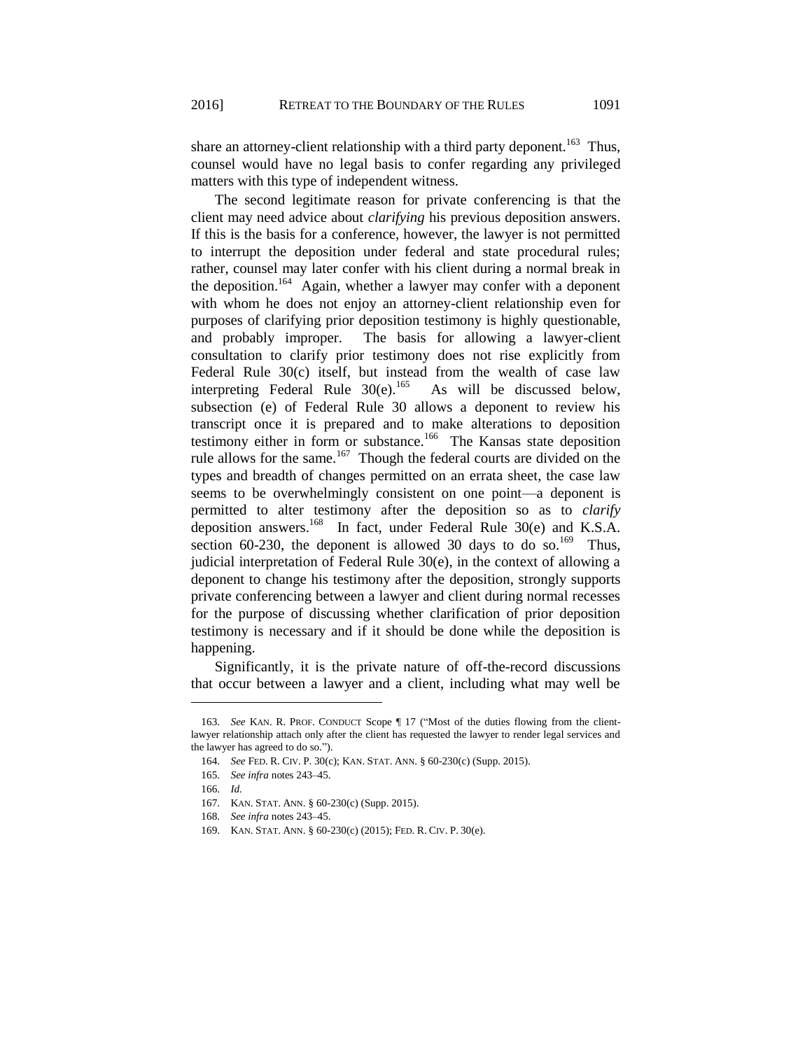share an attorney-client relationship with a third party deponent.[163] Thus, counsel would have no legal basis to confer regarding any privileged matters with this type of independent witness.

The second legitimate reason for private conferencing is that the client may need advice about *clarifying* his previous deposition answers. If this is the basis for a conference, however, the lawyer is not permitted to interrupt the deposition under federal and state procedural rules; rather, counsel may later confer with his client during a normal break in the deposition.[164] Again, whether a lawyer may confer with a deponent with whom he does not enjoy an attorney-client relationship even for purposes of clarifying prior deposition testimony is highly questionable, and probably improper. The basis for allowing a lawyer-client consultation to clarify prior testimony does not rise explicitly from Federal Rule 30(c) itself, but instead from the wealth of case law interpreting Federal Rule 30(e).[165] As will be discussed below, subsection (e) of Federal Rule 30 allows a deponent to review his transcript once it is prepared and to make alterations to deposition testimony either in form or substance.[166] The Kansas state deposition rule allows for the same.[167] Though the federal courts are divided on the types and breadth of changes permitted on an errata sheet, the case law seems to be overwhelmingly consistent on one point—a deponent is permitted to alter testimony after the deposition so as to *clarify* deposition answers.[168] In fact, under Federal Rule 30(e) and K.S.A. section 60-230, the deponent is allowed 30 days to do so.[169] Thus, judicial interpretation of Federal Rule 30(e), in the context of allowing a deponent to change his testimony after the deposition, strongly supports private conferencing between a lawyer and client during normal recesses for the purpose of discussing whether clarification of prior deposition testimony is necessary and if it should be done while the deposition is happening.

Significantly, it is the private nature of off-the-record discussions that occur between a lawyer and a client, including what may well be

---

163. *See* KAN. R. PROF. CONDUCT Scope ¶ 17 ("Most of the duties flowing from the client-lawyer relationship attach only after the client has requested the lawyer to render legal services and the lawyer has agreed to do so.").

164. *See* FED. R. CIV. P. 30(c); KAN. STAT. ANN. § 60-230(c) (Supp. 2015).

165. *See infra* notes 243–45.

166. *Id.*

167. KAN. STAT. ANN. § 60-230(c) (Supp. 2015).

168. *See infra* notes 243–45.

169. KAN. STAT. ANN. § 60-230(c) (2015); FED. R. CIV. P. 30(e).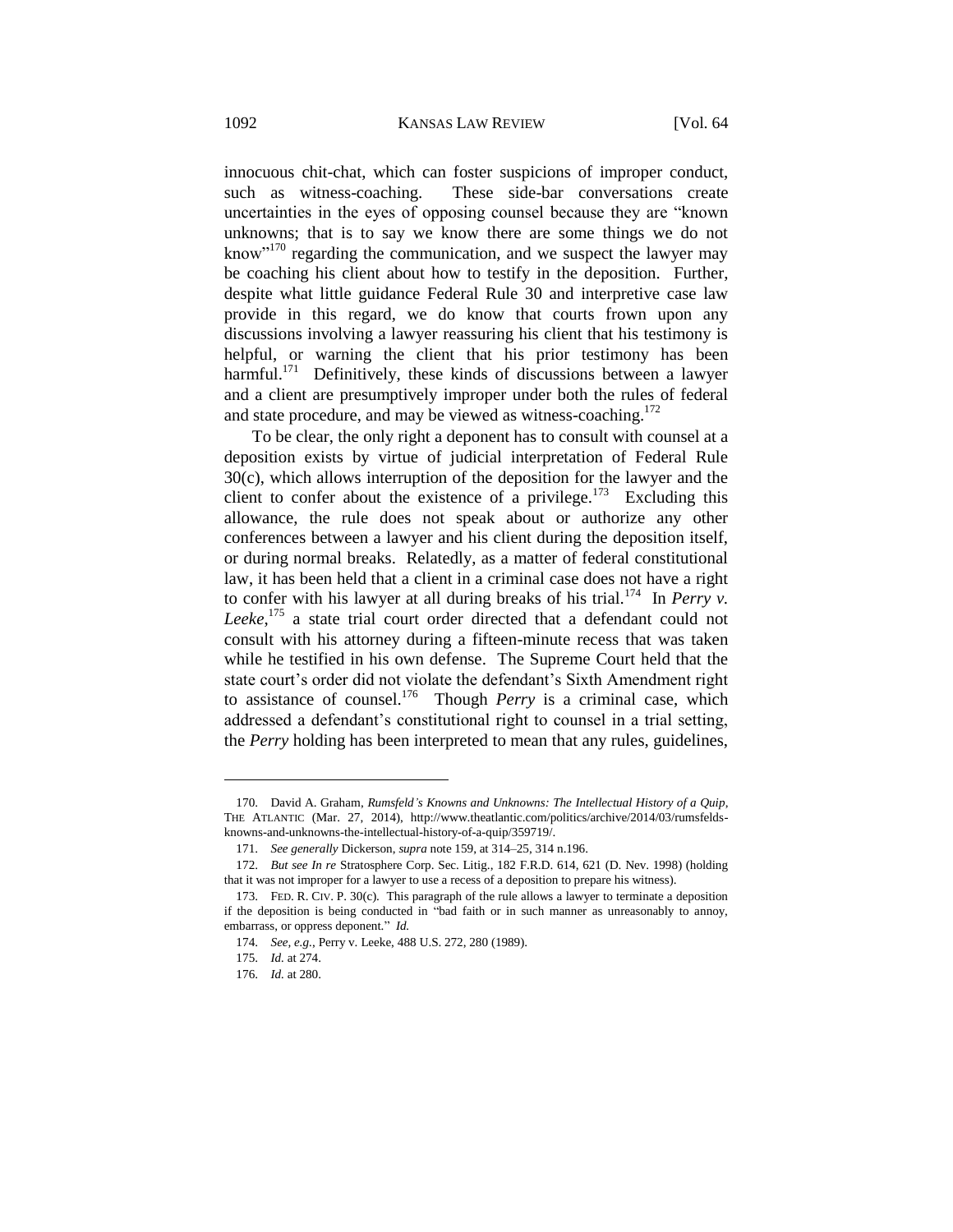innocuous chit-chat, which can foster suspicions of improper conduct, such as witness-coaching. These side-bar conversations create uncertainties in the eyes of opposing counsel because they are "known unknowns; that is to say we know there are some things we do not know"[170] regarding the communication, and we suspect the lawyer may be coaching his client about how to testify in the deposition. Further, despite what little guidance Federal Rule 30 and interpretive case law provide in this regard, we do know that courts frown upon any discussions involving a lawyer reassuring his client that his testimony is helpful, or warning the client that his prior testimony has been harmful.[171] Definitively, these kinds of discussions between a lawyer and a client are presumptively improper under both the rules of federal and state procedure, and may be viewed as witness-coaching.[172]

To be clear, the only right a deponent has to consult with counsel at a deposition exists by virtue of judicial interpretation of Federal Rule 30(c), which allows interruption of the deposition for the lawyer and the client to confer about the existence of a privilege.[173] Excluding this allowance, the rule does not speak about or authorize any other conferences between a lawyer and his client during the deposition itself, or during normal breaks. Relatedly, as a matter of federal constitutional law, it has been held that a client in a criminal case does not have a right to confer with his lawyer at all during breaks of his trial.[174] In *Perry v. Leeke*,[175] a state trial court order directed that a defendant could not consult with his attorney during a fifteen-minute recess that was taken while he testified in his own defense. The Supreme Court held that the state court's order did not violate the defendant's Sixth Amendment right to assistance of counsel.[176] Though *Perry* is a criminal case, which addressed a defendant's constitutional right to counsel in a trial setting, the *Perry* holding has been interpreted to mean that any rules, guidelines,

---

170. David A. Graham, *Rumsfeld's Knowns and Unknowns: The Intellectual History of a Quip*, THE ATLANTIC (Mar. 27, 2014), http://www.theatlantic.com/politics/archive/2014/03/rumsfelds-knowns-and-unknowns-the-intellectual-history-of-a-quip/359719/.

171. *See generally* Dickerson, *supra* note 159, at 314–25, 314 n.196.

172. *But see In re* Stratosphere Corp. Sec. Litig., 182 F.R.D. 614, 621 (D. Nev. 1998) (holding that it was not improper for a lawyer to use a recess of a deposition to prepare his witness).

173. FED. R. CIV. P. 30(c). This paragraph of the rule allows a lawyer to terminate a deposition if the deposition is being conducted in "bad faith or in such manner as unreasonably to annoy, embarrass, or oppress deponent." *Id.*

174. *See, e.g.*, Perry v. Leeke, 488 U.S. 272, 280 (1989).

175. *Id.* at 274.

176. *Id.* at 280.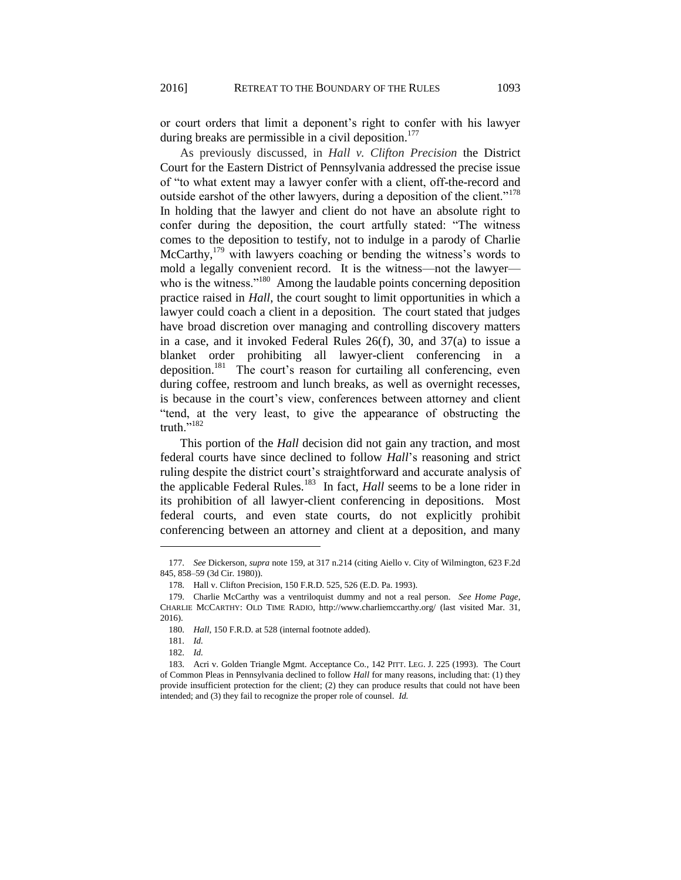or court orders that limit a deponent's right to confer with his lawyer during breaks are permissible in a civil deposition.[177]

As previously discussed, in *Hall v. Clifton Precision* the District Court for the Eastern District of Pennsylvania addressed the precise issue of "to what extent may a lawyer confer with a client, off-the-record and outside earshot of the other lawyers, during a deposition of the client."[178] In holding that the lawyer and client do not have an absolute right to confer during the deposition, the court artfully stated: "The witness comes to the deposition to testify, not to indulge in a parody of Charlie McCarthy,[179] with lawyers coaching or bending the witness's words to mold a legally convenient record. It is the witness—not the lawyer—who is the witness."[180] Among the laudable points concerning deposition practice raised in *Hall*, the court sought to limit opportunities in which a lawyer could coach a client in a deposition. The court stated that judges have broad discretion over managing and controlling discovery matters in a case, and it invoked Federal Rules 26(f), 30, and 37(a) to issue a blanket order prohibiting all lawyer-client conferencing in a deposition.[181] The court's reason for curtailing all conferencing, even during coffee, restroom and lunch breaks, as well as overnight recesses, is because in the court's view, conferences between attorney and client "tend, at the very least, to give the appearance of obstructing the truth."[182]

This portion of the *Hall* decision did not gain any traction, and most federal courts have since declined to follow *Hall*'s reasoning and strict ruling despite the district court's straightforward and accurate analysis of the applicable Federal Rules.[183] In fact, *Hall* seems to be a lone rider in its prohibition of all lawyer-client conferencing in depositions. Most federal courts, and even state courts, do not explicitly prohibit conferencing between an attorney and client at a deposition, and many

---

177. *See* Dickerson, *supra* note 159, at 317 n.214 (citing Aiello v. City of Wilmington, 623 F.2d 845, 858–59 (3d Cir. 1980)).

178. Hall v. Clifton Precision, 150 F.R.D. 525, 526 (E.D. Pa. 1993).

179. Charlie McCarthy was a ventriloquist dummy and not a real person. *See Home Page*, CHARLIE MCCARTHY: OLD TIME RADIO, http://www.charliemccarthy.org/ (last visited Mar. 31, 2016).

180. *Hall*, 150 F.R.D. at 528 (internal footnote added).

181. *Id.*

182. *Id.*

183. Acri v. Golden Triangle Mgmt. Acceptance Co., 142 PITT. LEG. J. 225 (1993). The Court of Common Pleas in Pennsylvania declined to follow *Hall* for many reasons, including that: (1) they provide insufficient protection for the client; (2) they can produce results that could not have been intended; and (3) they fail to recognize the proper role of counsel. *Id.*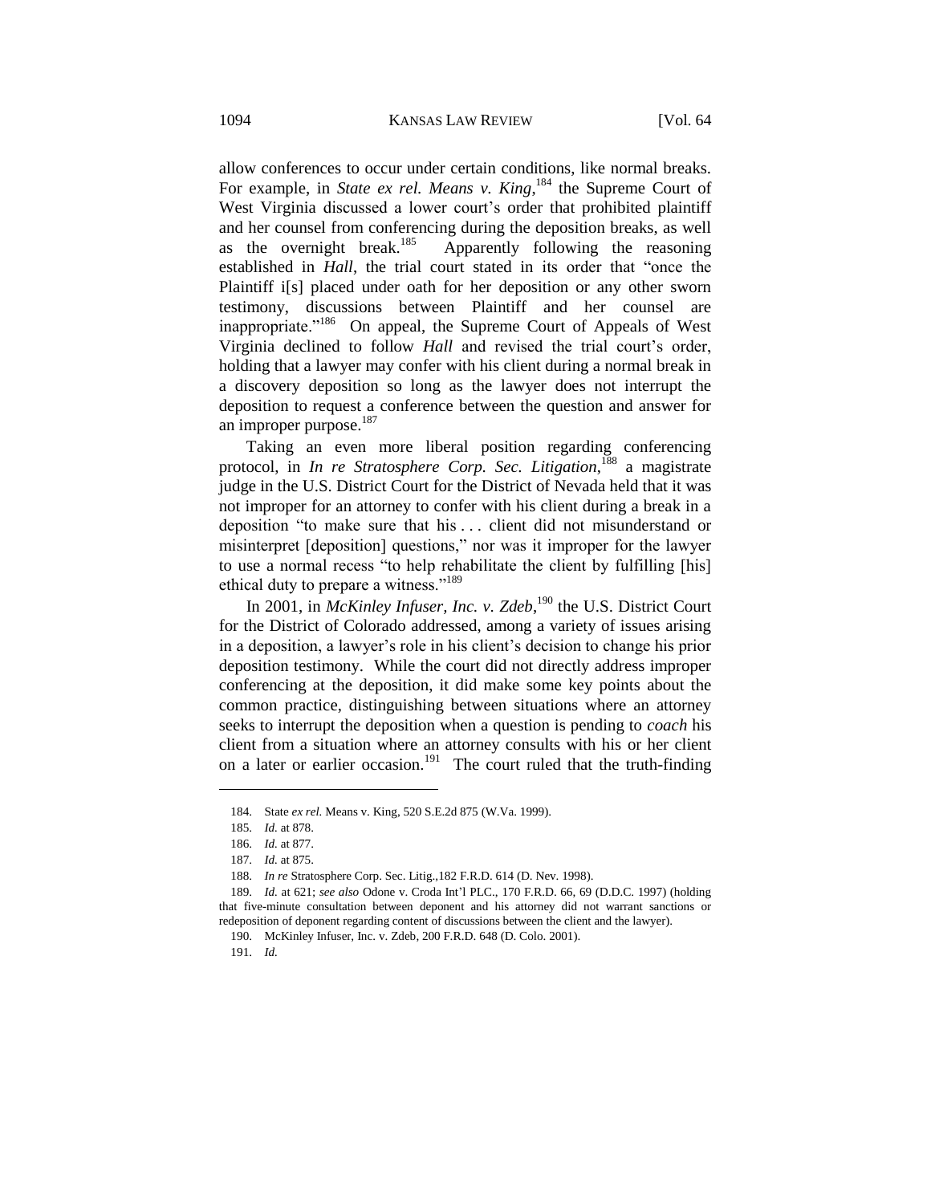allow conferences to occur under certain conditions, like normal breaks. For example, in *State ex rel. Means v. King*,[184] the Supreme Court of West Virginia discussed a lower court's order that prohibited plaintiff and her counsel from conferencing during the deposition breaks, as well as the overnight break.[185] Apparently following the reasoning established in *Hall*, the trial court stated in its order that "once the Plaintiff i[s] placed under oath for her deposition or any other sworn testimony, discussions between Plaintiff and her counsel are inappropriate."[186] On appeal, the Supreme Court of Appeals of West Virginia declined to follow *Hall* and revised the trial court's order, holding that a lawyer may confer with his client during a normal break in a discovery deposition so long as the lawyer does not interrupt the deposition to request a conference between the question and answer for an improper purpose.[187]

Taking an even more liberal position regarding conferencing protocol, in *In re Stratosphere Corp. Sec. Litigation*,[188] a magistrate judge in the U.S. District Court for the District of Nevada held that it was not improper for an attorney to confer with his client during a break in a deposition "to make sure that his . . . client did not misunderstand or misinterpret [deposition] questions," nor was it improper for the lawyer to use a normal recess "to help rehabilitate the client by fulfilling [his] ethical duty to prepare a witness."[189]

In 2001, in *McKinley Infuser, Inc. v. Zdeb*,[190] the U.S. District Court for the District of Colorado addressed, among a variety of issues arising in a deposition, a lawyer's role in his client's decision to change his prior deposition testimony. While the court did not directly address improper conferencing at the deposition, it did make some key points about the common practice, distinguishing between situations where an attorney seeks to interrupt the deposition when a question is pending to *coach* his client from a situation where an attorney consults with his or her client on a later or earlier occasion.[191] The court ruled that the truth-finding

---

184. State *ex rel.* Means v. King, 520 S.E.2d 875 (W.Va. 1999).

185. *Id.* at 878.

186. *Id.* at 877.

187. *Id.* at 875.

188. *In re* Stratosphere Corp. Sec. Litig.,182 F.R.D. 614 (D. Nev. 1998).

189. *Id.* at 621; *see also* Odone v. Croda Int'l PLC., 170 F.R.D. 66, 69 (D.D.C. 1997) (holding that five-minute consultation between deponent and his attorney did not warrant sanctions or redeposition of deponent regarding content of discussions between the client and the lawyer).

190. McKinley Infuser, Inc. v. Zdeb, 200 F.R.D. 648 (D. Colo. 2001).

191. *Id.*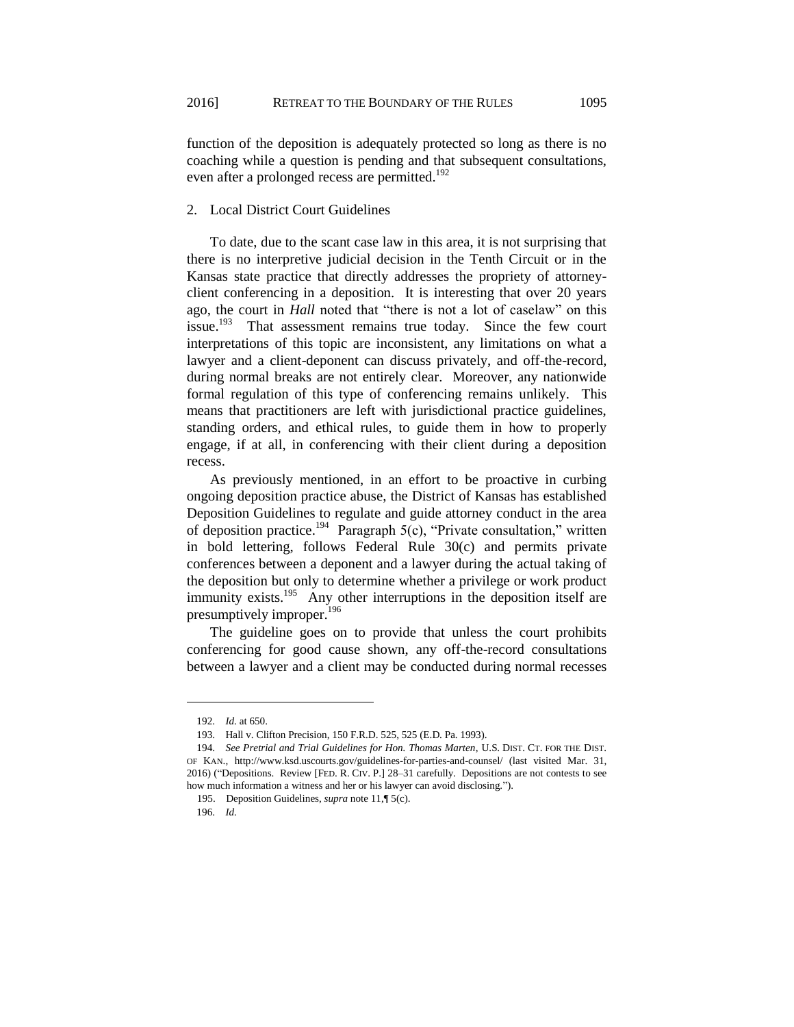function of the deposition is adequately protected so long as there is no coaching while a question is pending and that subsequent consultations, even after a prolonged recess are permitted.[192]

### 2. Local District Court Guidelines

To date, due to the scant case law in this area, it is not surprising that there is no interpretive judicial decision in the Tenth Circuit or in the Kansas state practice that directly addresses the propriety of attorney-client conferencing in a deposition. It is interesting that over 20 years ago, the court in *Hall* noted that "there is not a lot of caselaw" on this issue.[193] That assessment remains true today. Since the few court interpretations of this topic are inconsistent, any limitations on what a lawyer and a client-deponent can discuss privately, and off-the-record, during normal breaks are not entirely clear. Moreover, any nationwide formal regulation of this type of conferencing remains unlikely. This means that practitioners are left with jurisdictional practice guidelines, standing orders, and ethical rules, to guide them in how to properly engage, if at all, in conferencing with their client during a deposition recess.

As previously mentioned, in an effort to be proactive in curbing ongoing deposition practice abuse, the District of Kansas has established Deposition Guidelines to regulate and guide attorney conduct in the area of deposition practice.[194] Paragraph 5(c), "Private consultation," written in bold lettering, follows Federal Rule 30(c) and permits private conferences between a deponent and a lawyer during the actual taking of the deposition but only to determine whether a privilege or work product immunity exists.[195] Any other interruptions in the deposition itself are presumptively improper.[196]

The guideline goes on to provide that unless the court prohibits conferencing for good cause shown, any off-the-record consultations between a lawyer and a client may be conducted during normal recesses

---

192. *Id.* at 650.

193. Hall v. Clifton Precision, 150 F.R.D. 525, 525 (E.D. Pa. 1993).

194. *See Pretrial and Trial Guidelines for Hon. Thomas Marten*, U.S. DIST. CT. FOR THE DIST. OF KAN., http://www.ksd.uscourts.gov/guidelines-for-parties-and-counsel/ (last visited Mar. 31, 2016) ("Depositions. Review [FED. R. CIV. P.] 28–31 carefully. Depositions are not contests to see how much information a witness and her or his lawyer can avoid disclosing.").

195. Deposition Guidelines, *supra* note 11,¶ 5(c).

196. *Id.*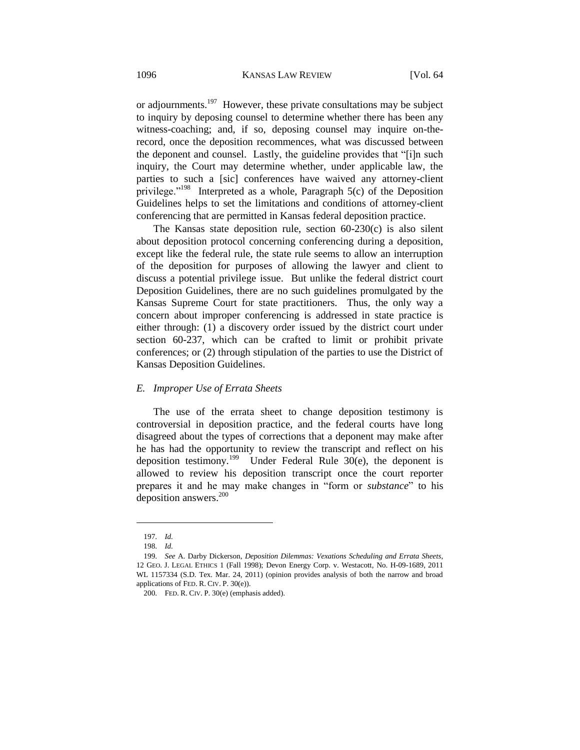or adjournments.[197] However, these private consultations may be subject to inquiry by deposing counsel to determine whether there has been any witness-coaching; and, if so, deposing counsel may inquire on-the-record, once the deposition recommences, what was discussed between the deponent and counsel. Lastly, the guideline provides that "[i]n such inquiry, the Court may determine whether, under applicable law, the parties to such a [sic] conferences have waived any attorney-client privilege."[198] Interpreted as a whole, Paragraph 5(c) of the Deposition Guidelines helps to set the limitations and conditions of attorney-client conferencing that are permitted in Kansas federal deposition practice.

The Kansas state deposition rule, section 60-230(c) is also silent about deposition protocol concerning conferencing during a deposition, except like the federal rule, the state rule seems to allow an interruption of the deposition for purposes of allowing the lawyer and client to discuss a potential privilege issue. But unlike the federal district court Deposition Guidelines, there are no such guidelines promulgated by the Kansas Supreme Court for state practitioners. Thus, the only way a concern about improper conferencing is addressed in state practice is either through: (1) a discovery order issued by the district court under section 60-237, which can be crafted to limit or prohibit private conferences; or (2) through stipulation of the parties to use the District of Kansas Deposition Guidelines.

### *E. Improper Use of Errata Sheets*

The use of the errata sheet to change deposition testimony is controversial in deposition practice, and the federal courts have long disagreed about the types of corrections that a deponent may make after he has had the opportunity to review the transcript and reflect on his deposition testimony.[199] Under Federal Rule 30(e), the deponent is allowed to review his deposition transcript once the court reporter prepares it and he may make changes in "form or *substance*" to his deposition answers.[200]

---

197. *Id.*

198. *Id.*

199. *See* A. Darby Dickerson, *Deposition Dilemmas: Vexations Scheduling and Errata Sheets*, 12 GEO. J. LEGAL ETHICS 1 (Fall 1998); Devon Energy Corp. v. Westacott, No. H-09-1689, 2011 WL 1157334 (S.D. Tex. Mar. 24, 2011) (opinion provides analysis of both the narrow and broad applications of FED. R. CIV. P. 30(e)).

200. FED. R. CIV. P. 30(e) (emphasis added).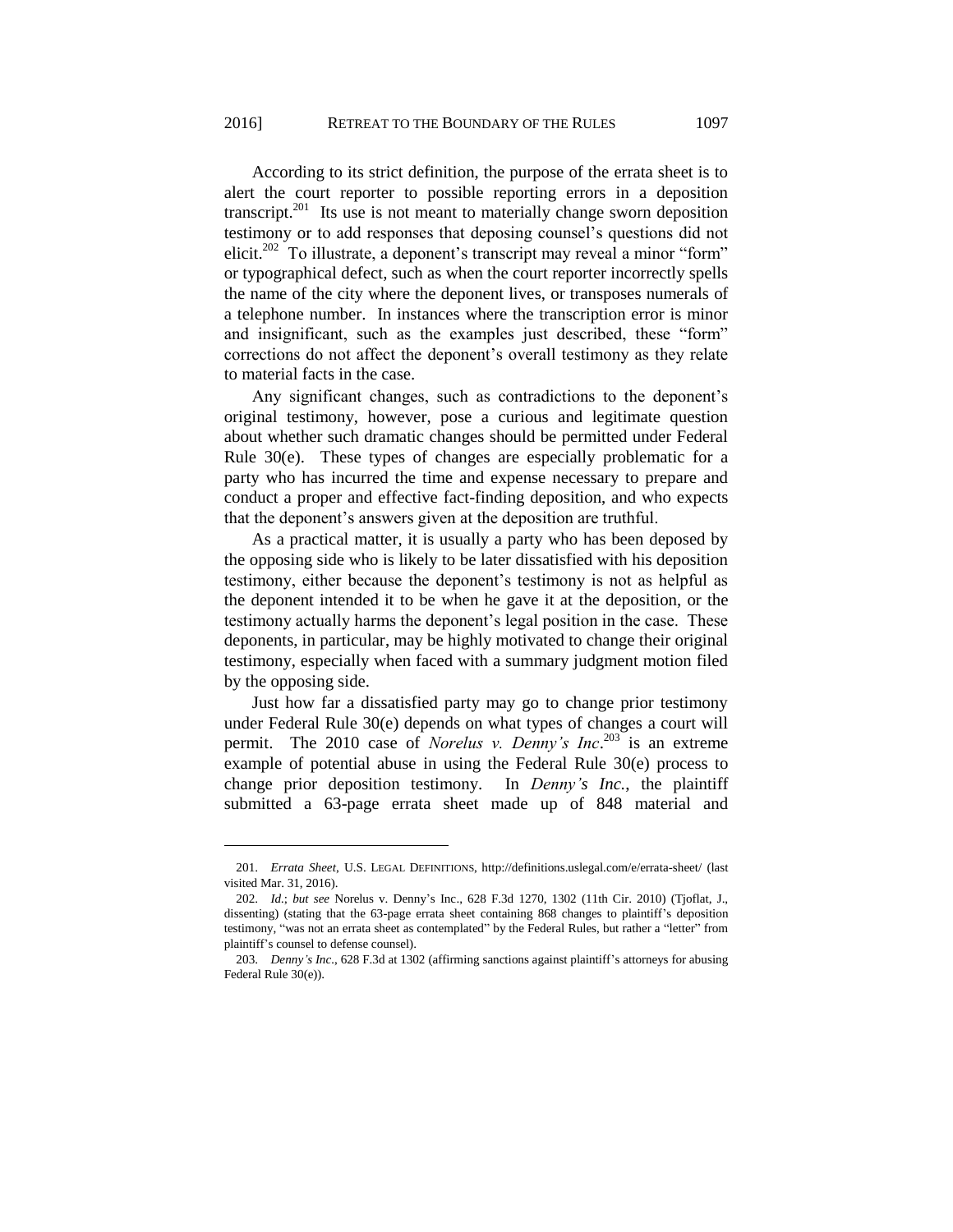According to its strict definition, the purpose of the errata sheet is to alert the court reporter to possible reporting errors in a deposition transcript.[201] Its use is not meant to materially change sworn deposition testimony or to add responses that deposing counsel's questions did not elicit.[202] To illustrate, a deponent's transcript may reveal a minor "form" or typographical defect, such as when the court reporter incorrectly spells the name of the city where the deponent lives, or transposes numerals of a telephone number. In instances where the transcription error is minor and insignificant, such as the examples just described, these "form" corrections do not affect the deponent's overall testimony as they relate to material facts in the case.

Any significant changes, such as contradictions to the deponent's original testimony, however, pose a curious and legitimate question about whether such dramatic changes should be permitted under Federal Rule 30(e). These types of changes are especially problematic for a party who has incurred the time and expense necessary to prepare and conduct a proper and effective fact-finding deposition, and who expects that the deponent's answers given at the deposition are truthful.

As a practical matter, it is usually a party who has been deposed by the opposing side who is likely to be later dissatisfied with his deposition testimony, either because the deponent's testimony is not as helpful as the deponent intended it to be when he gave it at the deposition, or the testimony actually harms the deponent's legal position in the case. These deponents, in particular, may be highly motivated to change their original testimony, especially when faced with a summary judgment motion filed by the opposing side.

Just how far a dissatisfied party may go to change prior testimony under Federal Rule 30(e) depends on what types of changes a court will permit. The 2010 case of *Norelus v. Denny's Inc*.[203] is an extreme example of potential abuse in using the Federal Rule 30(e) process to change prior deposition testimony. In *Denny's Inc.*, the plaintiff submitted a 63-page errata sheet made up of 848 material and

---

201. *Errata Sheet*, U.S. LEGAL DEFINITIONS, http://definitions.uslegal.com/e/errata-sheet/ (last visited Mar. 31, 2016).

202. *Id.*; *but see* Norelus v. Denny's Inc., 628 F.3d 1270, 1302 (11th Cir. 2010) (Tjoflat, J., dissenting) (stating that the 63-page errata sheet containing 868 changes to plaintiff's deposition testimony, "was not an errata sheet as contemplated" by the Federal Rules, but rather a "letter" from plaintiff's counsel to defense counsel).

203. *Denny's Inc*., 628 F.3d at 1302 (affirming sanctions against plaintiff's attorneys for abusing Federal Rule 30(e)).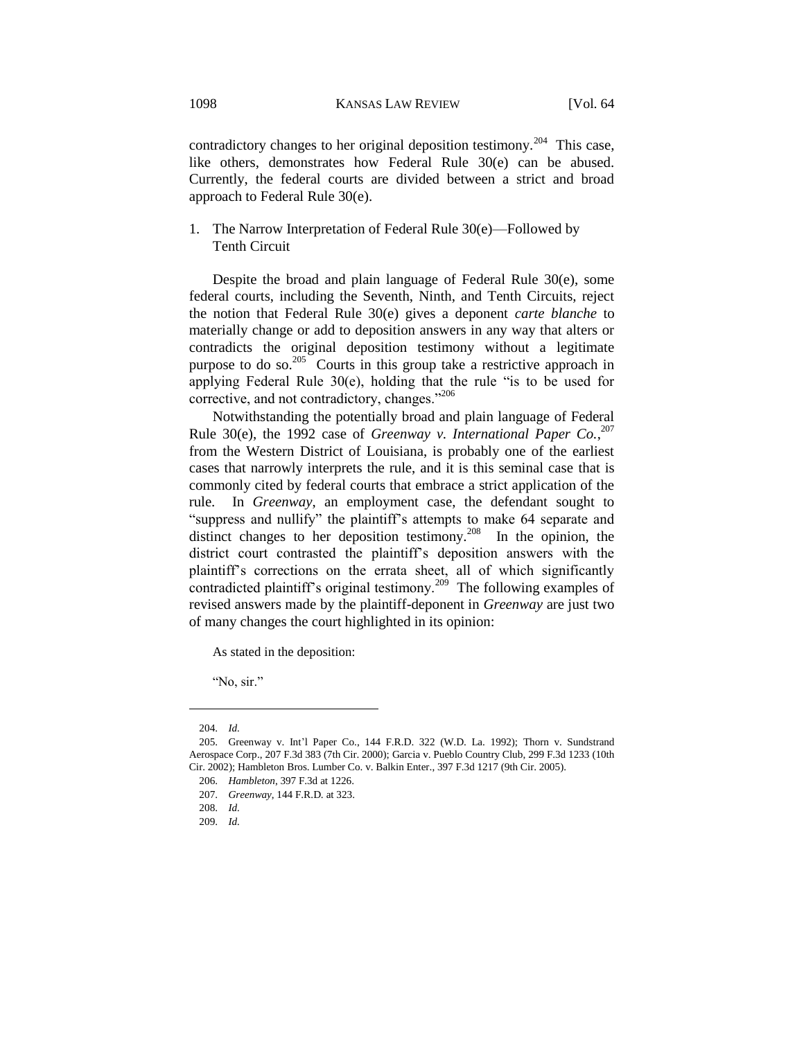contradictory changes to her original deposition testimony.[204] This case, like others, demonstrates how Federal Rule 30(e) can be abused. Currently, the federal courts are divided between a strict and broad approach to Federal Rule 30(e).

### 1. The Narrow Interpretation of Federal Rule 30(e)—Followed by Tenth Circuit

Despite the broad and plain language of Federal Rule 30(e), some federal courts, including the Seventh, Ninth, and Tenth Circuits, reject the notion that Federal Rule 30(e) gives a deponent *carte blanche* to materially change or add to deposition answers in any way that alters or contradicts the original deposition testimony without a legitimate purpose to do so.[205] Courts in this group take a restrictive approach in applying Federal Rule 30(e), holding that the rule "is to be used for corrective, and not contradictory, changes."[206]

Notwithstanding the potentially broad and plain language of Federal Rule 30(e), the 1992 case of *Greenway v. International Paper Co.*,[207] from the Western District of Louisiana, is probably one of the earliest cases that narrowly interprets the rule, and it is this seminal case that is commonly cited by federal courts that embrace a strict application of the rule. In *Greenway*, an employment case, the defendant sought to "suppress and nullify" the plaintiff's attempts to make 64 separate and distinct changes to her deposition testimony.[208] In the opinion, the district court contrasted the plaintiff's deposition answers with the plaintiff's corrections on the errata sheet, all of which significantly contradicted plaintiff's original testimony.[209] The following examples of revised answers made by the plaintiff-deponent in *Greenway* are just two of many changes the court highlighted in its opinion:

As stated in the deposition:

"No, sir."

---

204. *Id.*

205. Greenway v. Int'l Paper Co., 144 F.R.D. 322 (W.D. La. 1992); Thorn v. Sundstrand Aerospace Corp., 207 F.3d 383 (7th Cir. 2000); Garcia v. Pueblo Country Club, 299 F.3d 1233 (10th Cir. 2002); Hambleton Bros. Lumber Co. v. Balkin Enter., 397 F.3d 1217 (9th Cir. 2005).

206. *Hambleton*, 397 F.3d at 1226.

207. *Greenway*, 144 F.R.D. at 323.

208. *Id.*

209. *Id.*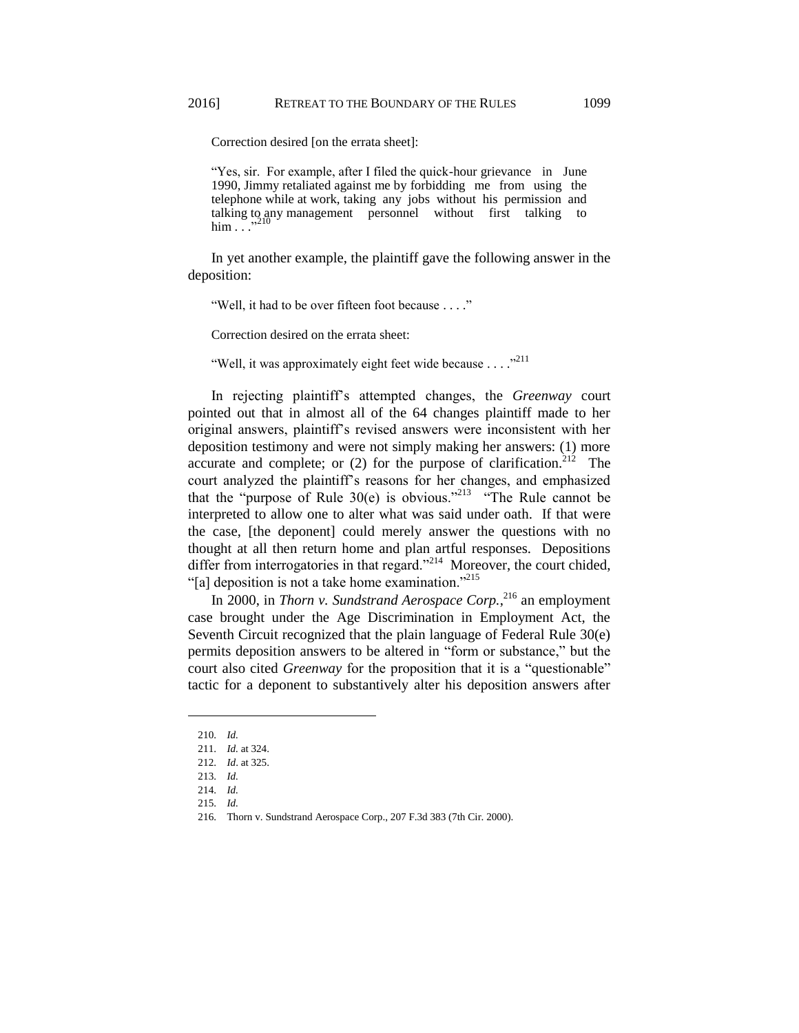Correction desired [on the errata sheet]:

> "Yes, sir. For example, after I filed the quick-hour grievance in June 1990, Jimmy retaliated against me by forbidding me from using the telephone while at work, taking any jobs without his permission and talking to any management personnel without first talking to him . . ."[210]

In yet another example, the plaintiff gave the following answer in the deposition:

> "Well, it had to be over fifteen foot because . . . ."

Correction desired on the errata sheet:

> "Well, it was approximately eight feet wide because . . . ."[211]

In rejecting plaintiff's attempted changes, the *Greenway* court pointed out that in almost all of the 64 changes plaintiff made to her original answers, plaintiff's revised answers were inconsistent with her deposition testimony and were not simply making her answers: (1) more accurate and complete; or (2) for the purpose of clarification.[212] The court analyzed the plaintiff's reasons for her changes, and emphasized that the "purpose of Rule 30(e) is obvious."[213] "The Rule cannot be interpreted to allow one to alter what was said under oath. If that were the case, [the deponent] could merely answer the questions with no thought at all then return home and plan artful responses. Depositions differ from interrogatories in that regard."[214] Moreover, the court chided, "[a] deposition is not a take home examination."[215]

In 2000, in *Thorn v. Sundstrand Aerospace Corp.*,[216] an employment case brought under the Age Discrimination in Employment Act, the Seventh Circuit recognized that the plain language of Federal Rule 30(e) permits deposition answers to be altered in "form or substance," but the court also cited *Greenway* for the proposition that it is a "questionable" tactic for a deponent to substantively alter his deposition answers after

---

210. *Id.*
211. *Id.* at 324.
212. *Id*. at 325.
213. *Id.*
214. *Id.*
215. *Id.*
216. Thorn v. Sundstrand Aerospace Corp., 207 F.3d 383 (7th Cir. 2000).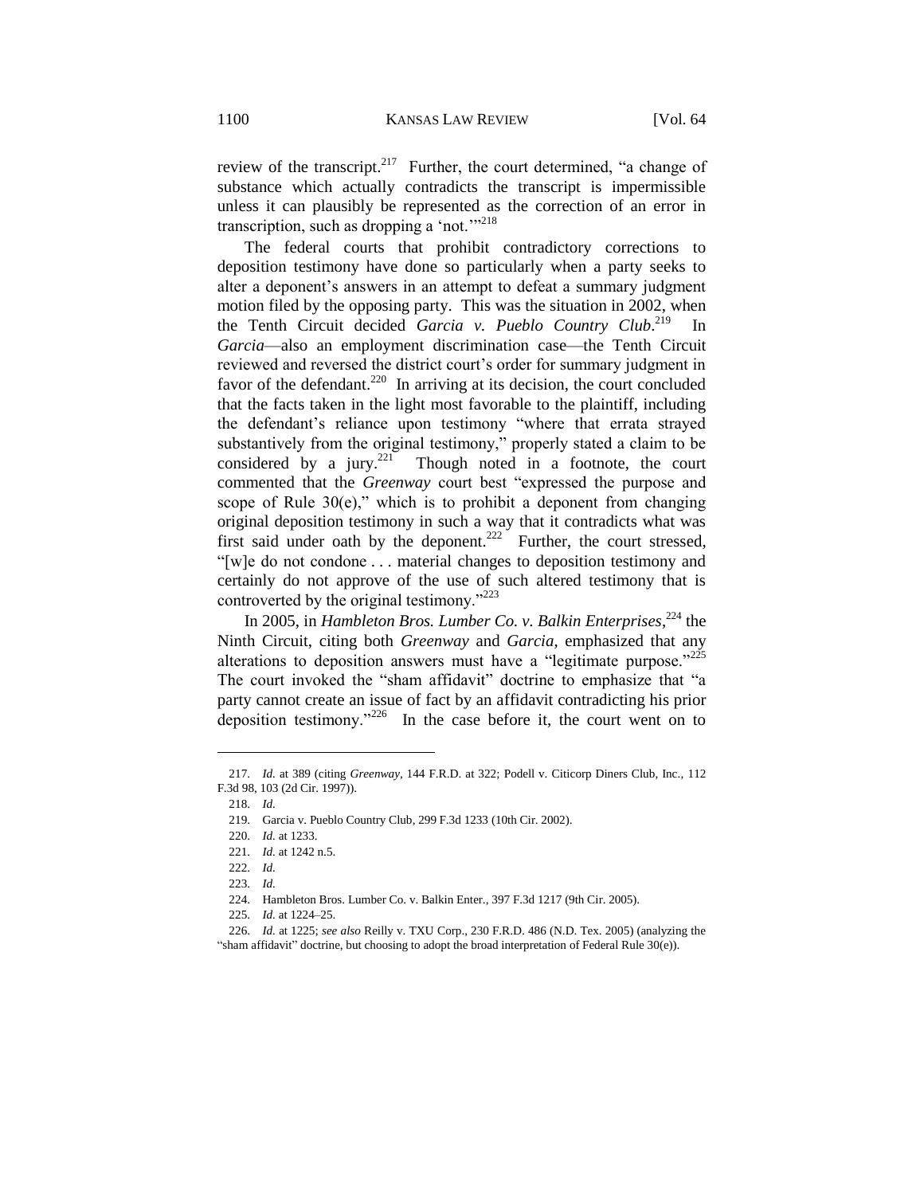review of the transcript.[217] Further, the court determined, "a change of substance which actually contradicts the transcript is impermissible unless it can plausibly be represented as the correction of an error in transcription, such as dropping a 'not.'"[218]

The federal courts that prohibit contradictory corrections to deposition testimony have done so particularly when a party seeks to alter a deponent's answers in an attempt to defeat a summary judgment motion filed by the opposing party. This was the situation in 2002, when the Tenth Circuit decided *Garcia v. Pueblo Country Club*.[219] In *Garcia*—also an employment discrimination case—the Tenth Circuit reviewed and reversed the district court's order for summary judgment in favor of the defendant.[220] In arriving at its decision, the court concluded that the facts taken in the light most favorable to the plaintiff, including the defendant's reliance upon testimony "where that errata strayed substantively from the original testimony," properly stated a claim to be considered by a jury.[221] Though noted in a footnote, the court commented that the *Greenway* court best "expressed the purpose and scope of Rule 30(e)," which is to prohibit a deponent from changing original deposition testimony in such a way that it contradicts what was first said under oath by the deponent.[222] Further, the court stressed, "[w]e do not condone . . . material changes to deposition testimony and certainly do not approve of the use of such altered testimony that is controverted by the original testimony."[223]

In 2005, in *Hambleton Bros. Lumber Co. v. Balkin Enterprises*,[224] the Ninth Circuit, citing both *Greenway* and *Garcia*, emphasized that any alterations to deposition answers must have a "legitimate purpose."[225] The court invoked the "sham affidavit" doctrine to emphasize that "a party cannot create an issue of fact by an affidavit contradicting his prior deposition testimony."[226] In the case before it, the court went on to

---

217. *Id.* at 389 (citing *Greenway*, 144 F.R.D. at 322; Podell v. Citicorp Diners Club, Inc., 112 F.3d 98, 103 (2d Cir. 1997)).

218. *Id.*

219. Garcia v. Pueblo Country Club, 299 F.3d 1233 (10th Cir. 2002).

220. *Id.* at 1233.

221. *Id.* at 1242 n.5.

222. *Id.*

223. *Id.*

224. Hambleton Bros. Lumber Co. v. Balkin Enter., 397 F.3d 1217 (9th Cir. 2005).

225. *Id.* at 1224–25.

226. *Id.* at 1225; *see also* Reilly v. TXU Corp., 230 F.R.D. 486 (N.D. Tex. 2005) (analyzing the "sham affidavit" doctrine, but choosing to adopt the broad interpretation of Federal Rule 30(e)).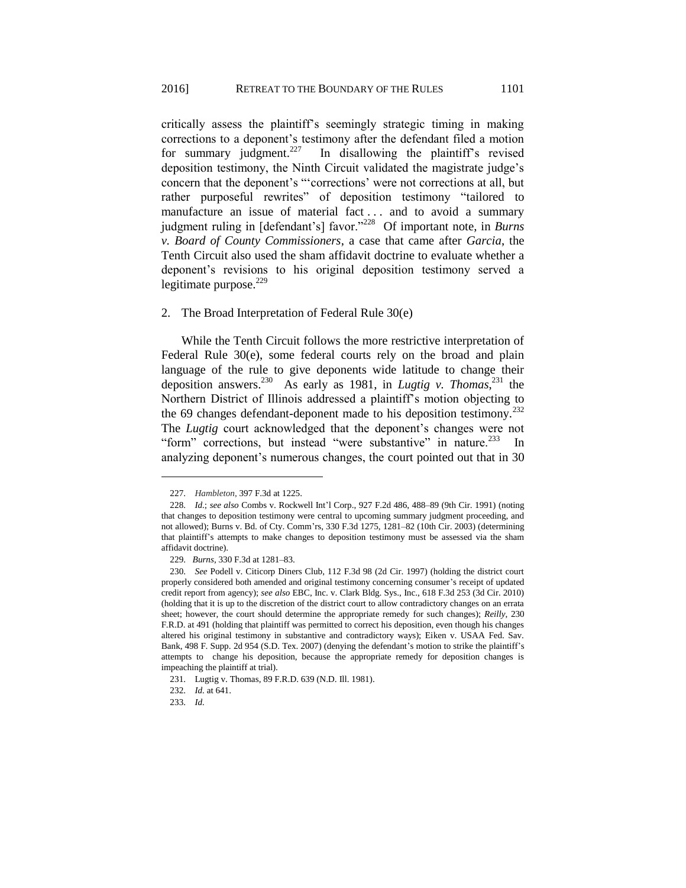critically assess the plaintiff's seemingly strategic timing in making corrections to a deponent's testimony after the defendant filed a motion for summary judgment.[227] In disallowing the plaintiff's revised deposition testimony, the Ninth Circuit validated the magistrate judge's concern that the deponent's "'corrections' were not corrections at all, but rather purposeful rewrites" of deposition testimony "tailored to manufacture an issue of material fact . . . and to avoid a summary judgment ruling in [defendant's] favor."[228] Of important note, in *Burns v. Board of County Commissioners*, a case that came after *Garcia*, the Tenth Circuit also used the sham affidavit doctrine to evaluate whether a deponent's revisions to his original deposition testimony served a legitimate purpose.[229]

2. The Broad Interpretation of Federal Rule 30(e)

While the Tenth Circuit follows the more restrictive interpretation of Federal Rule 30(e), some federal courts rely on the broad and plain language of the rule to give deponents wide latitude to change their deposition answers.[230] As early as 1981, in *Lugtig v. Thomas*,[231] the Northern District of Illinois addressed a plaintiff's motion objecting to the 69 changes defendant-deponent made to his deposition testimony.[232] The *Lugtig* court acknowledged that the deponent's changes were not "form" corrections, but instead "were substantive" in nature.[233] In analyzing deponent's numerous changes, the court pointed out that in 30

---

227. *Hambleton*, 397 F.3d at 1225.

228. *Id.*; *see also* Combs v. Rockwell Int'l Corp., 927 F.2d 486, 488–89 (9th Cir. 1991) (noting that changes to deposition testimony were central to upcoming summary judgment proceeding, and not allowed); Burns v. Bd. of Cty. Comm'rs, 330 F.3d 1275, 1281–82 (10th Cir. 2003) (determining that plaintiff's attempts to make changes to deposition testimony must be assessed via the sham affidavit doctrine).

229. *Burns*, 330 F.3d at 1281–83.

230. *See* Podell v. Citicorp Diners Club, 112 F.3d 98 (2d Cir. 1997) (holding the district court properly considered both amended and original testimony concerning consumer's receipt of updated credit report from agency); *see also* EBC, Inc. v. Clark Bldg. Sys., Inc., 618 F.3d 253 (3d Cir. 2010) (holding that it is up to the discretion of the district court to allow contradictory changes on an errata sheet; however, the court should determine the appropriate remedy for such changes); *Reilly*, 230 F.R.D. at 491 (holding that plaintiff was permitted to correct his deposition, even though his changes altered his original testimony in substantive and contradictory ways); Eiken v. USAA Fed. Sav. Bank, 498 F. Supp. 2d 954 (S.D. Tex. 2007) (denying the defendant's motion to strike the plaintiff's attempts to change his deposition, because the appropriate remedy for deposition changes is impeaching the plaintiff at trial).

231. Lugtig v. Thomas, 89 F.R.D. 639 (N.D. Ill. 1981).

232. *Id.* at 641.

233. *Id.*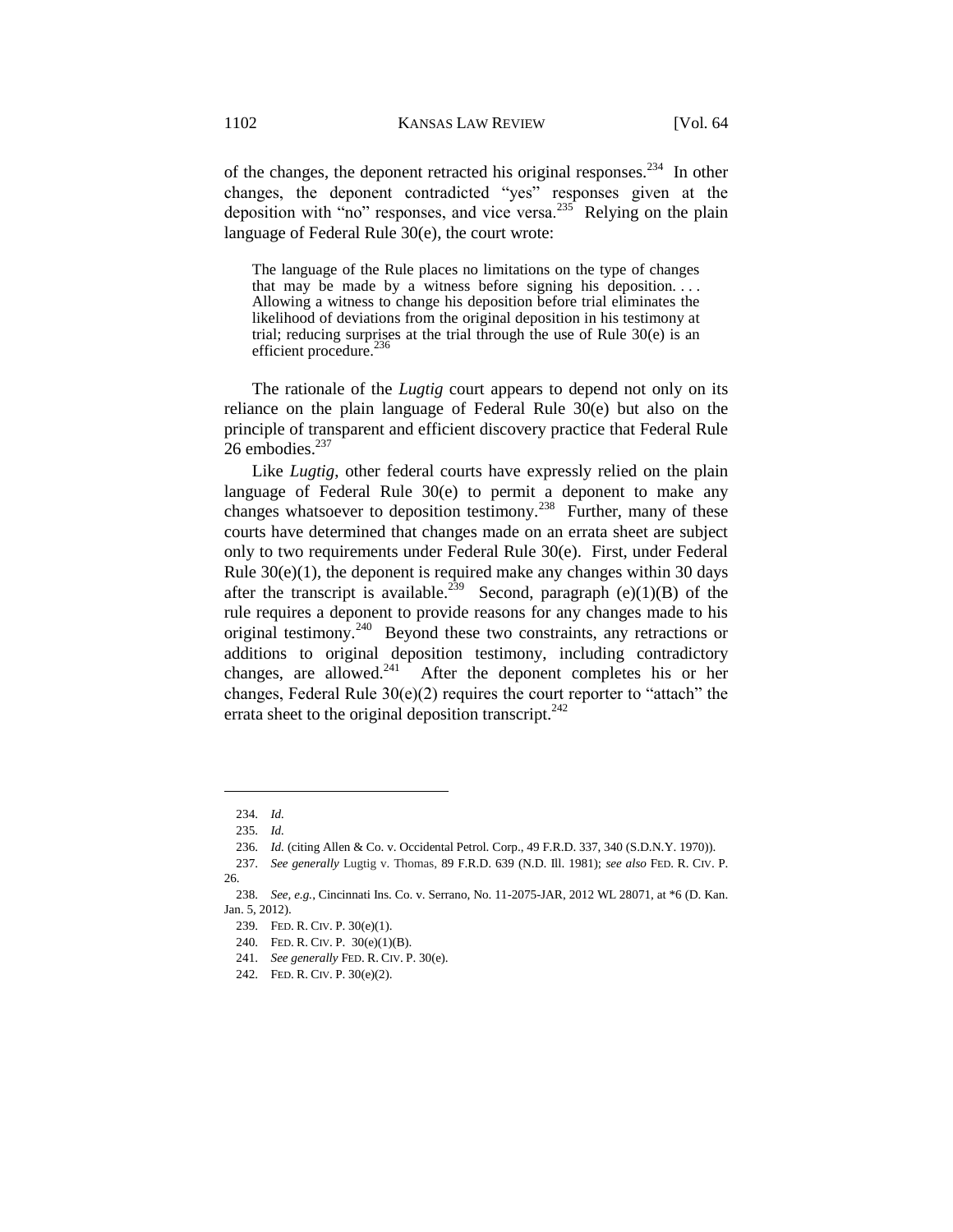of the changes, the deponent retracted his original responses.[234] In other changes, the deponent contradicted "yes" responses given at the deposition with "no" responses, and vice versa.[235] Relying on the plain language of Federal Rule 30(e), the court wrote:

> The language of the Rule places no limitations on the type of changes that may be made by a witness before signing his deposition. . . . Allowing a witness to change his deposition before trial eliminates the likelihood of deviations from the original deposition in his testimony at trial; reducing surprises at the trial through the use of Rule 30(e) is an efficient procedure.[236]

The rationale of the *Lugtig* court appears to depend not only on its reliance on the plain language of Federal Rule 30(e) but also on the principle of transparent and efficient discovery practice that Federal Rule 26 embodies.[237]

Like *Lugtig*, other federal courts have expressly relied on the plain language of Federal Rule 30(e) to permit a deponent to make any changes whatsoever to deposition testimony.[238] Further, many of these courts have determined that changes made on an errata sheet are subject only to two requirements under Federal Rule 30(e). First, under Federal Rule 30(e)(1), the deponent is required make any changes within 30 days after the transcript is available.[239] Second, paragraph (e)(1)(B) of the rule requires a deponent to provide reasons for any changes made to his original testimony.[240] Beyond these two constraints, any retractions or additions to original deposition testimony, including contradictory changes, are allowed.[241] After the deponent completes his or her changes, Federal Rule 30(e)(2) requires the court reporter to "attach" the errata sheet to the original deposition transcript.[242]

---

234. *Id.*

235. *Id.*

236. *Id.* (citing Allen & Co. v. Occidental Petrol. Corp., 49 F.R.D. 337, 340 (S.D.N.Y. 1970)).

237. *See generally* Lugtig v. Thomas, 89 F.R.D. 639 (N.D. Ill. 1981); *see also* FED. R. CIV. P. 26.

238. *See, e.g.*, Cincinnati Ins. Co. v. Serrano, No. 11-2075-JAR, 2012 WL 28071, at *6 (D. Kan. Jan. 5, 2012).

239. FED. R. CIV. P. 30(e)(1).

240. FED. R. CIV. P. 30(e)(1)(B).

241. *See generally* FED. R. CIV. P. 30(e).

242. FED. R. CIV. P. 30(e)(2).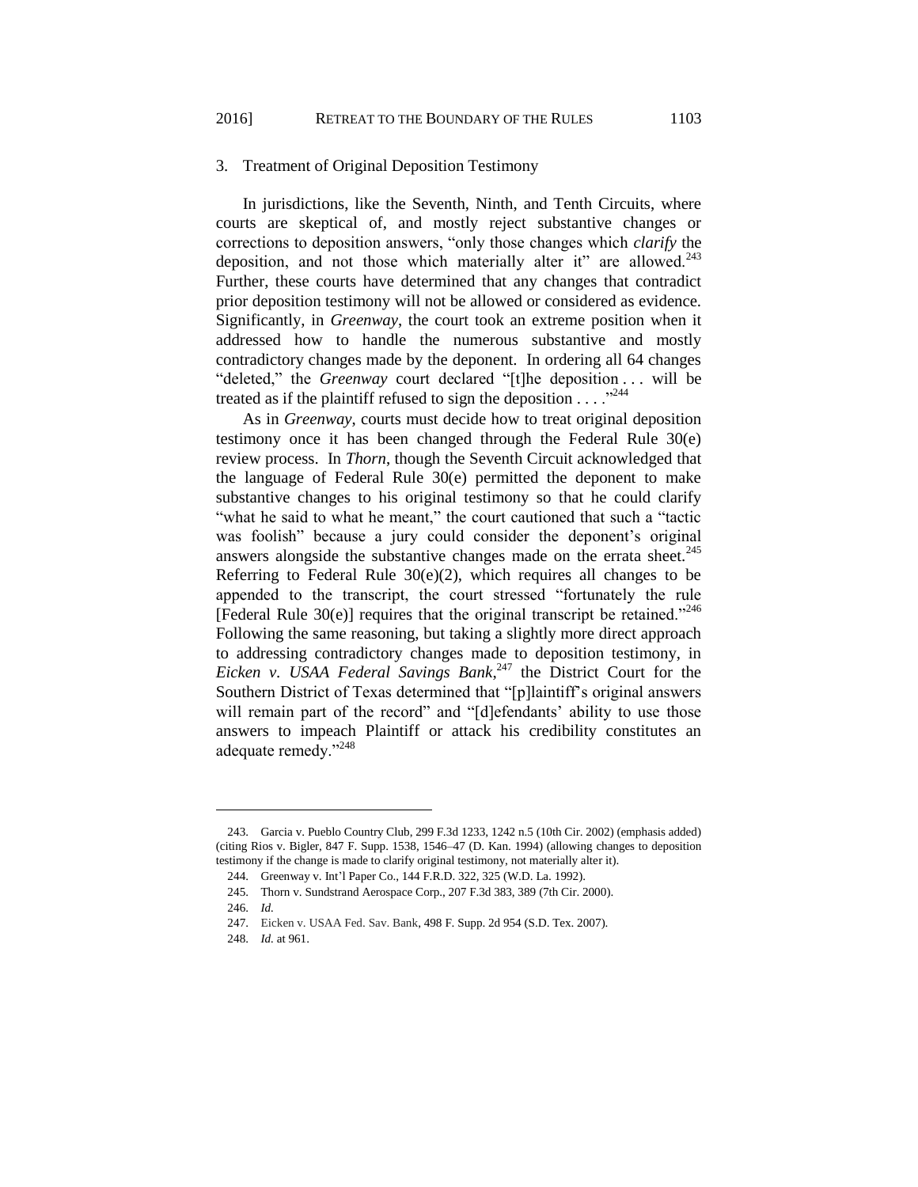### 3. Treatment of Original Deposition Testimony

In jurisdictions, like the Seventh, Ninth, and Tenth Circuits, where courts are skeptical of, and mostly reject substantive changes or corrections to deposition answers, "only those changes which *clarify* the deposition, and not those which materially alter it" are allowed.[243] Further, these courts have determined that any changes that contradict prior deposition testimony will not be allowed or considered as evidence. Significantly, in *Greenway*, the court took an extreme position when it addressed how to handle the numerous substantive and mostly contradictory changes made by the deponent. In ordering all 64 changes "deleted," the *Greenway* court declared "[t]he deposition . . . will be treated as if the plaintiff refused to sign the deposition . . . ."[244]

As in *Greenway*, courts must decide how to treat original deposition testimony once it has been changed through the Federal Rule 30(e) review process. In *Thorn*, though the Seventh Circuit acknowledged that the language of Federal Rule 30(e) permitted the deponent to make substantive changes to his original testimony so that he could clarify "what he said to what he meant," the court cautioned that such a "tactic was foolish" because a jury could consider the deponent's original answers alongside the substantive changes made on the errata sheet.[245] Referring to Federal Rule 30(e)(2), which requires all changes to be appended to the transcript, the court stressed "fortunately the rule [Federal Rule 30(e)] requires that the original transcript be retained."[246] Following the same reasoning, but taking a slightly more direct approach to addressing contradictory changes made to deposition testimony, in *Eicken v. USAA Federal Savings Bank*,[247] the District Court for the Southern District of Texas determined that "[p]laintiff's original answers will remain part of the record" and "[d]efendants' ability to use those answers to impeach Plaintiff or attack his credibility constitutes an adequate remedy."[248]

---

243. Garcia v. Pueblo Country Club, 299 F.3d 1233, 1242 n.5 (10th Cir. 2002) (emphasis added) (citing Rios v. Bigler, 847 F. Supp. 1538, 1546–47 (D. Kan. 1994) (allowing changes to deposition testimony if the change is made to clarify original testimony, not materially alter it).

244. Greenway v. Int'l Paper Co., 144 F.R.D. 322, 325 (W.D. La. 1992).

245. Thorn v. Sundstrand Aerospace Corp., 207 F.3d 383, 389 (7th Cir. 2000).

246. *Id.*

247. Eicken v. USAA Fed. Sav. Bank, 498 F. Supp. 2d 954 (S.D. Tex. 2007).

248. *Id.* at 961.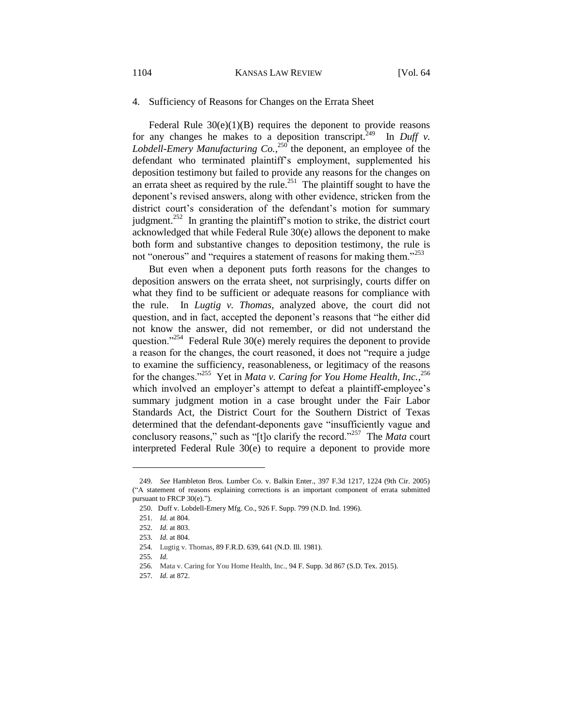### 4. Sufficiency of Reasons for Changes on the Errata Sheet

Federal Rule 30(e)(1)(B) requires the deponent to provide reasons for any changes he makes to a deposition transcript.[249] In *Duff v. Lobdell-Emery Manufacturing Co.*,[250] the deponent, an employee of the defendant who terminated plaintiff's employment, supplemented his deposition testimony but failed to provide any reasons for the changes on an errata sheet as required by the rule.[251] The plaintiff sought to have the deponent's revised answers, along with other evidence, stricken from the district court's consideration of the defendant's motion for summary judgment.[252] In granting the plaintiff's motion to strike, the district court acknowledged that while Federal Rule 30(e) allows the deponent to make both form and substantive changes to deposition testimony, the rule is not "onerous" and "requires a statement of reasons for making them."[253]

But even when a deponent puts forth reasons for the changes to deposition answers on the errata sheet, not surprisingly, courts differ on what they find to be sufficient or adequate reasons for compliance with the rule. In *Lugtig v. Thomas*, analyzed above, the court did not question, and in fact, accepted the deponent's reasons that "he either did not know the answer, did not remember, or did not understand the question."[254] Federal Rule 30(e) merely requires the deponent to provide a reason for the changes, the court reasoned, it does not "require a judge to examine the sufficiency, reasonableness, or legitimacy of the reasons for the changes."[255] Yet in *Mata v. Caring for You Home Health, Inc.*,[256] which involved an employer's attempt to defeat a plaintiff-employee's summary judgment motion in a case brought under the Fair Labor Standards Act, the District Court for the Southern District of Texas determined that the defendant-deponents gave "insufficiently vague and conclusory reasons," such as "[t]o clarify the record."[257] The *Mata* court interpreted Federal Rule 30(e) to require a deponent to provide more

---

249. *See* Hambleton Bros. Lumber Co. v. Balkin Enter., 397 F.3d 1217, 1224 (9th Cir. 2005) ("A statement of reasons explaining corrections is an important component of errata submitted pursuant to FRCP 30(e).").

250. Duff v. Lobdell-Emery Mfg. Co., 926 F. Supp. 799 (N.D. Ind. 1996).

251. *Id.* at 804.

252. *Id.* at 803.

253. *Id.* at 804.

254. Lugtig v. Thomas, 89 F.R.D. 639, 641 (N.D. Ill. 1981).

255. *Id.*

256. Mata v. Caring for You Home Health, Inc., 94 F. Supp. 3d 867 (S.D. Tex. 2015).

257. *Id.* at 872.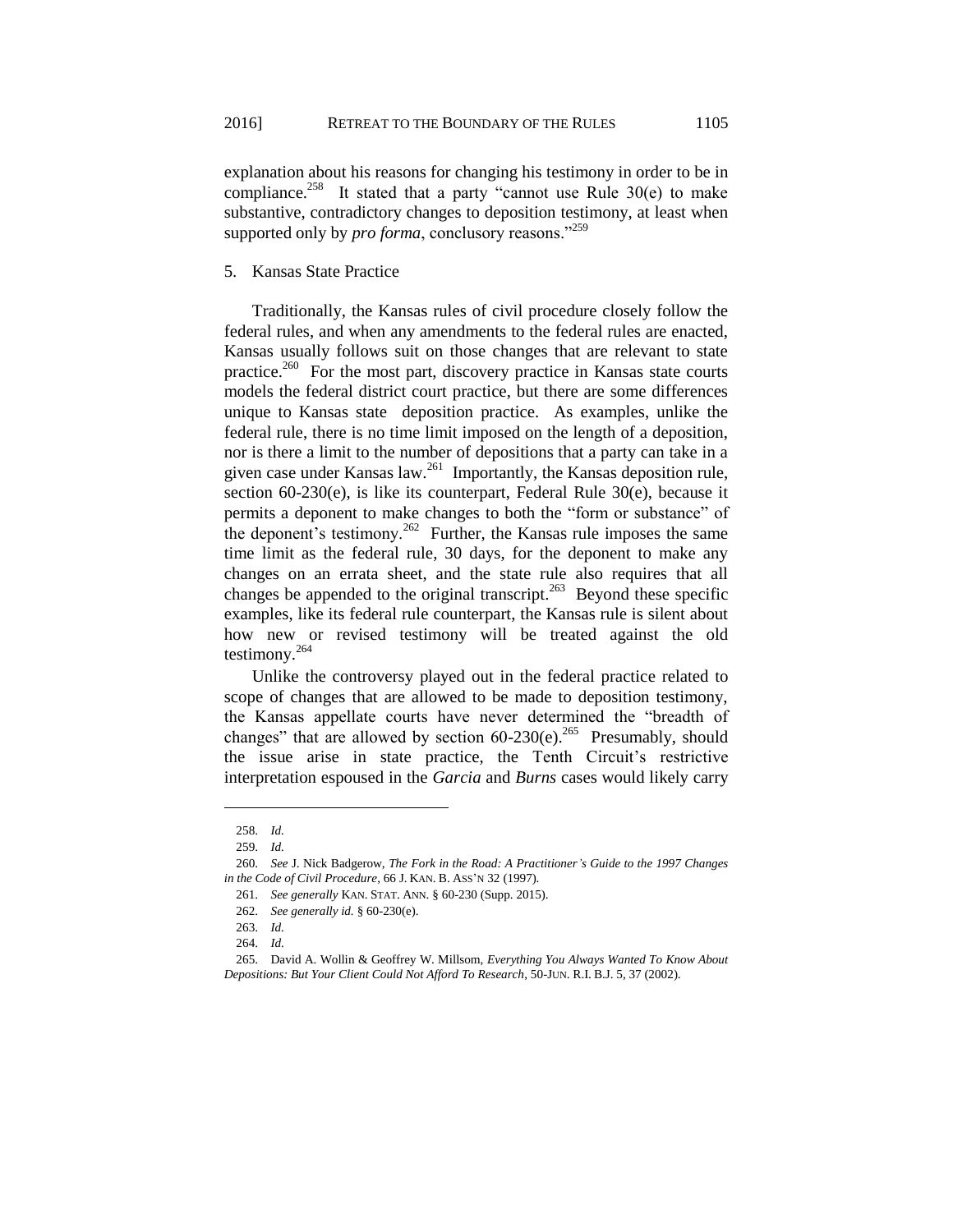explanation about his reasons for changing his testimony in order to be in compliance.[258] It stated that a party "cannot use Rule 30(e) to make substantive, contradictory changes to deposition testimony, at least when supported only by *pro forma*, conclusory reasons."[259]

5. Kansas State Practice

Traditionally, the Kansas rules of civil procedure closely follow the federal rules, and when any amendments to the federal rules are enacted, Kansas usually follows suit on those changes that are relevant to state practice.[260] For the most part, discovery practice in Kansas state courts models the federal district court practice, but there are some differences unique to Kansas state deposition practice. As examples, unlike the federal rule, there is no time limit imposed on the length of a deposition, nor is there a limit to the number of depositions that a party can take in a given case under Kansas law.[261] Importantly, the Kansas deposition rule, section 60-230(e), is like its counterpart, Federal Rule 30(e), because it permits a deponent to make changes to both the "form or substance" of the deponent's testimony.[262] Further, the Kansas rule imposes the same time limit as the federal rule, 30 days, for the deponent to make any changes on an errata sheet, and the state rule also requires that all changes be appended to the original transcript.[263] Beyond these specific examples, like its federal rule counterpart, the Kansas rule is silent about how new or revised testimony will be treated against the old testimony.[264]

Unlike the controversy played out in the federal practice related to scope of changes that are allowed to be made to deposition testimony, the Kansas appellate courts have never determined the "breadth of changes" that are allowed by section 60-230(e).[265] Presumably, should the issue arise in state practice, the Tenth Circuit's restrictive interpretation espoused in the *Garcia* and *Burns* cases would likely carry

---

258. *Id.*

259. *Id.*

260. *See* J. Nick Badgerow, *The Fork in the Road: A Practitioner's Guide to the 1997 Changes in the Code of Civil Procedure*, 66 J. KAN. B. ASS'N 32 (1997).

261. *See generally* KAN. STAT. ANN. § 60-230 (Supp. 2015).

262. *See generally id.* § 60-230(e).

263. *Id.*

264. *Id.*

265. David A. Wollin & Geoffrey W. Millsom, *Everything You Always Wanted To Know About Depositions: But Your Client Could Not Afford To Research*, 50-JUN. R.I. B.J. 5, 37 (2002).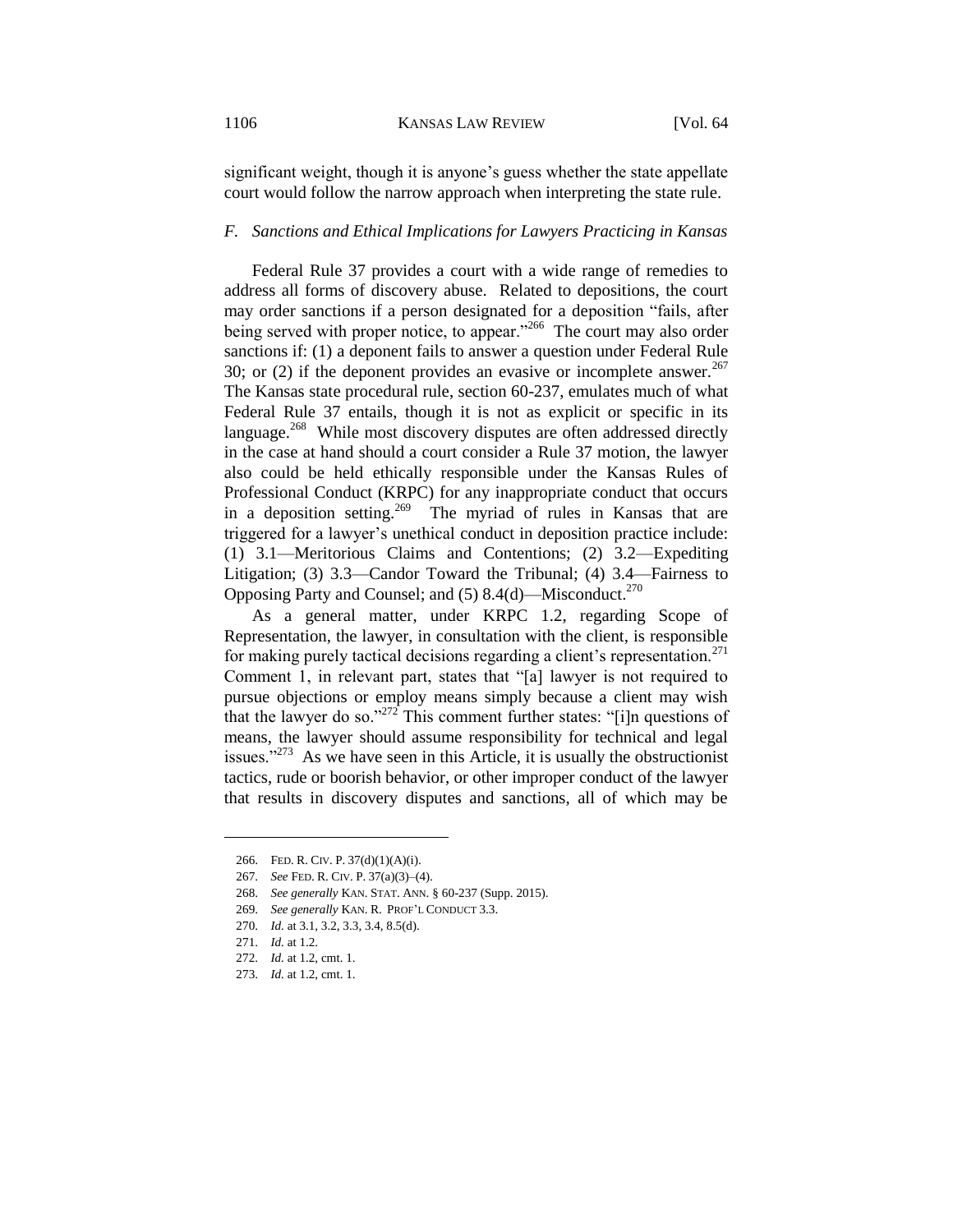significant weight, though it is anyone's guess whether the state appellate court would follow the narrow approach when interpreting the state rule.

### *F. Sanctions and Ethical Implications for Lawyers Practicing in Kansas*

Federal Rule 37 provides a court with a wide range of remedies to address all forms of discovery abuse. Related to depositions, the court may order sanctions if a person designated for a deposition "fails, after being served with proper notice, to appear."[266] The court may also order sanctions if: (1) a deponent fails to answer a question under Federal Rule 30; or (2) if the deponent provides an evasive or incomplete answer.[267] The Kansas state procedural rule, section 60-237, emulates much of what Federal Rule 37 entails, though it is not as explicit or specific in its language.[268] While most discovery disputes are often addressed directly in the case at hand should a court consider a Rule 37 motion, the lawyer also could be held ethically responsible under the Kansas Rules of Professional Conduct (KRPC) for any inappropriate conduct that occurs in a deposition setting.[269] The myriad of rules in Kansas that are triggered for a lawyer's unethical conduct in deposition practice include: (1) 3.1—Meritorious Claims and Contentions; (2) 3.2—Expediting Litigation; (3) 3.3—Candor Toward the Tribunal; (4) 3.4—Fairness to Opposing Party and Counsel; and (5) 8.4(d)—Misconduct.[270]

As a general matter, under KRPC 1.2, regarding Scope of Representation, the lawyer, in consultation with the client, is responsible for making purely tactical decisions regarding a client's representation.[271] Comment 1, in relevant part, states that "[a] lawyer is not required to pursue objections or employ means simply because a client may wish that the lawyer do so."[272] This comment further states: "[i]n questions of means, the lawyer should assume responsibility for technical and legal issues."[273] As we have seen in this Article, it is usually the obstructionist tactics, rude or boorish behavior, or other improper conduct of the lawyer that results in discovery disputes and sanctions, all of which may be

---

266. FED. R. CIV. P. 37(d)(1)(A)(i).

267. *See* FED. R. CIV. P. 37(a)(3)–(4).

268. *See generally* KAN. STAT. ANN. § 60-237 (Supp. 2015).

269. *See generally* KAN. R. PROF'L CONDUCT 3.3.

270. *Id.* at 3.1, 3.2, 3.3, 3.4, 8.5(d).

271. *Id.* at 1.2.

272. *Id.* at 1.2, cmt. 1.

273. *Id.* at 1.2, cmt. 1.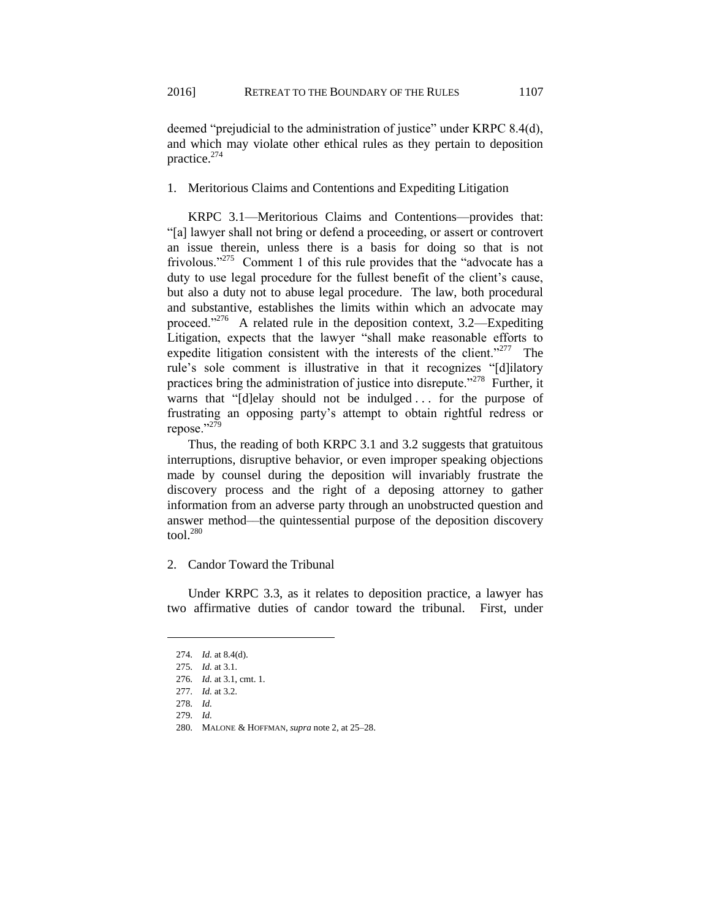deemed "prejudicial to the administration of justice" under KRPC 8.4(d), and which may violate other ethical rules as they pertain to deposition practice.[274]

### 1. Meritorious Claims and Contentions and Expediting Litigation

KRPC 3.1—Meritorious Claims and Contentions—provides that: "[a] lawyer shall not bring or defend a proceeding, or assert or controvert an issue therein, unless there is a basis for doing so that is not frivolous."[275] Comment 1 of this rule provides that the "advocate has a duty to use legal procedure for the fullest benefit of the client's cause, but also a duty not to abuse legal procedure. The law, both procedural and substantive, establishes the limits within which an advocate may proceed."[276] A related rule in the deposition context, 3.2—Expediting Litigation, expects that the lawyer "shall make reasonable efforts to expedite litigation consistent with the interests of the client."[277] The rule's sole comment is illustrative in that it recognizes "[d]ilatory practices bring the administration of justice into disrepute."[278] Further, it warns that "[d]elay should not be indulged . . . for the purpose of frustrating an opposing party's attempt to obtain rightful redress or repose."[279]

Thus, the reading of both KRPC 3.1 and 3.2 suggests that gratuitous interruptions, disruptive behavior, or even improper speaking objections made by counsel during the deposition will invariably frustrate the discovery process and the right of a deposing attorney to gather information from an adverse party through an unobstructed question and answer method—the quintessential purpose of the deposition discovery tool.[280]

### 2. Candor Toward the Tribunal

Under KRPC 3.3, as it relates to deposition practice, a lawyer has two affirmative duties of candor toward the tribunal. First, under

---

274. *Id.* at 8.4(d).
275. *Id.* at 3.1.
276. *Id.* at 3.1, cmt. 1.
277. *Id.* at 3.2.
278. *Id.*
279. *Id.*
280. MALONE & HOFFMAN, *supra* note 2, at 25–28.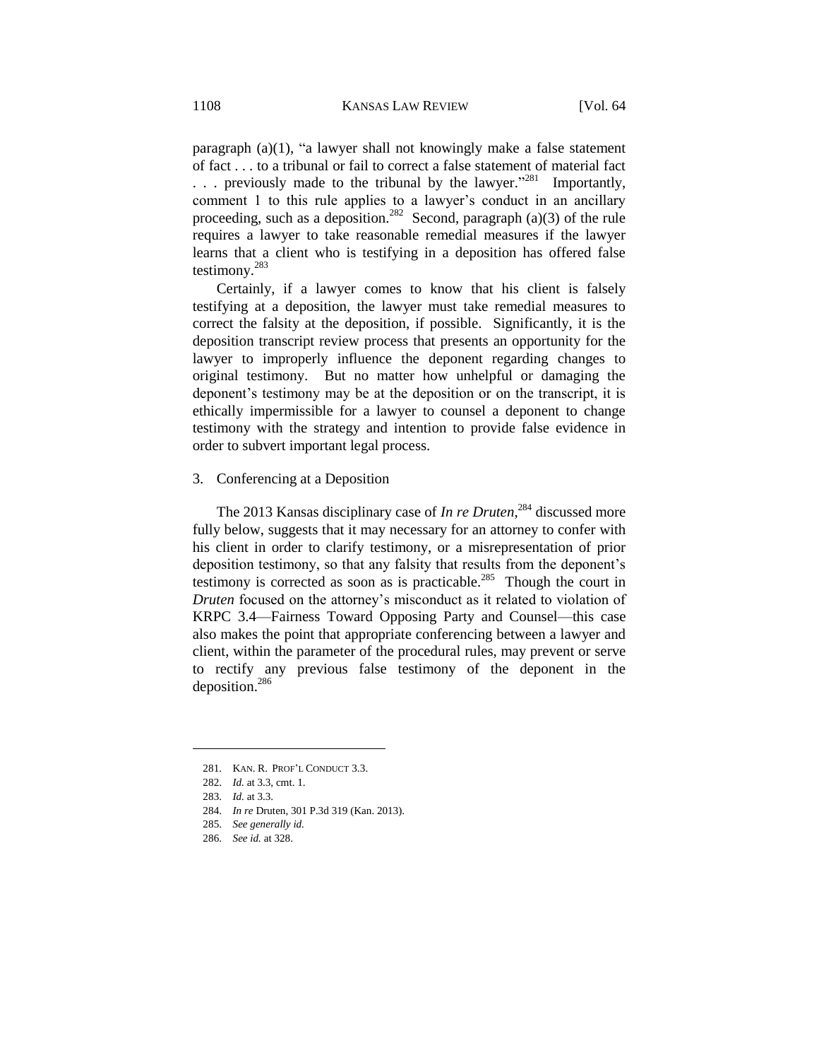paragraph (a)(1), "a lawyer shall not knowingly make a false statement of fact . . . to a tribunal or fail to correct a false statement of material fact . . . previously made to the tribunal by the lawyer."[281] Importantly, comment 1 to this rule applies to a lawyer's conduct in an ancillary proceeding, such as a deposition.[282] Second, paragraph (a)(3) of the rule requires a lawyer to take reasonable remedial measures if the lawyer learns that a client who is testifying in a deposition has offered false testimony.[283]

Certainly, if a lawyer comes to know that his client is falsely testifying at a deposition, the lawyer must take remedial measures to correct the falsity at the deposition, if possible. Significantly, it is the deposition transcript review process that presents an opportunity for the lawyer to improperly influence the deponent regarding changes to original testimony. But no matter how unhelpful or damaging the deponent's testimony may be at the deposition or on the transcript, it is ethically impermissible for a lawyer to counsel a deponent to change testimony with the strategy and intention to provide false evidence in order to subvert important legal process.

### 3. Conferencing at a Deposition

The 2013 Kansas disciplinary case of *In re Druten*,[284] discussed more fully below, suggests that it may necessary for an attorney to confer with his client in order to clarify testimony, or a misrepresentation of prior deposition testimony, so that any falsity that results from the deponent's testimony is corrected as soon as is practicable.[285] Though the court in *Druten* focused on the attorney's misconduct as it related to violation of KRPC 3.4—Fairness Toward Opposing Party and Counsel—this case also makes the point that appropriate conferencing between a lawyer and client, within the parameter of the procedural rules, may prevent or serve to rectify any previous false testimony of the deponent in the deposition.[286]

---

281. KAN. R. PROF'L CONDUCT 3.3.

282. *Id.* at 3.3, cmt. 1.

283. *Id.* at 3.3.

284. *In re* Druten, 301 P.3d 319 (Kan. 2013).

285. *See generally id.*

286. *See id.* at 328.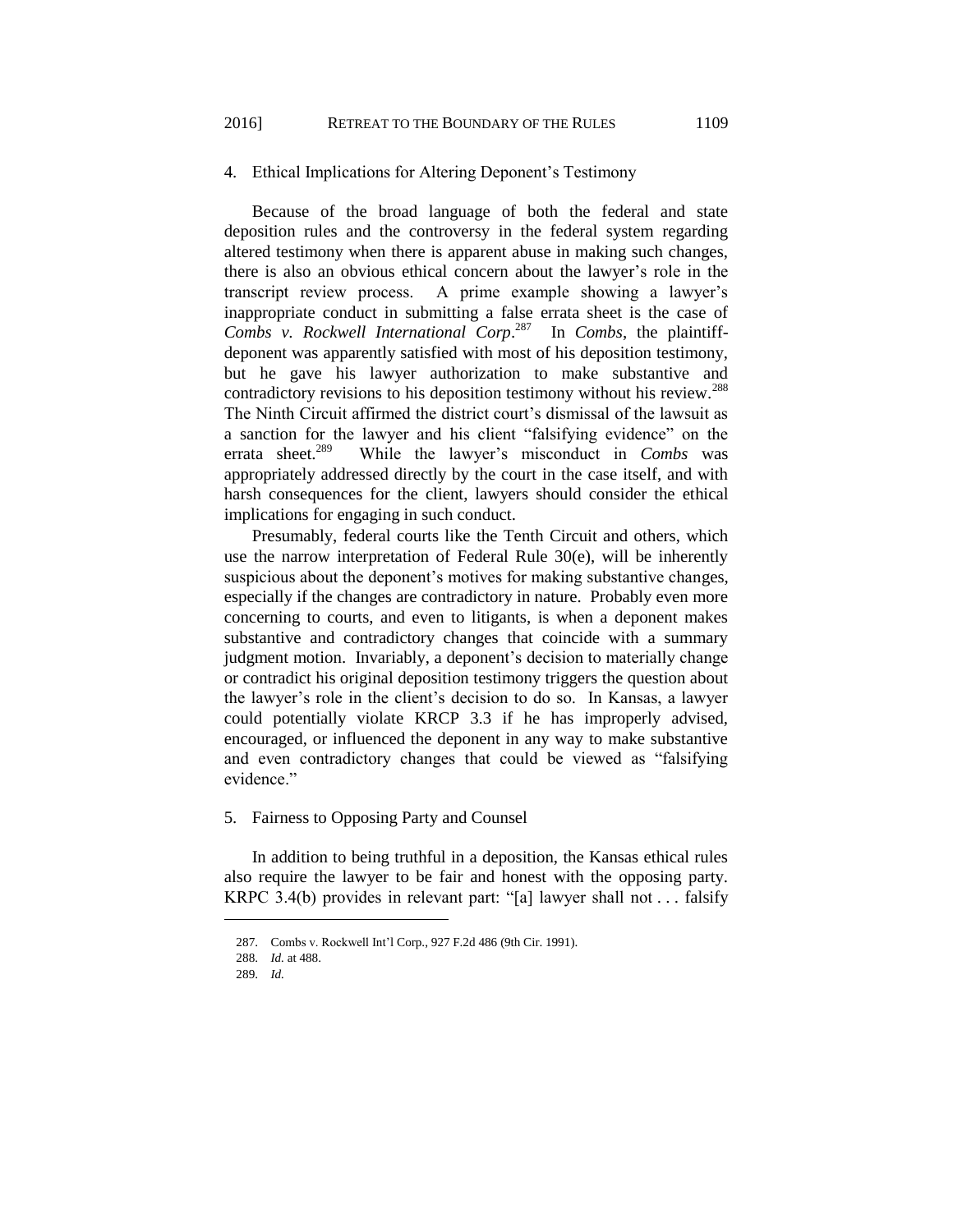### 4. Ethical Implications for Altering Deponent's Testimony

Because of the broad language of both the federal and state deposition rules and the controversy in the federal system regarding altered testimony when there is apparent abuse in making such changes, there is also an obvious ethical concern about the lawyer's role in the transcript review process. A prime example showing a lawyer's inappropriate conduct in submitting a false errata sheet is the case of *Combs v. Rockwell International Corp*.[287] In *Combs*, the plaintiff-deponent was apparently satisfied with most of his deposition testimony, but he gave his lawyer authorization to make substantive and contradictory revisions to his deposition testimony without his review.[288] The Ninth Circuit affirmed the district court's dismissal of the lawsuit as a sanction for the lawyer and his client "falsifying evidence" on the errata sheet.[289] While the lawyer's misconduct in *Combs* was appropriately addressed directly by the court in the case itself, and with harsh consequences for the client, lawyers should consider the ethical implications for engaging in such conduct.

Presumably, federal courts like the Tenth Circuit and others, which use the narrow interpretation of Federal Rule 30(e), will be inherently suspicious about the deponent's motives for making substantive changes, especially if the changes are contradictory in nature. Probably even more concerning to courts, and even to litigants, is when a deponent makes substantive and contradictory changes that coincide with a summary judgment motion. Invariably, a deponent's decision to materially change or contradict his original deposition testimony triggers the question about the lawyer's role in the client's decision to do so. In Kansas, a lawyer could potentially violate KRCP 3.3 if he has improperly advised, encouraged, or influenced the deponent in any way to make substantive and even contradictory changes that could be viewed as "falsifying evidence."

### 5. Fairness to Opposing Party and Counsel

In addition to being truthful in a deposition, the Kansas ethical rules also require the lawyer to be fair and honest with the opposing party. KRPC 3.4(b) provides in relevant part: "[a] lawyer shall not . . . falsify

---

287. Combs v. Rockwell Int'l Corp., 927 F.2d 486 (9th Cir. 1991).

288. *Id.* at 488.

289. *Id.*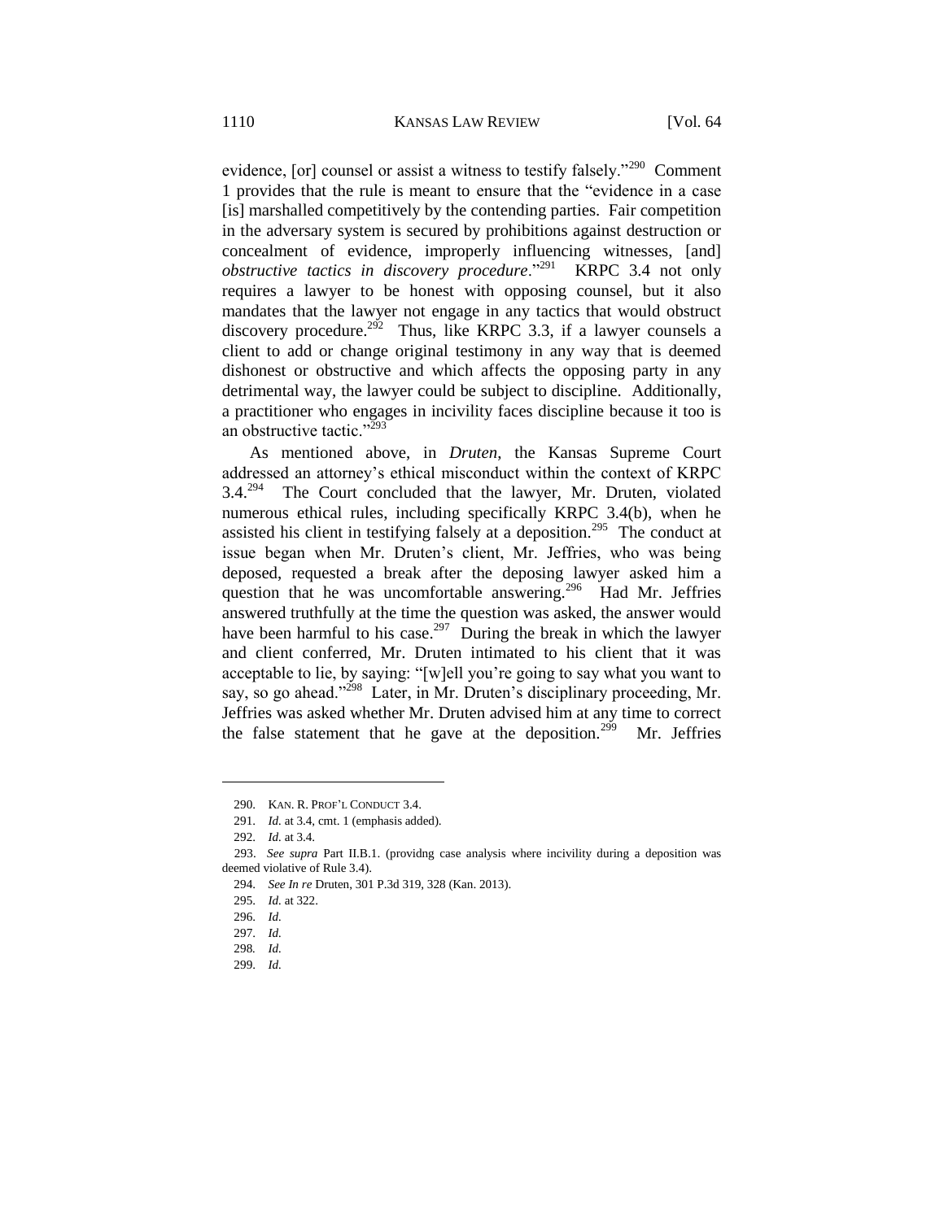evidence, [or] counsel or assist a witness to testify falsely."[290] Comment 1 provides that the rule is meant to ensure that the "evidence in a case [is] marshalled competitively by the contending parties. Fair competition in the adversary system is secured by prohibitions against destruction or concealment of evidence, improperly influencing witnesses, [and] *obstructive tactics in discovery procedure*."[291] KRPC 3.4 not only requires a lawyer to be honest with opposing counsel, but it also mandates that the lawyer not engage in any tactics that would obstruct discovery procedure.[292] Thus, like KRPC 3.3, if a lawyer counsels a client to add or change original testimony in any way that is deemed dishonest or obstructive and which affects the opposing party in any detrimental way, the lawyer could be subject to discipline. Additionally, a practitioner who engages in incivility faces discipline because it too is an obstructive tactic."[293]

As mentioned above, in *Druten*, the Kansas Supreme Court addressed an attorney's ethical misconduct within the context of KRPC 3.4.[294] The Court concluded that the lawyer, Mr. Druten, violated numerous ethical rules, including specifically KRPC 3.4(b), when he assisted his client in testifying falsely at a deposition.[295] The conduct at issue began when Mr. Druten's client, Mr. Jeffries, who was being deposed, requested a break after the deposing lawyer asked him a question that he was uncomfortable answering.[296] Had Mr. Jeffries answered truthfully at the time the question was asked, the answer would have been harmful to his case.[297] During the break in which the lawyer and client conferred, Mr. Druten intimated to his client that it was acceptable to lie, by saying: "[w]ell you're going to say what you want to say, so go ahead."[298] Later, in Mr. Druten's disciplinary proceeding, Mr. Jeffries was asked whether Mr. Druten advised him at any time to correct the false statement that he gave at the deposition.[299] Mr. Jeffries

---

290. KAN. R. PROF'L CONDUCT 3.4.

291. *Id.* at 3.4, cmt. 1 (emphasis added).

292. *Id.* at 3.4.

293. *See supra* Part II.B.1. (providng case analysis where incivility during a deposition was deemed violative of Rule 3.4).

294. *See In re* Druten, 301 P.3d 319, 328 (Kan. 2013).

295. *Id.* at 322.

296. *Id.*

297. *Id.*

298. *Id.*

299. *Id.*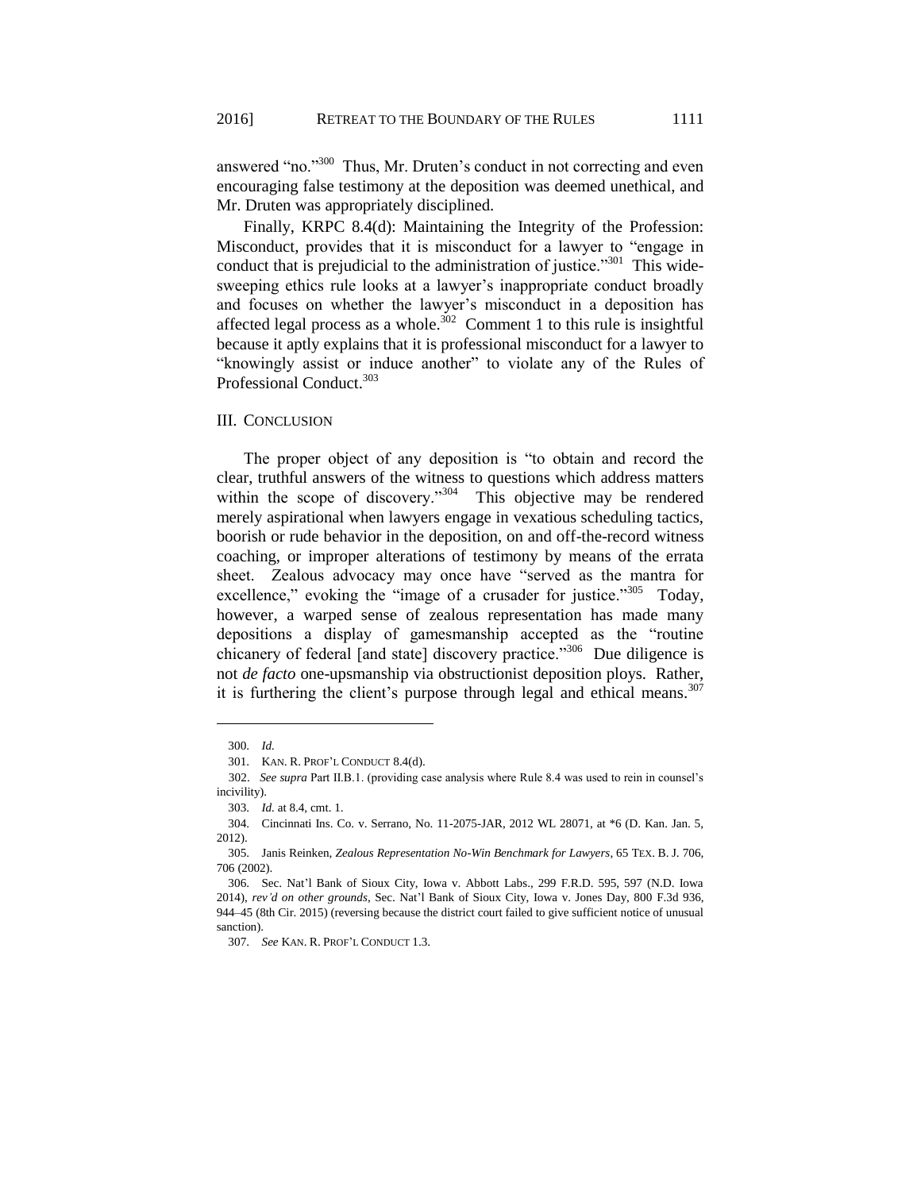answered "no."[300] Thus, Mr. Druten's conduct in not correcting and even encouraging false testimony at the deposition was deemed unethical, and Mr. Druten was appropriately disciplined.

Finally, KRPC 8.4(d): Maintaining the Integrity of the Profession: Misconduct, provides that it is misconduct for a lawyer to "engage in conduct that is prejudicial to the administration of justice."[301] This wide-sweeping ethics rule looks at a lawyer's inappropriate conduct broadly and focuses on whether the lawyer's misconduct in a deposition has affected legal process as a whole.[302] Comment 1 to this rule is insightful because it aptly explains that it is professional misconduct for a lawyer to "knowingly assist or induce another" to violate any of the Rules of Professional Conduct.[303]

## III. CONCLUSION

The proper object of any deposition is "to obtain and record the clear, truthful answers of the witness to questions which address matters within the scope of discovery."[304] This objective may be rendered merely aspirational when lawyers engage in vexatious scheduling tactics, boorish or rude behavior in the deposition, on and off-the-record witness coaching, or improper alterations of testimony by means of the errata sheet. Zealous advocacy may once have "served as the mantra for excellence," evoking the "image of a crusader for justice."[305] Today, however, a warped sense of zealous representation has made many depositions a display of gamesmanship accepted as the "routine chicanery of federal [and state] discovery practice."[306] Due diligence is not *de facto* one-upsmanship via obstructionist deposition ploys. Rather, it is furthering the client's purpose through legal and ethical means.[307]

---

300. *Id.*

301. KAN. R. PROF'L CONDUCT 8.4(d).

302. *See supra* Part II.B.1. (providing case analysis where Rule 8.4 was used to rein in counsel's incivility).

303. *Id.* at 8.4, cmt. 1.

304. Cincinnati Ins. Co. v. Serrano, No. 11-2075-JAR, 2012 WL 28071, at *6 (D. Kan. Jan. 5, 2012).

305. Janis Reinken, *Zealous Representation No-Win Benchmark for Lawyers*, 65 TEX. B. J. 706, 706 (2002).

306. Sec. Nat'l Bank of Sioux City, Iowa v. Abbott Labs., 299 F.R.D. 595, 597 (N.D. Iowa 2014), *rev'd on other grounds*, Sec. Nat'l Bank of Sioux City, Iowa v. Jones Day, 800 F.3d 936, 944–45 (8th Cir. 2015) (reversing because the district court failed to give sufficient notice of unusual sanction).

307. *See* KAN. R. PROF'L CONDUCT 1.3.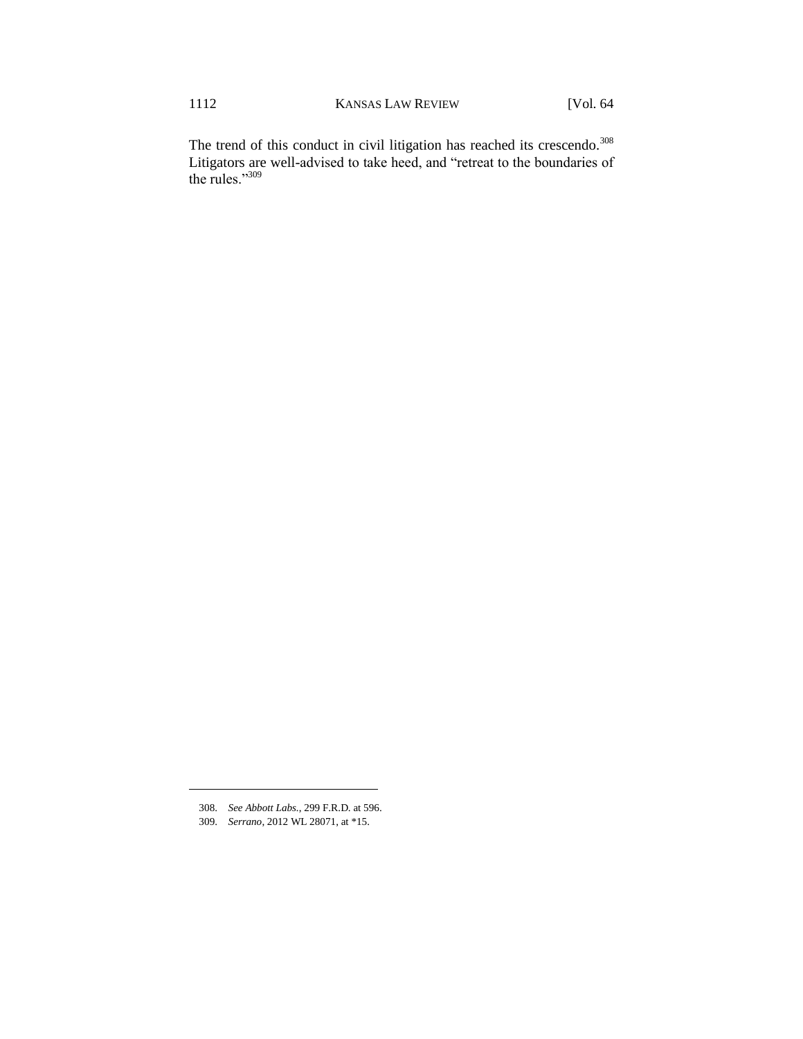The trend of this conduct in civil litigation has reached its crescendo.[308] Litigators are well-advised to take heed, and "retreat to the boundaries of the rules."[309]

---

308. *See Abbott Labs.*, 299 F.R.D. at 596.

309. *Serrano*, 2012 WL 28071, at *15.